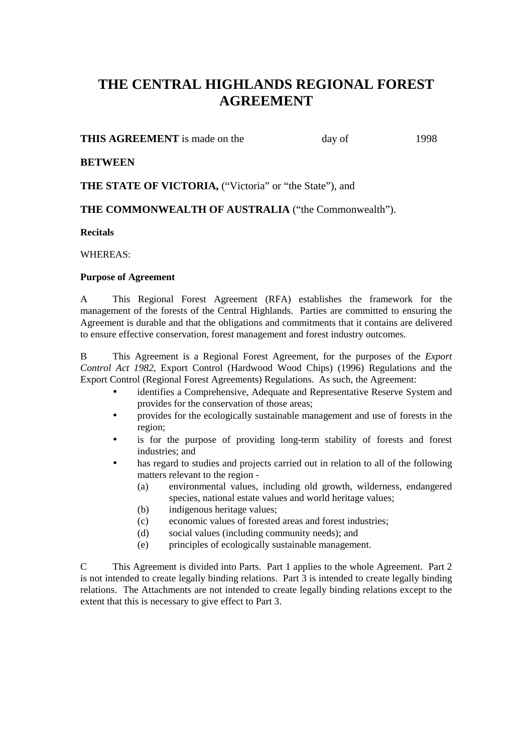# THE CENTRAL HIGHLANDS REGIONAL FOREST AGREEMENT

**THIS AGREEMENT** is made on the day of 1998

**BETWEEN**

**THE STATE OF VICTORIA,** ("Victoria" or "the State"), and

**THE COMMONWEALTH OF AUSTRALIA** ("the Commonwealth").

**Recitals**

WHEREAS:

**Purpose of Agreement**

A This Regional Forest Agreement (RFA) establishes the framework for the management of the forests of the Central Highlands. Parties are committed to ensuring the Agreement is durable and that the obligations and commitments that it contains are delivered to ensure effective conservation, forest management and forest industry outcomes.

B This Agreement is a Regional Forest Agreement, for the purposes of the *Export Control Act 1982*, Export Control (Hardwood Wood Chips) (1996) Regulations and the Export Control (Regional Forest Agreements) Regulations. As such, the Agreement:

- identifies a Comprehensive, Adequate and Representative Reserve System and provides for the conservation of those areas;
- provides for the ecologically sustainable management and use of forests in the region;
- is for the purpose of providing long-term stability of forests and forest industries; and
- has regard to studies and projects carried out in relation to all of the following matters relevant to the region -
  - (a) environmental values, including old growth, wilderness, endangered species, national estate values and world heritage values;
  - (b) indigenous heritage values;
  - (c) economic values of forested areas and forest industries;
  - (d) social values (including community needs); and
  - (e) principles of ecologically sustainable management.

C This Agreement is divided into Parts. Part 1 applies to the whole Agreement. Part 2 is not intended to create legally binding relations. Part 3 is intended to create legally binding relations. The Attachments are not intended to create legally binding relations except to the extent that this is necessary to give effect to Part 3.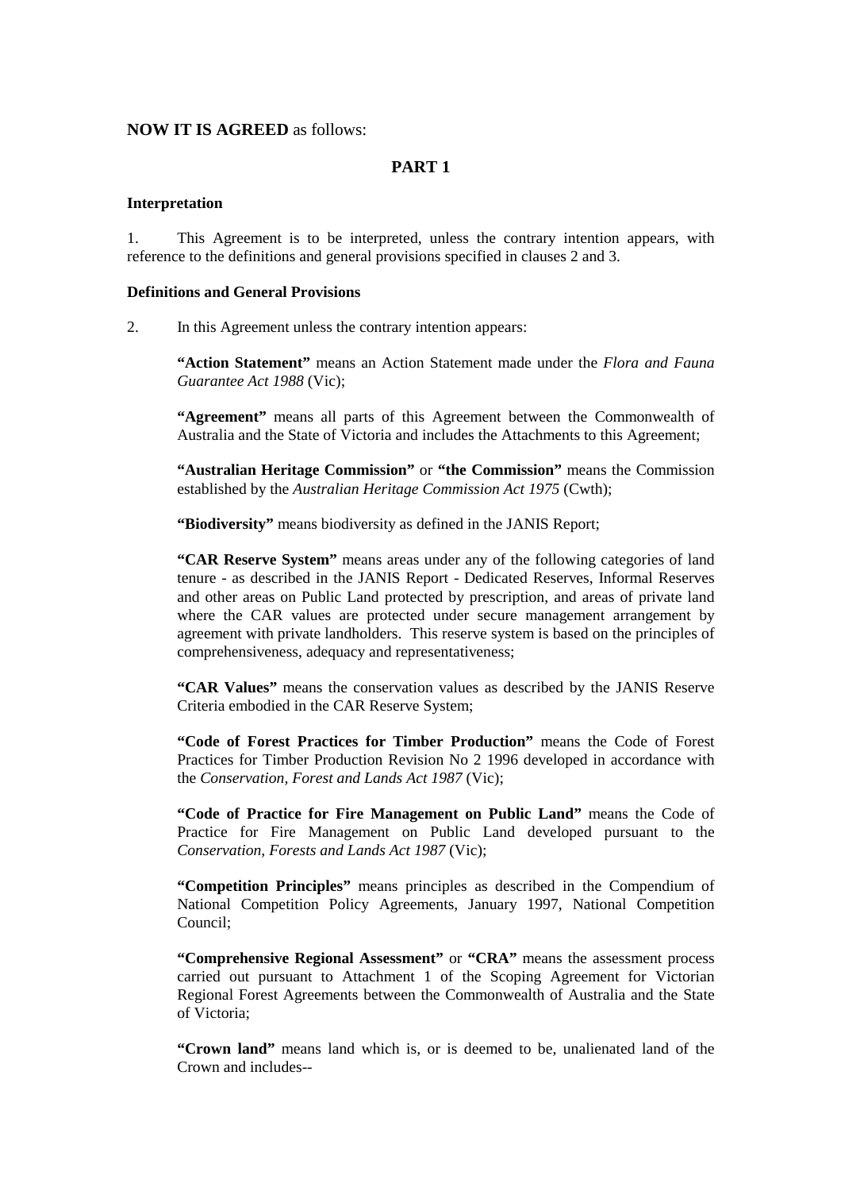**NOW IT IS AGREED** as follows:

## PART 1

### Interpretation

1. This Agreement is to be interpreted, unless the contrary intention appears, with reference to the definitions and general provisions specified in clauses 2 and 3.

### Definitions and General Provisions

2. In this Agreement unless the contrary intention appears:

**"Action Statement"** means an Action Statement made under the *Flora and Fauna Guarantee Act 1988* (Vic);

**"Agreement"** means all parts of this Agreement between the Commonwealth of Australia and the State of Victoria and includes the Attachments to this Agreement;

**"Australian Heritage Commission"** or **"the Commission"** means the Commission established by the *Australian Heritage Commission Act 1975* (Cwth);

**"Biodiversity"** means biodiversity as defined in the JANIS Report;

**"CAR Reserve System"** means areas under any of the following categories of land tenure - as described in the JANIS Report - Dedicated Reserves, Informal Reserves and other areas on Public Land protected by prescription, and areas of private land where the CAR values are protected under secure management arrangement by agreement with private landholders. This reserve system is based on the principles of comprehensiveness, adequacy and representativeness;

**"CAR Values"** means the conservation values as described by the JANIS Reserve Criteria embodied in the CAR Reserve System;

**"Code of Forest Practices for Timber Production"** means the Code of Forest Practices for Timber Production Revision No 2 1996 developed in accordance with the *Conservation, Forest and Lands Act 1987* (Vic);

**"Code of Practice for Fire Management on Public Land"** means the Code of Practice for Fire Management on Public Land developed pursuant to the *Conservation, Forests and Lands Act 1987* (Vic);

**"Competition Principles"** means principles as described in the Compendium of National Competition Policy Agreements, January 1997, National Competition Council;

**"Comprehensive Regional Assessment"** or **"CRA"** means the assessment process carried out pursuant to Attachment 1 of the Scoping Agreement for Victorian Regional Forest Agreements between the Commonwealth of Australia and the State of Victoria;

**"Crown land"** means land which is, or is deemed to be, unalienated land of the Crown and includes--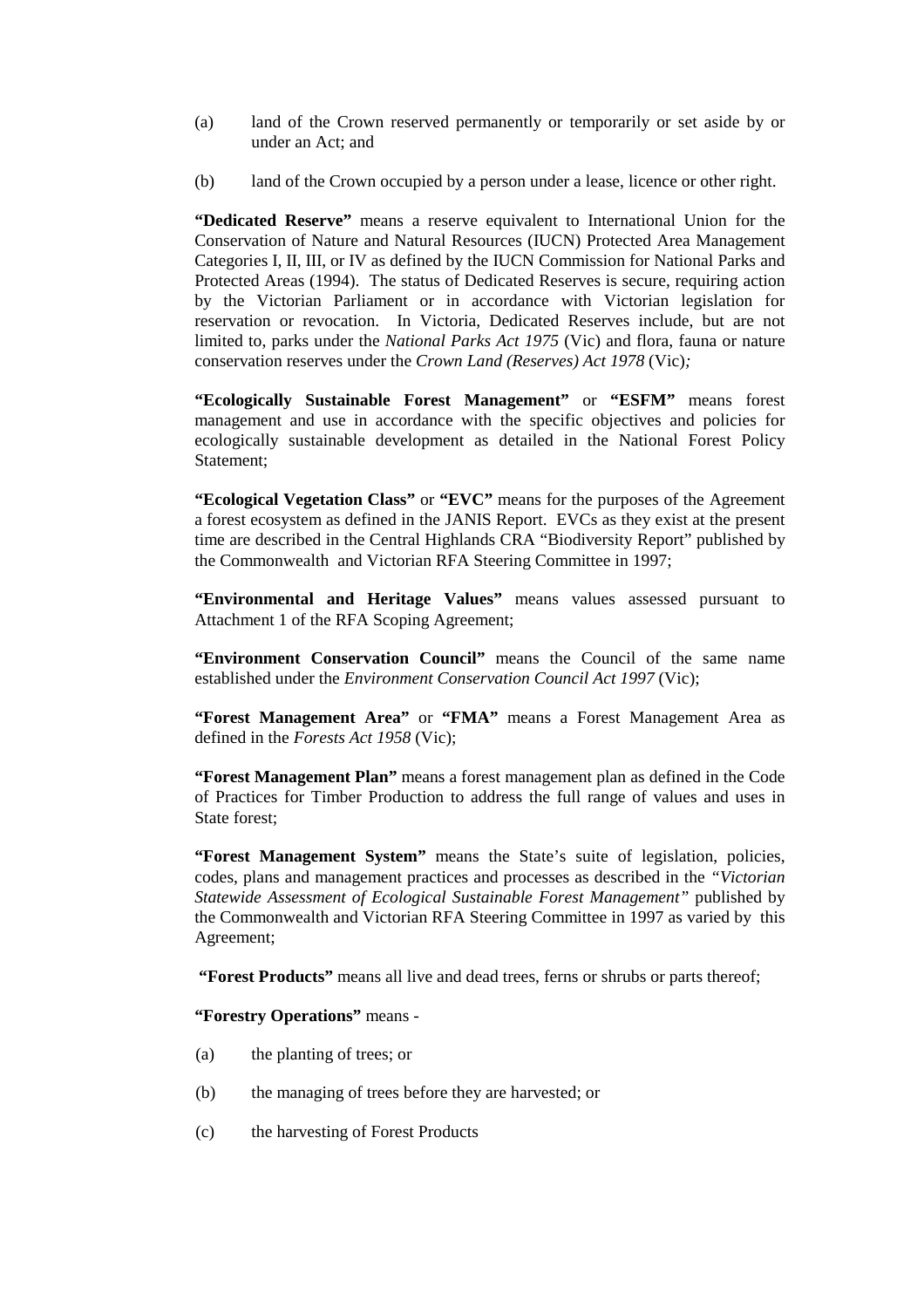(a) land of the Crown reserved permanently or temporarily or set aside by or under an Act; and

(b) land of the Crown occupied by a person under a lease, licence or other right.

**"Dedicated Reserve"** means a reserve equivalent to International Union for the Conservation of Nature and Natural Resources (IUCN) Protected Area Management Categories I, II, III, or IV as defined by the IUCN Commission for National Parks and Protected Areas (1994). The status of Dedicated Reserves is secure, requiring action by the Victorian Parliament or in accordance with Victorian legislation for reservation or revocation. In Victoria, Dedicated Reserves include, but are not limited to, parks under the *National Parks Act 1975* (Vic) and flora, fauna or nature conservation reserves under the *Crown Land (Reserves) Act 1978* (Vic)*;*

**"Ecologically Sustainable Forest Management"** or **"ESFM"** means forest management and use in accordance with the specific objectives and policies for ecologically sustainable development as detailed in the National Forest Policy Statement;

**"Ecological Vegetation Class"** or **"EVC"** means for the purposes of the Agreement a forest ecosystem as defined in the JANIS Report. EVCs as they exist at the present time are described in the Central Highlands CRA "Biodiversity Report" published by the Commonwealth and Victorian RFA Steering Committee in 1997;

**"Environmental and Heritage Values"** means values assessed pursuant to Attachment 1 of the RFA Scoping Agreement;

**"Environment Conservation Council"** means the Council of the same name established under the *Environment Conservation Council Act 1997* (Vic);

**"Forest Management Area"** or **"FMA"** means a Forest Management Area as defined in the *Forests Act 1958* (Vic);

**"Forest Management Plan"** means a forest management plan as defined in the Code of Practices for Timber Production to address the full range of values and uses in State forest;

**"Forest Management System"** means the State's suite of legislation, policies, codes, plans and management practices and processes as described in the *"Victorian Statewide Assessment of Ecological Sustainable Forest Management"* published by the Commonwealth and Victorian RFA Steering Committee in 1997 as varied by this Agreement;

**"Forest Products"** means all live and dead trees, ferns or shrubs or parts thereof;

**"Forestry Operations"** means -

(a) the planting of trees; or

(b) the managing of trees before they are harvested; or

(c) the harvesting of Forest Products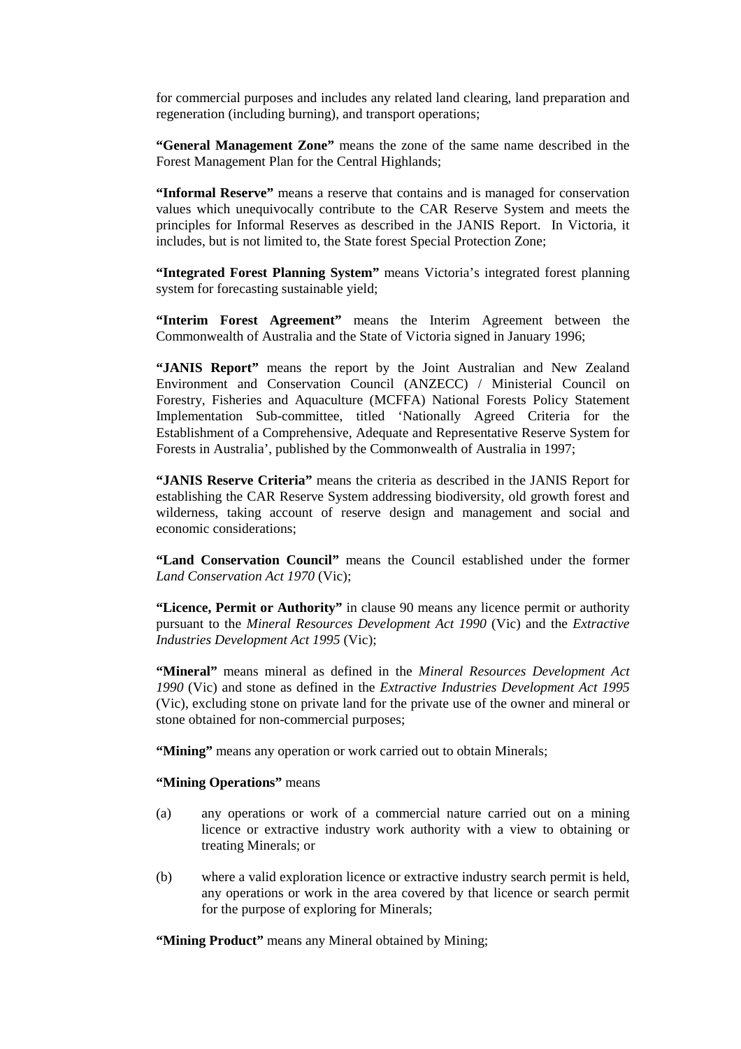for commercial purposes and includes any related land clearing, land preparation and regeneration (including burning), and transport operations;

**"General Management Zone"** means the zone of the same name described in the Forest Management Plan for the Central Highlands;

**"Informal Reserve"** means a reserve that contains and is managed for conservation values which unequivocally contribute to the CAR Reserve System and meets the principles for Informal Reserves as described in the JANIS Report. In Victoria, it includes, but is not limited to, the State forest Special Protection Zone;

**"Integrated Forest Planning System"** means Victoria's integrated forest planning system for forecasting sustainable yield;

**"Interim Forest Agreement"** means the Interim Agreement between the Commonwealth of Australia and the State of Victoria signed in January 1996;

**"JANIS Report"** means the report by the Joint Australian and New Zealand Environment and Conservation Council (ANZECC) / Ministerial Council on Forestry, Fisheries and Aquaculture (MCFFA) National Forests Policy Statement Implementation Sub-committee, titled 'Nationally Agreed Criteria for the Establishment of a Comprehensive, Adequate and Representative Reserve System for Forests in Australia', published by the Commonwealth of Australia in 1997;

**"JANIS Reserve Criteria"** means the criteria as described in the JANIS Report for establishing the CAR Reserve System addressing biodiversity, old growth forest and wilderness, taking account of reserve design and management and social and economic considerations;

**"Land Conservation Council"** means the Council established under the former *Land Conservation Act 1970* (Vic);

**"Licence, Permit or Authority"** in clause 90 means any licence permit or authority pursuant to the *Mineral Resources Development Act 1990* (Vic) and the *Extractive Industries Development Act 1995* (Vic);

**"Mineral"** means mineral as defined in the *Mineral Resources Development Act 1990* (Vic) and stone as defined in the *Extractive Industries Development Act 1995* (Vic), excluding stone on private land for the private use of the owner and mineral or stone obtained for non-commercial purposes;

**"Mining"** means any operation or work carried out to obtain Minerals;

**"Mining Operations"** means

(a) any operations or work of a commercial nature carried out on a mining licence or extractive industry work authority with a view to obtaining or treating Minerals; or

(b) where a valid exploration licence or extractive industry search permit is held, any operations or work in the area covered by that licence or search permit for the purpose of exploring for Minerals;

**"Mining Product"** means any Mineral obtained by Mining;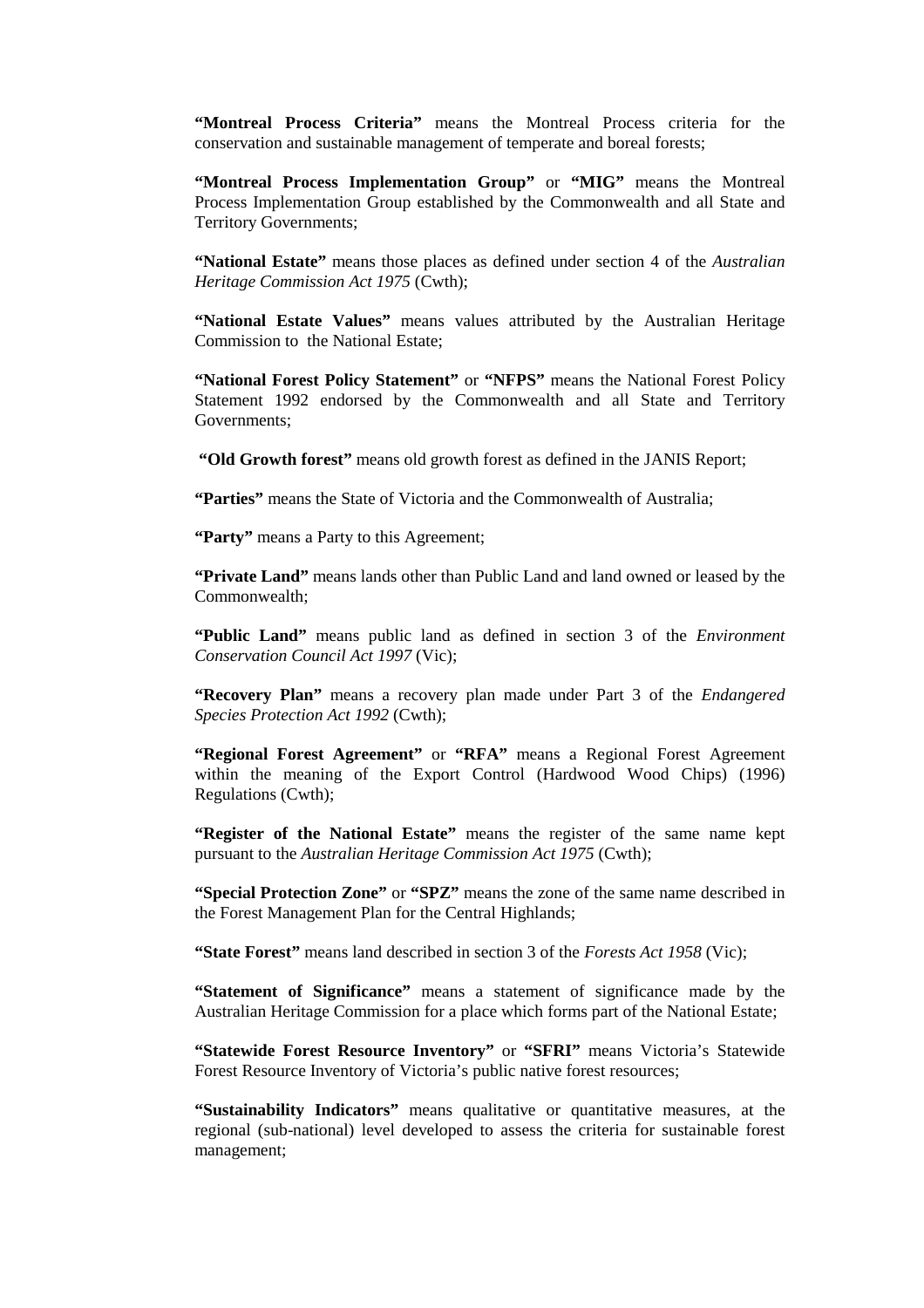**"Montreal Process Criteria"** means the Montreal Process criteria for the conservation and sustainable management of temperate and boreal forests;

**"Montreal Process Implementation Group"** or **"MIG"** means the Montreal Process Implementation Group established by the Commonwealth and all State and Territory Governments;

**"National Estate"** means those places as defined under section 4 of the *Australian Heritage Commission Act 1975* (Cwth);

**"National Estate Values"** means values attributed by the Australian Heritage Commission to the National Estate;

**"National Forest Policy Statement"** or **"NFPS"** means the National Forest Policy Statement 1992 endorsed by the Commonwealth and all State and Territory Governments;

**"Old Growth forest"** means old growth forest as defined in the JANIS Report;

**"Parties"** means the State of Victoria and the Commonwealth of Australia;

**"Party"** means a Party to this Agreement;

**"Private Land"** means lands other than Public Land and land owned or leased by the Commonwealth;

**"Public Land"** means public land as defined in section 3 of the *Environment Conservation Council Act 1997* (Vic);

**"Recovery Plan"** means a recovery plan made under Part 3 of the *Endangered Species Protection Act 1992* (Cwth);

**"Regional Forest Agreement"** or **"RFA"** means a Regional Forest Agreement within the meaning of the Export Control (Hardwood Wood Chips) (1996) Regulations (Cwth);

**"Register of the National Estate"** means the register of the same name kept pursuant to the *Australian Heritage Commission Act 1975* (Cwth);

**"Special Protection Zone"** or **"SPZ"** means the zone of the same name described in the Forest Management Plan for the Central Highlands;

**"State Forest"** means land described in section 3 of the *Forests Act 1958* (Vic);

**"Statement of Significance"** means a statement of significance made by the Australian Heritage Commission for a place which forms part of the National Estate;

**"Statewide Forest Resource Inventory"** or **"SFRI"** means Victoria's Statewide Forest Resource Inventory of Victoria's public native forest resources;

**"Sustainability Indicators"** means qualitative or quantitative measures, at the regional (sub-national) level developed to assess the criteria for sustainable forest management;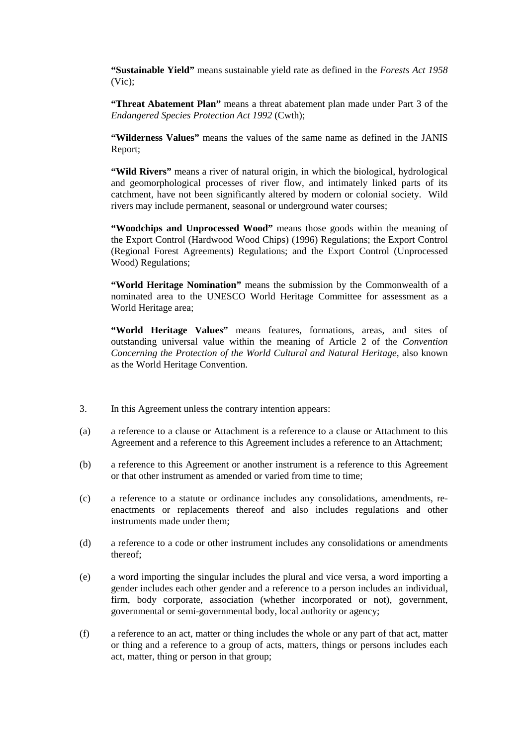**"Sustainable Yield"** means sustainable yield rate as defined in the *Forests Act 1958* (Vic);

**"Threat Abatement Plan"** means a threat abatement plan made under Part 3 of the *Endangered Species Protection Act 1992* (Cwth);

**"Wilderness Values"** means the values of the same name as defined in the JANIS Report;

**"Wild Rivers"** means a river of natural origin, in which the biological, hydrological and geomorphological processes of river flow, and intimately linked parts of its catchment, have not been significantly altered by modern or colonial society. Wild rivers may include permanent, seasonal or underground water courses;

**"Woodchips and Unprocessed Wood"** means those goods within the meaning of the Export Control (Hardwood Wood Chips) (1996) Regulations; the Export Control (Regional Forest Agreements) Regulations; and the Export Control (Unprocessed Wood) Regulations;

**"World Heritage Nomination"** means the submission by the Commonwealth of a nominated area to the UNESCO World Heritage Committee for assessment as a World Heritage area;

**"World Heritage Values"** means features, formations, areas, and sites of outstanding universal value within the meaning of Article 2 of the *Convention Concerning the Protection of the World Cultural and Natural Heritage*, also known as the World Heritage Convention.

3. In this Agreement unless the contrary intention appears:

(a) a reference to a clause or Attachment is a reference to a clause or Attachment to this Agreement and a reference to this Agreement includes a reference to an Attachment;

(b) a reference to this Agreement or another instrument is a reference to this Agreement or that other instrument as amended or varied from time to time;

(c) a reference to a statute or ordinance includes any consolidations, amendments, re-enactments or replacements thereof and also includes regulations and other instruments made under them;

(d) a reference to a code or other instrument includes any consolidations or amendments thereof;

(e) a word importing the singular includes the plural and vice versa, a word importing a gender includes each other gender and a reference to a person includes an individual, firm, body corporate, association (whether incorporated or not), government, governmental or semi-governmental body, local authority or agency;

(f) a reference to an act, matter or thing includes the whole or any part of that act, matter or thing and a reference to a group of acts, matters, things or persons includes each act, matter, thing or person in that group;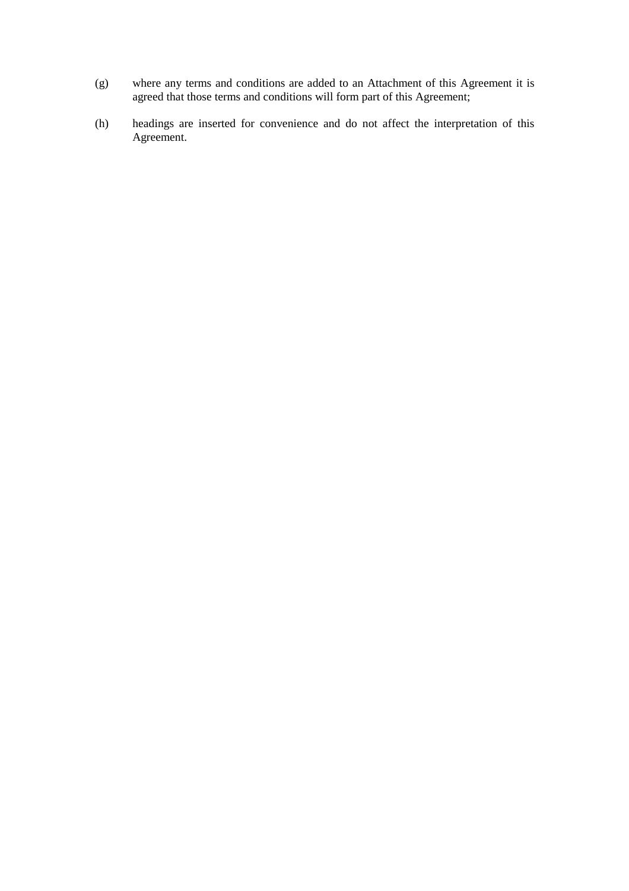(g) where any terms and conditions are added to an Attachment of this Agreement it is agreed that those terms and conditions will form part of this Agreement;

(h) headings are inserted for convenience and do not affect the interpretation of this Agreement.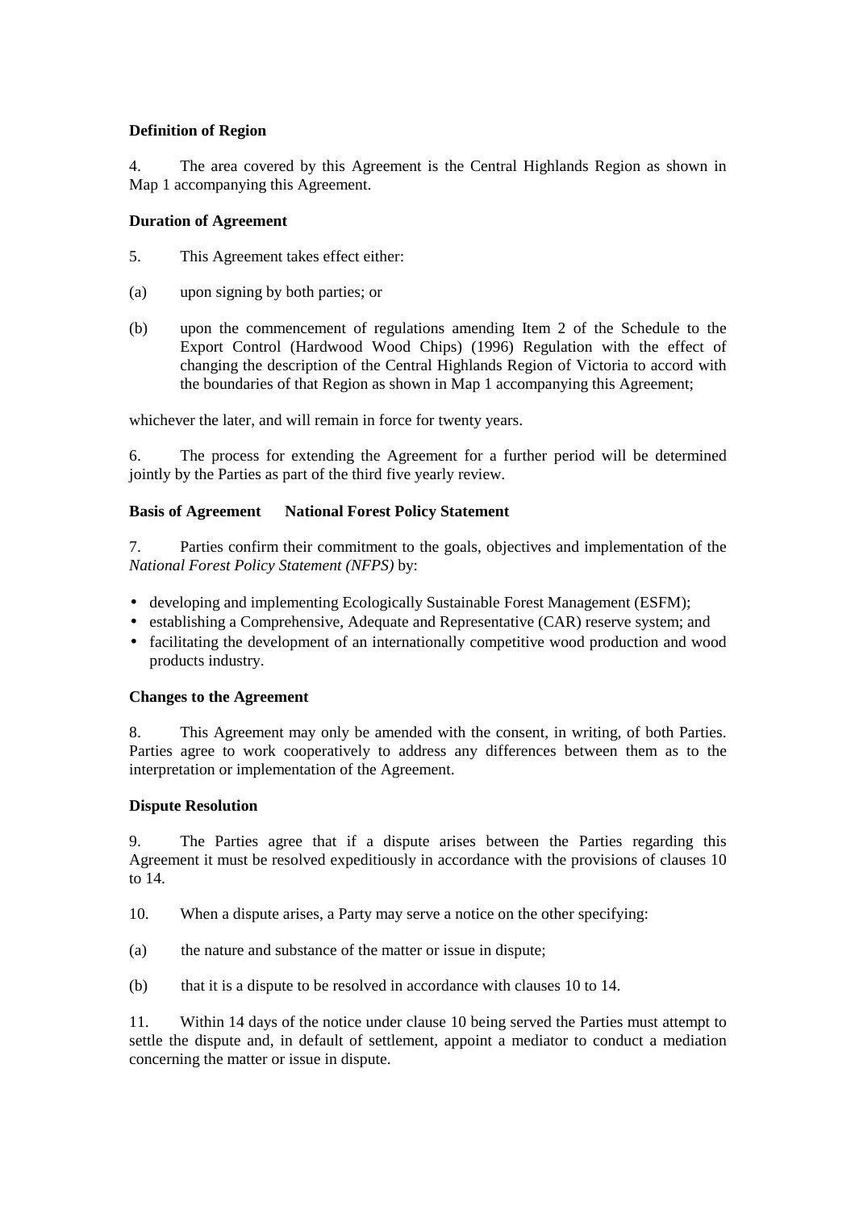**Definition of Region**

4. The area covered by this Agreement is the Central Highlands Region as shown in Map 1 accompanying this Agreement.

**Duration of Agreement**

5. This Agreement takes effect either:

(a) upon signing by both parties; or

(b) upon the commencement of regulations amending Item 2 of the Schedule to the Export Control (Hardwood Wood Chips) (1996) Regulation with the effect of changing the description of the Central Highlands Region of Victoria to accord with the boundaries of that Region as shown in Map 1 accompanying this Agreement;

whichever the later, and will remain in force for twenty years.

6. The process for extending the Agreement for a further period will be determined jointly by the Parties as part of the third five yearly review.

**Basis of Agreement National Forest Policy Statement**

7. Parties confirm their commitment to the goals, objectives and implementation of the *National Forest Policy Statement (NFPS)* by:

- developing and implementing Ecologically Sustainable Forest Management (ESFM);
- establishing a Comprehensive, Adequate and Representative (CAR) reserve system; and
- facilitating the development of an internationally competitive wood production and wood products industry.

**Changes to the Agreement**

8. This Agreement may only be amended with the consent, in writing, of both Parties. Parties agree to work cooperatively to address any differences between them as to the interpretation or implementation of the Agreement.

**Dispute Resolution**

9. The Parties agree that if a dispute arises between the Parties regarding this Agreement it must be resolved expeditiously in accordance with the provisions of clauses 10 to 14.

10. When a dispute arises, a Party may serve a notice on the other specifying:

(a) the nature and substance of the matter or issue in dispute;

(b) that it is a dispute to be resolved in accordance with clauses 10 to 14.

11. Within 14 days of the notice under clause 10 being served the Parties must attempt to settle the dispute and, in default of settlement, appoint a mediator to conduct a mediation concerning the matter or issue in dispute.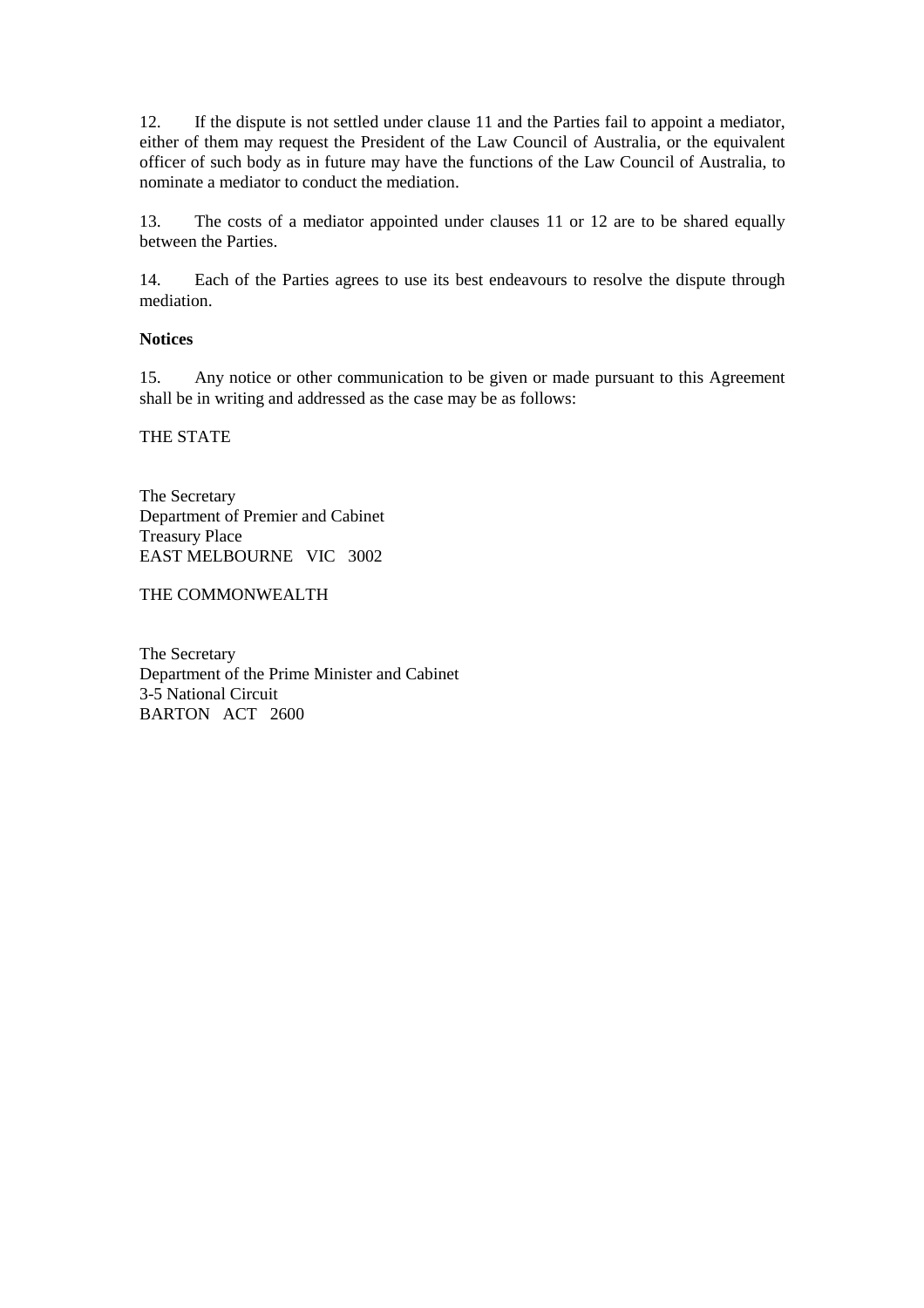12. If the dispute is not settled under clause 11 and the Parties fail to appoint a mediator, either of them may request the President of the Law Council of Australia, or the equivalent officer of such body as in future may have the functions of the Law Council of Australia, to nominate a mediator to conduct the mediation.

13. The costs of a mediator appointed under clauses 11 or 12 are to be shared equally between the Parties.

14. Each of the Parties agrees to use its best endeavours to resolve the dispute through mediation.

**Notices**

15. Any notice or other communication to be given or made pursuant to this Agreement shall be in writing and addressed as the case may be as follows:

THE STATE

The Secretary
Department of Premier and Cabinet
Treasury Place
EAST MELBOURNE VIC 3002

THE COMMONWEALTH

The Secretary
Department of the Prime Minister and Cabinet
3-5 National Circuit
BARTON ACT 2600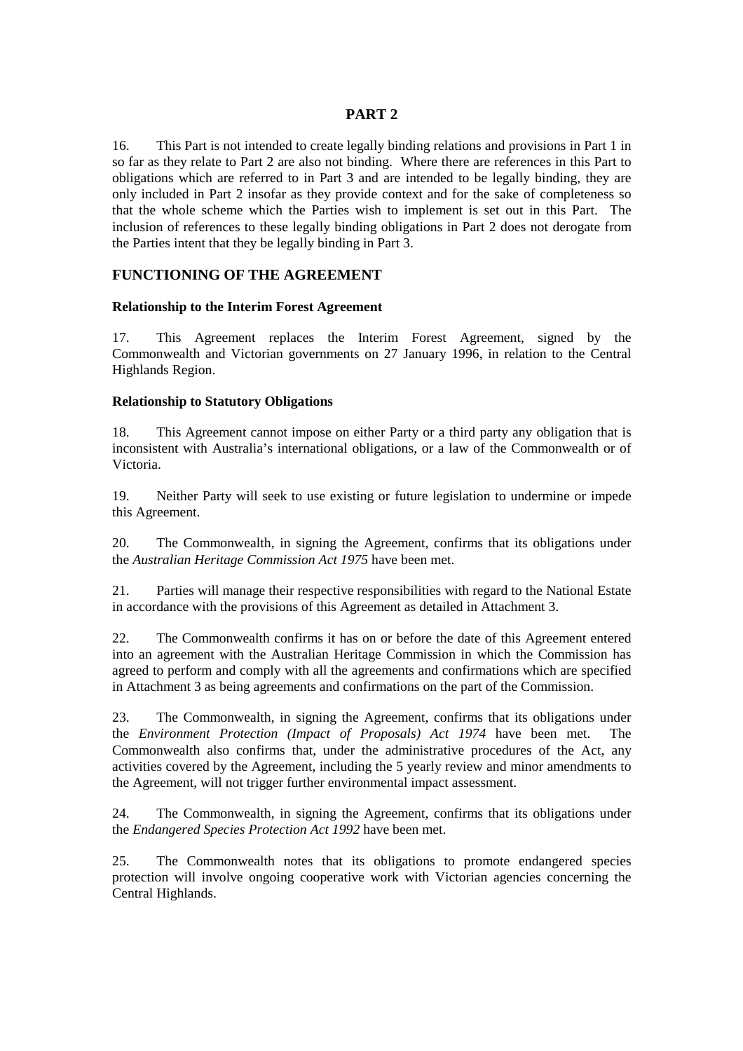# PART 2

16. This Part is not intended to create legally binding relations and provisions in Part 1 in so far as they relate to Part 2 are also not binding. Where there are references in this Part to obligations which are referred to in Part 3 and are intended to be legally binding, they are only included in Part 2 insofar as they provide context and for the sake of completeness so that the whole scheme which the Parties wish to implement is set out in this Part. The inclusion of references to these legally binding obligations in Part 2 does not derogate from the Parties intent that they be legally binding in Part 3.

## FUNCTIONING OF THE AGREEMENT

### Relationship to the Interim Forest Agreement

17. This Agreement replaces the Interim Forest Agreement, signed by the Commonwealth and Victorian governments on 27 January 1996, in relation to the Central Highlands Region.

### Relationship to Statutory Obligations

18. This Agreement cannot impose on either Party or a third party any obligation that is inconsistent with Australia's international obligations, or a law of the Commonwealth or of Victoria.

19. Neither Party will seek to use existing or future legislation to undermine or impede this Agreement.

20. The Commonwealth, in signing the Agreement, confirms that its obligations under the *Australian Heritage Commission Act 1975* have been met.

21. Parties will manage their respective responsibilities with regard to the National Estate in accordance with the provisions of this Agreement as detailed in Attachment 3.

22. The Commonwealth confirms it has on or before the date of this Agreement entered into an agreement with the Australian Heritage Commission in which the Commission has agreed to perform and comply with all the agreements and confirmations which are specified in Attachment 3 as being agreements and confirmations on the part of the Commission.

23. The Commonwealth, in signing the Agreement, confirms that its obligations under the *Environment Protection (Impact of Proposals) Act 1974* have been met. The Commonwealth also confirms that, under the administrative procedures of the Act, any activities covered by the Agreement, including the 5 yearly review and minor amendments to the Agreement, will not trigger further environmental impact assessment.

24. The Commonwealth, in signing the Agreement, confirms that its obligations under the *Endangered Species Protection Act 1992* have been met.

25. The Commonwealth notes that its obligations to promote endangered species protection will involve ongoing cooperative work with Victorian agencies concerning the Central Highlands.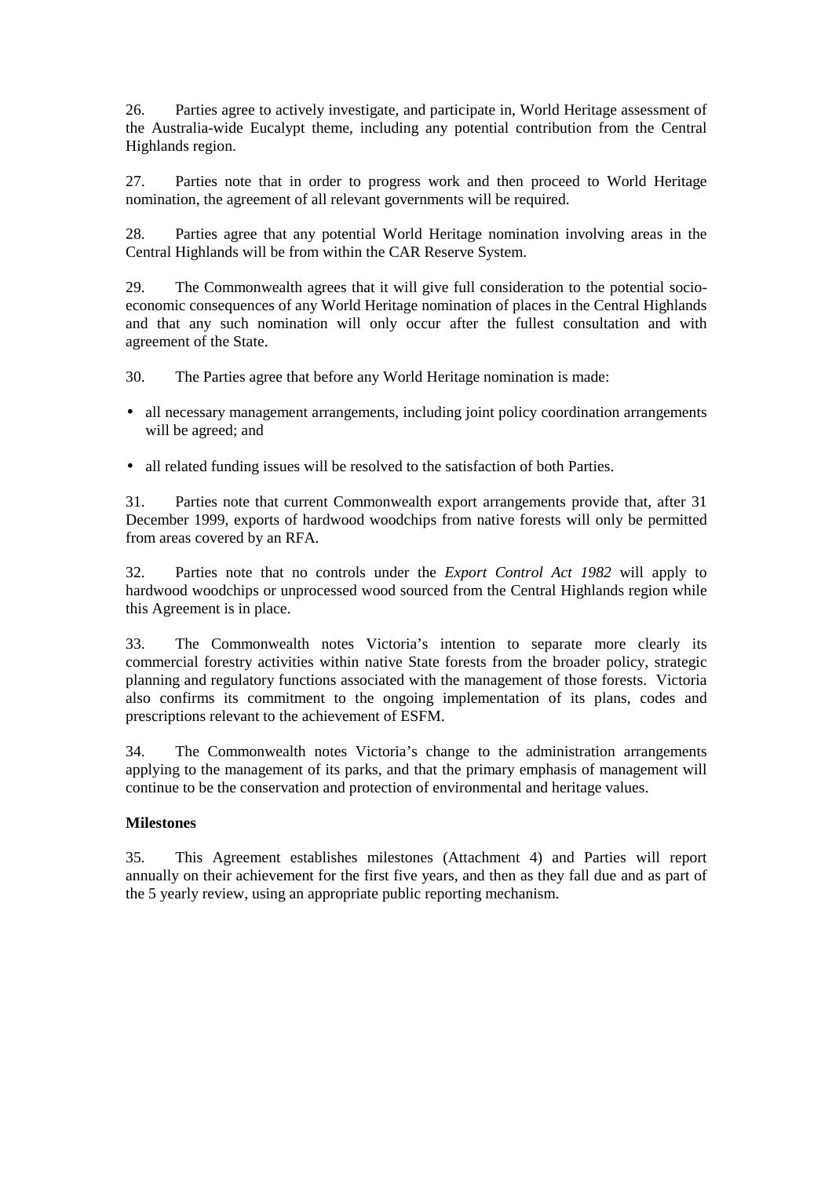26. Parties agree to actively investigate, and participate in, World Heritage assessment of the Australia-wide Eucalypt theme, including any potential contribution from the Central Highlands region.

27. Parties note that in order to progress work and then proceed to World Heritage nomination, the agreement of all relevant governments will be required.

28. Parties agree that any potential World Heritage nomination involving areas in the Central Highlands will be from within the CAR Reserve System.

29. The Commonwealth agrees that it will give full consideration to the potential socio-economic consequences of any World Heritage nomination of places in the Central Highlands and that any such nomination will only occur after the fullest consultation and with agreement of the State.

30. The Parties agree that before any World Heritage nomination is made:

- all necessary management arrangements, including joint policy coordination arrangements will be agreed; and
- all related funding issues will be resolved to the satisfaction of both Parties.

31. Parties note that current Commonwealth export arrangements provide that, after 31 December 1999, exports of hardwood woodchips from native forests will only be permitted from areas covered by an RFA.

32. Parties note that no controls under the *Export Control Act 1982* will apply to hardwood woodchips or unprocessed wood sourced from the Central Highlands region while this Agreement is in place.

33. The Commonwealth notes Victoria's intention to separate more clearly its commercial forestry activities within native State forests from the broader policy, strategic planning and regulatory functions associated with the management of those forests. Victoria also confirms its commitment to the ongoing implementation of its plans, codes and prescriptions relevant to the achievement of ESFM.

34. The Commonwealth notes Victoria's change to the administration arrangements applying to the management of its parks, and that the primary emphasis of management will continue to be the conservation and protection of environmental and heritage values.

**Milestones**

35. This Agreement establishes milestones (Attachment 4) and Parties will report annually on their achievement for the first five years, and then as they fall due and as part of the 5 yearly review, using an appropriate public reporting mechanism.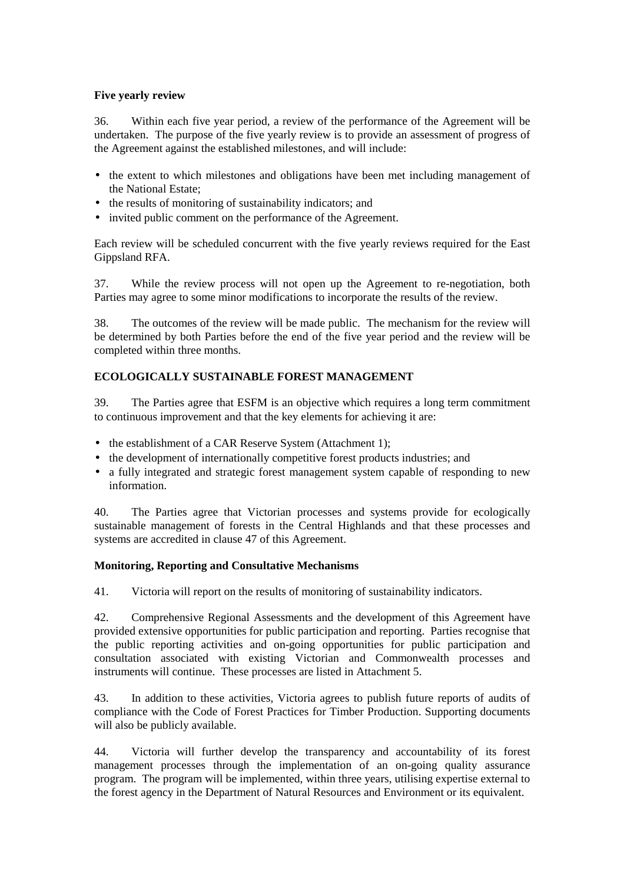**Five yearly review**

36. Within each five year period, a review of the performance of the Agreement will be undertaken. The purpose of the five yearly review is to provide an assessment of progress of the Agreement against the established milestones, and will include:

- the extent to which milestones and obligations have been met including management of the National Estate;
- the results of monitoring of sustainability indicators; and
- invited public comment on the performance of the Agreement.

Each review will be scheduled concurrent with the five yearly reviews required for the East Gippsland RFA.

37. While the review process will not open up the Agreement to re-negotiation, both Parties may agree to some minor modifications to incorporate the results of the review.

38. The outcomes of the review will be made public. The mechanism for the review will be determined by both Parties before the end of the five year period and the review will be completed within three months.

**ECOLOGICALLY SUSTAINABLE FOREST MANAGEMENT**

39. The Parties agree that ESFM is an objective which requires a long term commitment to continuous improvement and that the key elements for achieving it are:

- the establishment of a CAR Reserve System (Attachment 1);
- the development of internationally competitive forest products industries; and
- a fully integrated and strategic forest management system capable of responding to new information.

40. The Parties agree that Victorian processes and systems provide for ecologically sustainable management of forests in the Central Highlands and that these processes and systems are accredited in clause 47 of this Agreement.

**Monitoring, Reporting and Consultative Mechanisms**

41. Victoria will report on the results of monitoring of sustainability indicators.

42. Comprehensive Regional Assessments and the development of this Agreement have provided extensive opportunities for public participation and reporting. Parties recognise that the public reporting activities and on-going opportunities for public participation and consultation associated with existing Victorian and Commonwealth processes and instruments will continue. These processes are listed in Attachment 5.

43. In addition to these activities, Victoria agrees to publish future reports of audits of compliance with the Code of Forest Practices for Timber Production. Supporting documents will also be publicly available.

44. Victoria will further develop the transparency and accountability of its forest management processes through the implementation of an on-going quality assurance program. The program will be implemented, within three years, utilising expertise external to the forest agency in the Department of Natural Resources and Environment or its equivalent.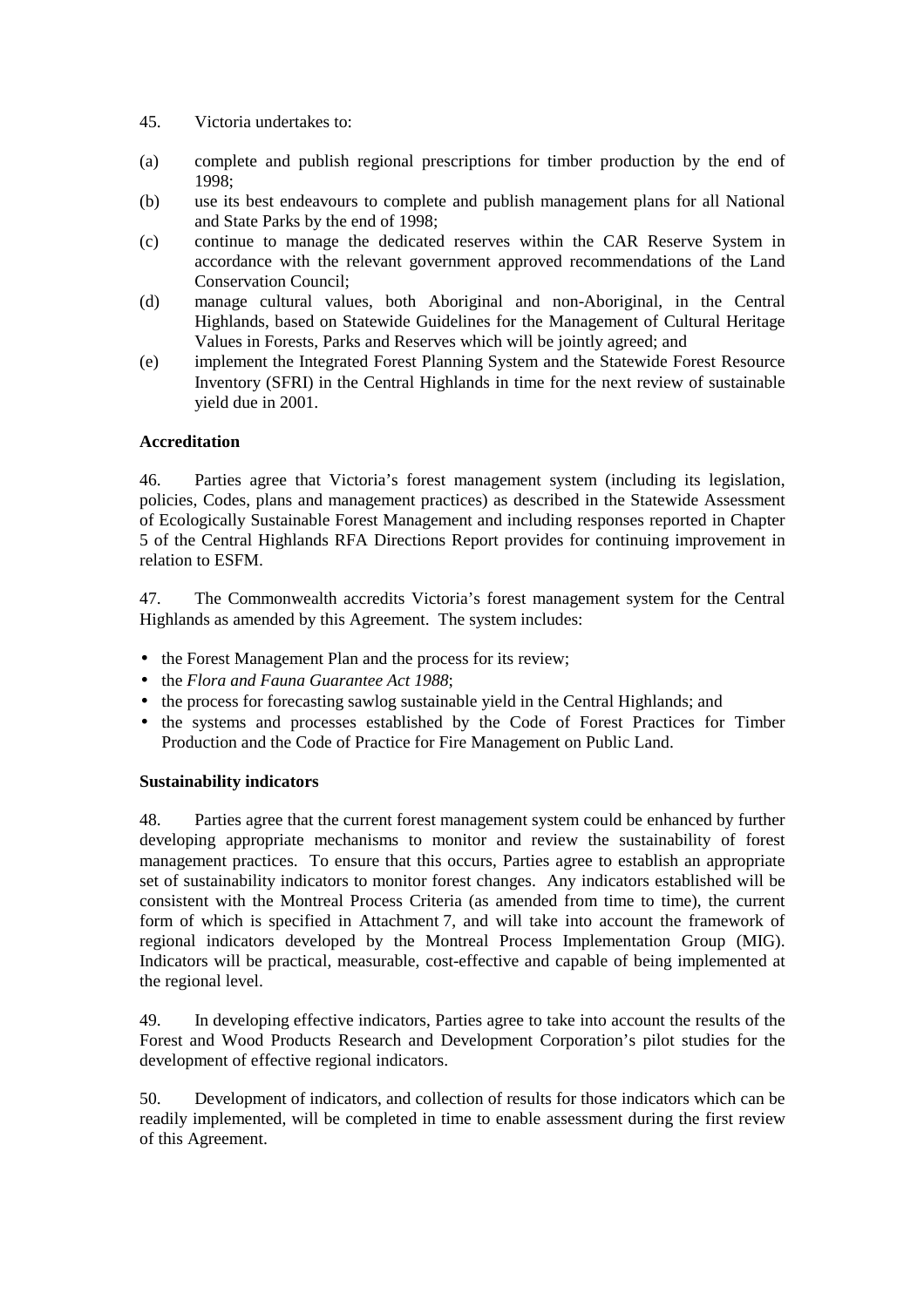45. Victoria undertakes to:

(a) complete and publish regional prescriptions for timber production by the end of 1998;

(b) use its best endeavours to complete and publish management plans for all National and State Parks by the end of 1998;

(c) continue to manage the dedicated reserves within the CAR Reserve System in accordance with the relevant government approved recommendations of the Land Conservation Council;

(d) manage cultural values, both Aboriginal and non-Aboriginal, in the Central Highlands, based on Statewide Guidelines for the Management of Cultural Heritage Values in Forests, Parks and Reserves which will be jointly agreed; and

(e) implement the Integrated Forest Planning System and the Statewide Forest Resource Inventory (SFRI) in the Central Highlands in time for the next review of sustainable yield due in 2001.

**Accreditation**

46. Parties agree that Victoria's forest management system (including its legislation, policies, Codes, plans and management practices) as described in the Statewide Assessment of Ecologically Sustainable Forest Management and including responses reported in Chapter 5 of the Central Highlands RFA Directions Report provides for continuing improvement in relation to ESFM.

47. The Commonwealth accredits Victoria's forest management system for the Central Highlands as amended by this Agreement. The system includes:

- the Forest Management Plan and the process for its review;
- the *Flora and Fauna Guarantee Act 1988*;
- the process for forecasting sawlog sustainable yield in the Central Highlands; and
- the systems and processes established by the Code of Forest Practices for Timber Production and the Code of Practice for Fire Management on Public Land.

**Sustainability indicators**

48. Parties agree that the current forest management system could be enhanced by further developing appropriate mechanisms to monitor and review the sustainability of forest management practices. To ensure that this occurs, Parties agree to establish an appropriate set of sustainability indicators to monitor forest changes. Any indicators established will be consistent with the Montreal Process Criteria (as amended from time to time), the current form of which is specified in Attachment 7, and will take into account the framework of regional indicators developed by the Montreal Process Implementation Group (MIG). Indicators will be practical, measurable, cost-effective and capable of being implemented at the regional level.

49. In developing effective indicators, Parties agree to take into account the results of the Forest and Wood Products Research and Development Corporation's pilot studies for the development of effective regional indicators.

50. Development of indicators, and collection of results for those indicators which can be readily implemented, will be completed in time to enable assessment during the first review of this Agreement.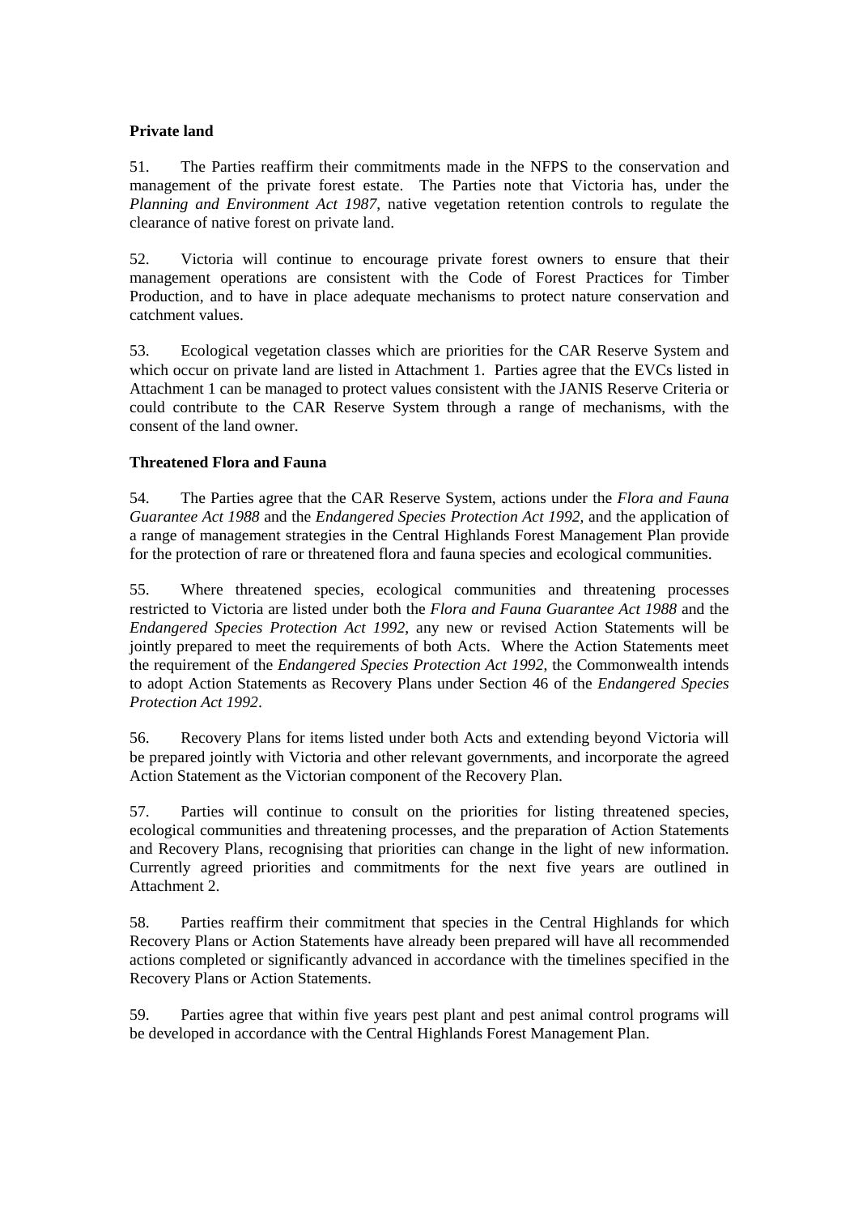**Private land**

51. The Parties reaffirm their commitments made in the NFPS to the conservation and management of the private forest estate. The Parties note that Victoria has, under the *Planning and Environment Act 1987*, native vegetation retention controls to regulate the clearance of native forest on private land.

52. Victoria will continue to encourage private forest owners to ensure that their management operations are consistent with the Code of Forest Practices for Timber Production, and to have in place adequate mechanisms to protect nature conservation and catchment values.

53. Ecological vegetation classes which are priorities for the CAR Reserve System and which occur on private land are listed in Attachment 1. Parties agree that the EVCs listed in Attachment 1 can be managed to protect values consistent with the JANIS Reserve Criteria or could contribute to the CAR Reserve System through a range of mechanisms, with the consent of the land owner.

**Threatened Flora and Fauna**

54. The Parties agree that the CAR Reserve System, actions under the *Flora and Fauna Guarantee Act 1988* and the *Endangered Species Protection Act 1992*, and the application of a range of management strategies in the Central Highlands Forest Management Plan provide for the protection of rare or threatened flora and fauna species and ecological communities.

55. Where threatened species, ecological communities and threatening processes restricted to Victoria are listed under both the *Flora and Fauna Guarantee Act 1988* and the *Endangered Species Protection Act 1992*, any new or revised Action Statements will be jointly prepared to meet the requirements of both Acts. Where the Action Statements meet the requirement of the *Endangered Species Protection Act 1992*, the Commonwealth intends to adopt Action Statements as Recovery Plans under Section 46 of the *Endangered Species Protection Act 1992*.

56. Recovery Plans for items listed under both Acts and extending beyond Victoria will be prepared jointly with Victoria and other relevant governments, and incorporate the agreed Action Statement as the Victorian component of the Recovery Plan.

57. Parties will continue to consult on the priorities for listing threatened species, ecological communities and threatening processes, and the preparation of Action Statements and Recovery Plans, recognising that priorities can change in the light of new information. Currently agreed priorities and commitments for the next five years are outlined in Attachment 2.

58. Parties reaffirm their commitment that species in the Central Highlands for which Recovery Plans or Action Statements have already been prepared will have all recommended actions completed or significantly advanced in accordance with the timelines specified in the Recovery Plans or Action Statements.

59. Parties agree that within five years pest plant and pest animal control programs will be developed in accordance with the Central Highlands Forest Management Plan.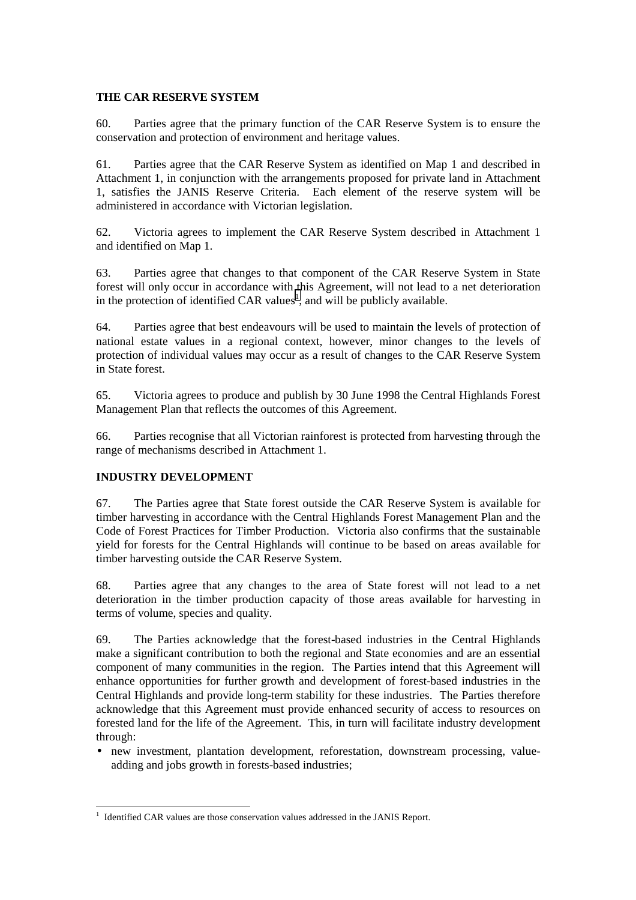## THE CAR RESERVE SYSTEM

60. Parties agree that the primary function of the CAR Reserve System is to ensure the conservation and protection of environment and heritage values.

61. Parties agree that the CAR Reserve System as identified on Map 1 and described in Attachment 1, in conjunction with the arrangements proposed for private land in Attachment 1, satisfies the JANIS Reserve Criteria. Each element of the reserve system will be administered in accordance with Victorian legislation.

62. Victoria agrees to implement the CAR Reserve System described in Attachment 1 and identified on Map 1.

63. Parties agree that changes to that component of the CAR Reserve System in State forest will only occur in accordance with this Agreement, will not lead to a net deterioration in the protection of identified CAR values[1], and will be publicly available.

64. Parties agree that best endeavours will be used to maintain the levels of protection of national estate values in a regional context, however, minor changes to the levels of protection of individual values may occur as a result of changes to the CAR Reserve System in State forest.

65. Victoria agrees to produce and publish by 30 June 1998 the Central Highlands Forest Management Plan that reflects the outcomes of this Agreement.

66. Parties recognise that all Victorian rainforest is protected from harvesting through the range of mechanisms described in Attachment 1.

## INDUSTRY DEVELOPMENT

67. The Parties agree that State forest outside the CAR Reserve System is available for timber harvesting in accordance with the Central Highlands Forest Management Plan and the Code of Forest Practices for Timber Production. Victoria also confirms that the sustainable yield for forests for the Central Highlands will continue to be based on areas available for timber harvesting outside the CAR Reserve System.

68. Parties agree that any changes to the area of State forest will not lead to a net deterioration in the timber production capacity of those areas available for harvesting in terms of volume, species and quality.

69. The Parties acknowledge that the forest-based industries in the Central Highlands make a significant contribution to both the regional and State economies and are an essential component of many communities in the region. The Parties intend that this Agreement will enhance opportunities for further growth and development of forest-based industries in the Central Highlands and provide long-term stability for these industries. The Parties therefore acknowledge that this Agreement must provide enhanced security of access to resources on forested land for the life of the Agreement. This, in turn will facilitate industry development through:

- new investment, plantation development, reforestation, downstream processing, value-adding and jobs growth in forests-based industries;

---

[1] Identified CAR values are those conservation values addressed in the JANIS Report.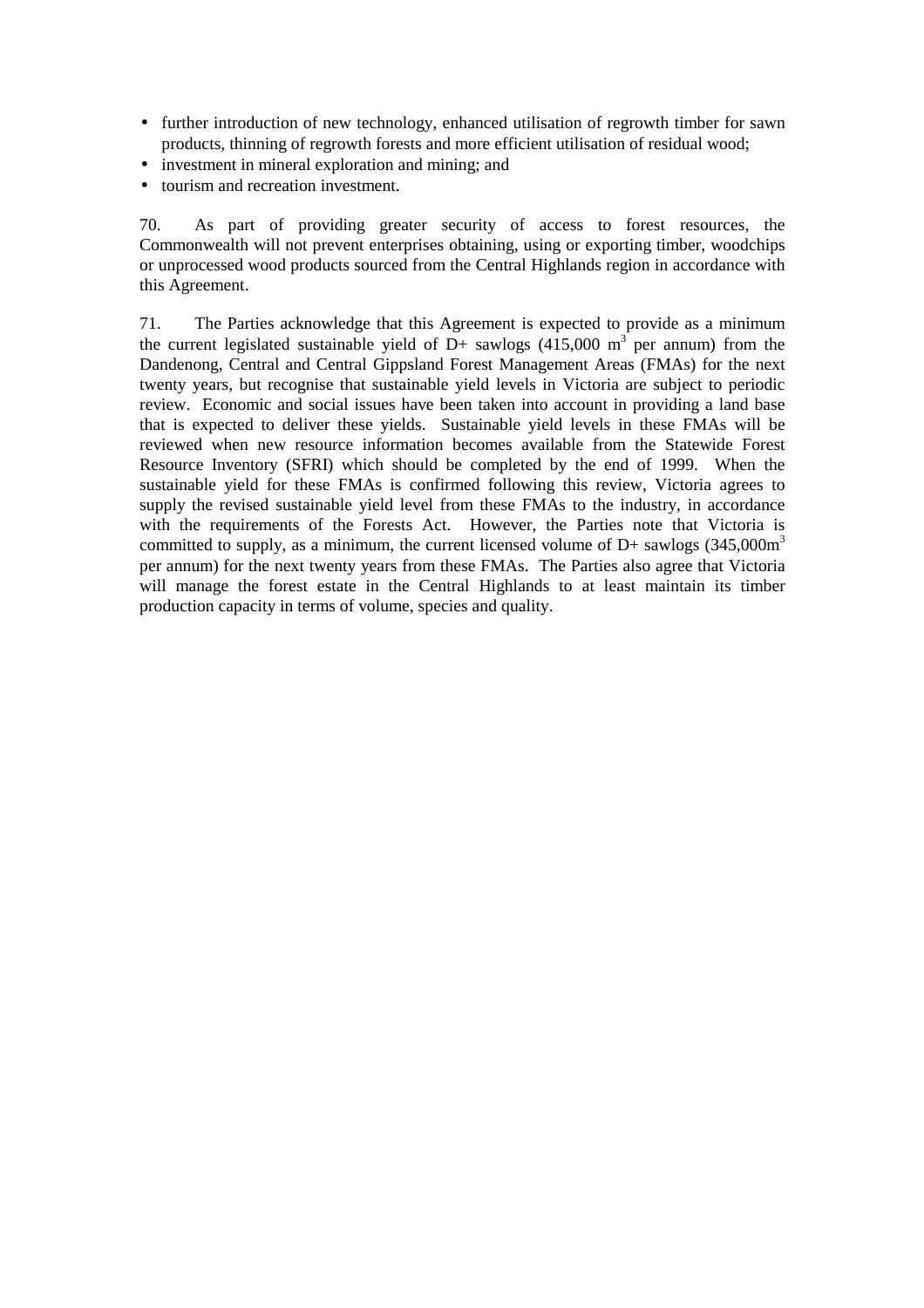- further introduction of new technology, enhanced utilisation of regrowth timber for sawn products, thinning of regrowth forests and more efficient utilisation of residual wood;
- investment in mineral exploration and mining; and
- tourism and recreation investment.

70. As part of providing greater security of access to forest resources, the Commonwealth will not prevent enterprises obtaining, using or exporting timber, woodchips or unprocessed wood products sourced from the Central Highlands region in accordance with this Agreement.

71. The Parties acknowledge that this Agreement is expected to provide as a minimum the current legislated sustainable yield of D+ sawlogs (415,000 $m^3$ per annum) from the Dandenong, Central and Central Gippsland Forest Management Areas (FMAs) for the next twenty years, but recognise that sustainable yield levels in Victoria are subject to periodic review. Economic and social issues have been taken into account in providing a land base that is expected to deliver these yields. Sustainable yield levels in these FMAs will be reviewed when new resource information becomes available from the Statewide Forest Resource Inventory (SFRI) which should be completed by the end of 1999. When the sustainable yield for these FMAs is confirmed following this review, Victoria agrees to supply the revised sustainable yield level from these FMAs to the industry, in accordance with the requirements of the Forests Act. However, the Parties note that Victoria is committed to supply, as a minimum, the current licensed volume of D+ sawlogs (345,000$m^3$ per annum) for the next twenty years from these FMAs. The Parties also agree that Victoria will manage the forest estate in the Central Highlands to at least maintain its timber production capacity in terms of volume, species and quality.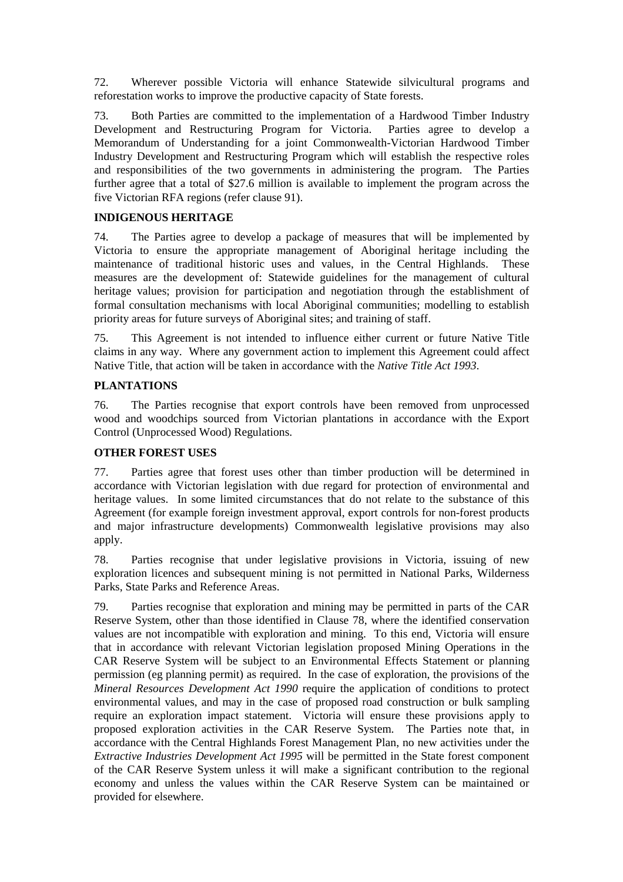72. Wherever possible Victoria will enhance Statewide silvicultural programs and reforestation works to improve the productive capacity of State forests.

73. Both Parties are committed to the implementation of a Hardwood Timber Industry Development and Restructuring Program for Victoria. Parties agree to develop a Memorandum of Understanding for a joint Commonwealth-Victorian Hardwood Timber Industry Development and Restructuring Program which will establish the respective roles and responsibilities of the two governments in administering the program. The Parties further agree that a total of $27.6 million is available to implement the program across the five Victorian RFA regions (refer clause 91).

**INDIGENOUS HERITAGE**

74. The Parties agree to develop a package of measures that will be implemented by Victoria to ensure the appropriate management of Aboriginal heritage including the maintenance of traditional historic uses and values, in the Central Highlands. These measures are the development of: Statewide guidelines for the management of cultural heritage values; provision for participation and negotiation through the establishment of formal consultation mechanisms with local Aboriginal communities; modelling to establish priority areas for future surveys of Aboriginal sites; and training of staff.

75. This Agreement is not intended to influence either current or future Native Title claims in any way. Where any government action to implement this Agreement could affect Native Title, that action will be taken in accordance with the *Native Title Act 1993*.

**PLANTATIONS**

76. The Parties recognise that export controls have been removed from unprocessed wood and woodchips sourced from Victorian plantations in accordance with the Export Control (Unprocessed Wood) Regulations.

**OTHER FOREST USES**

77. Parties agree that forest uses other than timber production will be determined in accordance with Victorian legislation with due regard for protection of environmental and heritage values. In some limited circumstances that do not relate to the substance of this Agreement (for example foreign investment approval, export controls for non-forest products and major infrastructure developments) Commonwealth legislative provisions may also apply.

78. Parties recognise that under legislative provisions in Victoria, issuing of new exploration licences and subsequent mining is not permitted in National Parks, Wilderness Parks, State Parks and Reference Areas.

79. Parties recognise that exploration and mining may be permitted in parts of the CAR Reserve System, other than those identified in Clause 78, where the identified conservation values are not incompatible with exploration and mining. To this end, Victoria will ensure that in accordance with relevant Victorian legislation proposed Mining Operations in the CAR Reserve System will be subject to an Environmental Effects Statement or planning permission (eg planning permit) as required. In the case of exploration, the provisions of the *Mineral Resources Development Act 1990* require the application of conditions to protect environmental values, and may in the case of proposed road construction or bulk sampling require an exploration impact statement. Victoria will ensure these provisions apply to proposed exploration activities in the CAR Reserve System. The Parties note that, in accordance with the Central Highlands Forest Management Plan, no new activities under the *Extractive Industries Development Act 1995* will be permitted in the State forest component of the CAR Reserve System unless it will make a significant contribution to the regional economy and unless the values within the CAR Reserve System can be maintained or provided for elsewhere.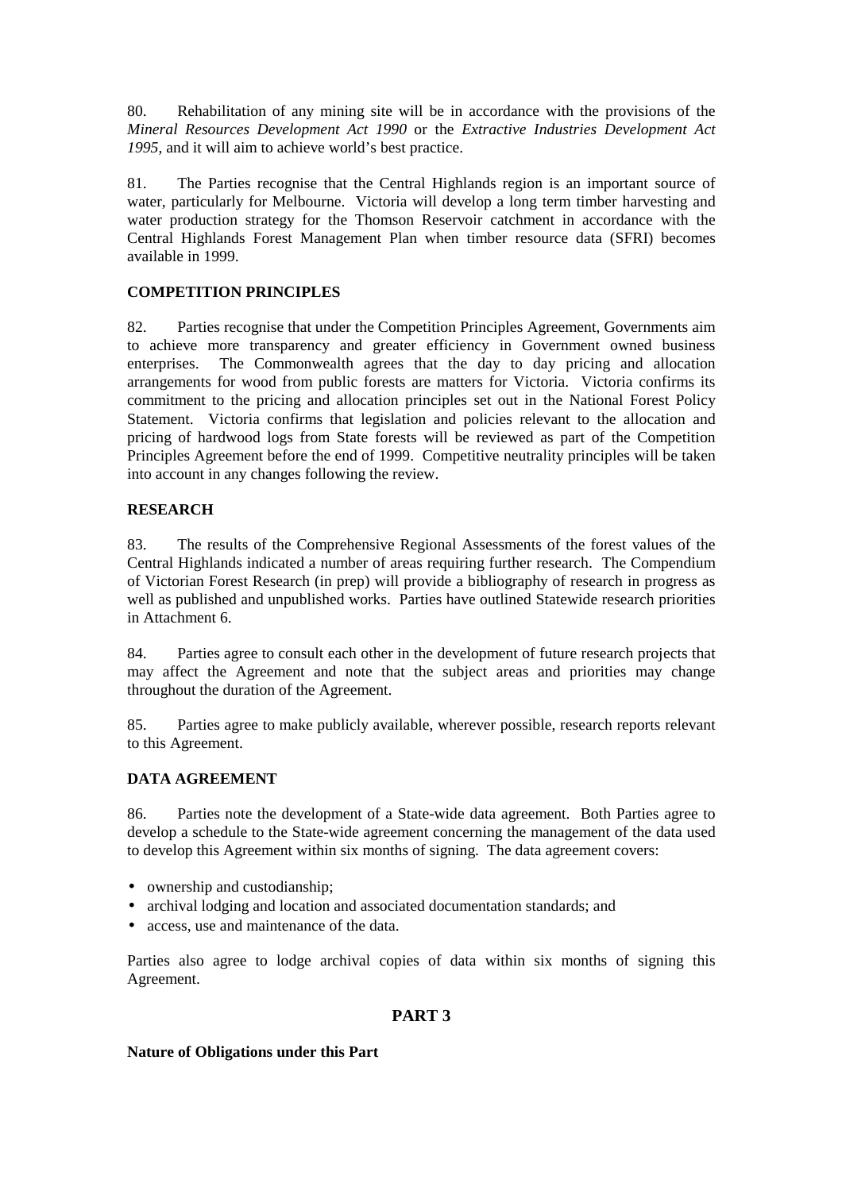80. Rehabilitation of any mining site will be in accordance with the provisions of the *Mineral Resources Development Act 1990* or the *Extractive Industries Development Act 1995*, and it will aim to achieve world's best practice.

81. The Parties recognise that the Central Highlands region is an important source of water, particularly for Melbourne. Victoria will develop a long term timber harvesting and water production strategy for the Thomson Reservoir catchment in accordance with the Central Highlands Forest Management Plan when timber resource data (SFRI) becomes available in 1999.

**COMPETITION PRINCIPLES**

82. Parties recognise that under the Competition Principles Agreement, Governments aim to achieve more transparency and greater efficiency in Government owned business enterprises. The Commonwealth agrees that the day to day pricing and allocation arrangements for wood from public forests are matters for Victoria. Victoria confirms its commitment to the pricing and allocation principles set out in the National Forest Policy Statement. Victoria confirms that legislation and policies relevant to the allocation and pricing of hardwood logs from State forests will be reviewed as part of the Competition Principles Agreement before the end of 1999. Competitive neutrality principles will be taken into account in any changes following the review.

**RESEARCH**

83. The results of the Comprehensive Regional Assessments of the forest values of the Central Highlands indicated a number of areas requiring further research. The Compendium of Victorian Forest Research (in prep) will provide a bibliography of research in progress as well as published and unpublished works. Parties have outlined Statewide research priorities in Attachment 6.

84. Parties agree to consult each other in the development of future research projects that may affect the Agreement and note that the subject areas and priorities may change throughout the duration of the Agreement.

85. Parties agree to make publicly available, wherever possible, research reports relevant to this Agreement.

**DATA AGREEMENT**

86. Parties note the development of a State-wide data agreement. Both Parties agree to develop a schedule to the State-wide agreement concerning the management of the data used to develop this Agreement within six months of signing. The data agreement covers:

- ownership and custodianship;
- archival lodging and location and associated documentation standards; and
- access, use and maintenance of the data.

Parties also agree to lodge archival copies of data within six months of signing this Agreement.

## PART 3

**Nature of Obligations under this Part**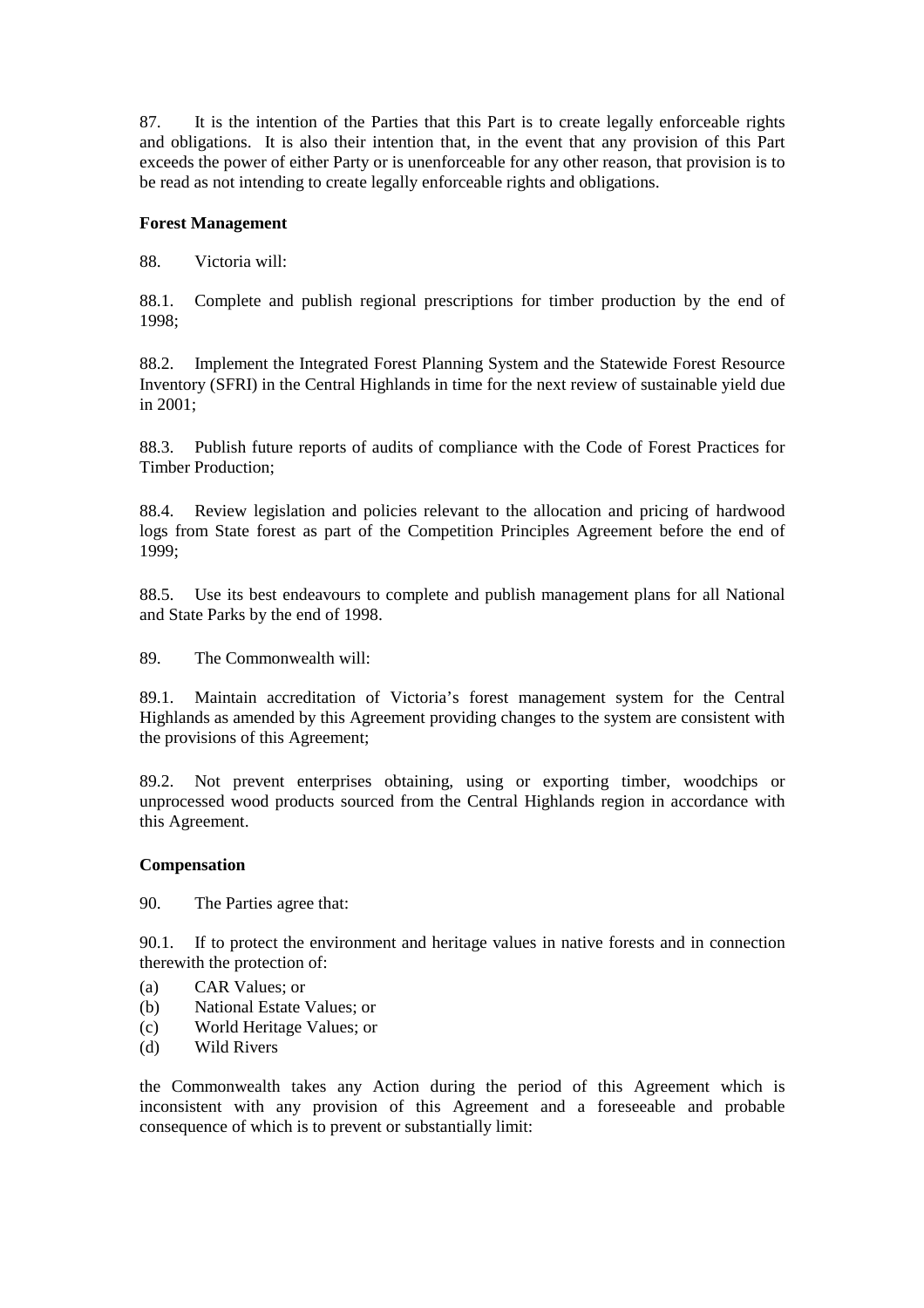87. It is the intention of the Parties that this Part is to create legally enforceable rights and obligations. It is also their intention that, in the event that any provision of this Part exceeds the power of either Party or is unenforceable for any other reason, that provision is to be read as not intending to create legally enforceable rights and obligations.

**Forest Management**

88. Victoria will:

88.1. Complete and publish regional prescriptions for timber production by the end of 1998;

88.2. Implement the Integrated Forest Planning System and the Statewide Forest Resource Inventory (SFRI) in the Central Highlands in time for the next review of sustainable yield due in 2001;

88.3. Publish future reports of audits of compliance with the Code of Forest Practices for Timber Production;

88.4. Review legislation and policies relevant to the allocation and pricing of hardwood logs from State forest as part of the Competition Principles Agreement before the end of 1999;

88.5. Use its best endeavours to complete and publish management plans for all National and State Parks by the end of 1998.

89. The Commonwealth will:

89.1. Maintain accreditation of Victoria's forest management system for the Central Highlands as amended by this Agreement providing changes to the system are consistent with the provisions of this Agreement;

89.2. Not prevent enterprises obtaining, using or exporting timber, woodchips or unprocessed wood products sourced from the Central Highlands region in accordance with this Agreement.

**Compensation**

90. The Parties agree that:

90.1. If to protect the environment and heritage values in native forests and in connection therewith the protection of:

(a) CAR Values; or
(b) National Estate Values; or
(c) World Heritage Values; or
(d) Wild Rivers

the Commonwealth takes any Action during the period of this Agreement which is inconsistent with any provision of this Agreement and a foreseeable and probable consequence of which is to prevent or substantially limit: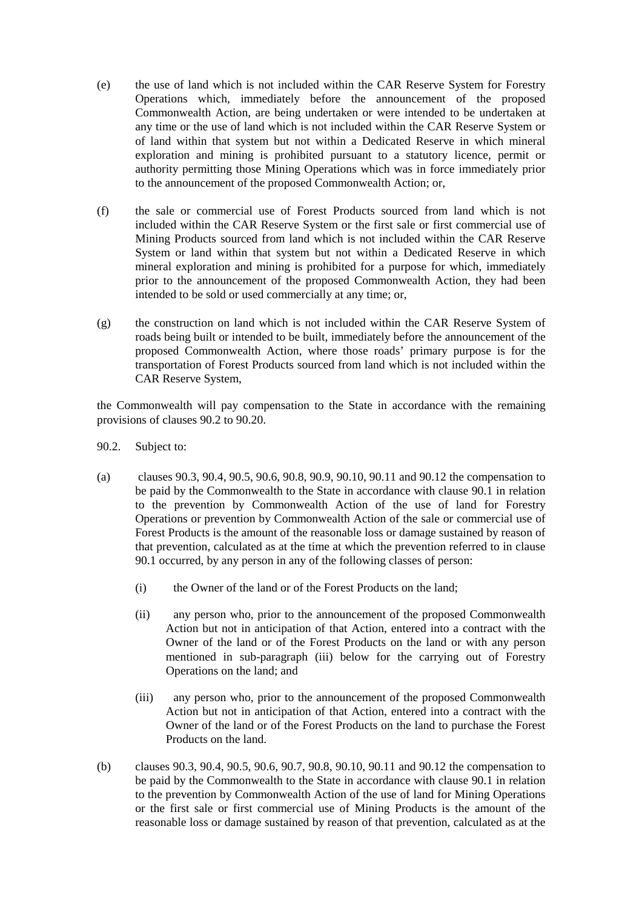(e) the use of land which is not included within the CAR Reserve System for Forestry Operations which, immediately before the announcement of the proposed Commonwealth Action, are being undertaken or were intended to be undertaken at any time or the use of land which is not included within the CAR Reserve System or of land within that system but not within a Dedicated Reserve in which mineral exploration and mining is prohibited pursuant to a statutory licence, permit or authority permitting those Mining Operations which was in force immediately prior to the announcement of the proposed Commonwealth Action; or,

(f) the sale or commercial use of Forest Products sourced from land which is not included within the CAR Reserve System or the first sale or first commercial use of Mining Products sourced from land which is not included within the CAR Reserve System or land within that system but not within a Dedicated Reserve in which mineral exploration and mining is prohibited for a purpose for which, immediately prior to the announcement of the proposed Commonwealth Action, they had been intended to be sold or used commercially at any time; or,

(g) the construction on land which is not included within the CAR Reserve System of roads being built or intended to be built, immediately before the announcement of the proposed Commonwealth Action, where those roads' primary purpose is for the transportation of Forest Products sourced from land which is not included within the CAR Reserve System,

the Commonwealth will pay compensation to the State in accordance with the remaining provisions of clauses 90.2 to 90.20.

90.2. Subject to:

(a) clauses 90.3, 90.4, 90.5, 90.6, 90.8, 90.9, 90.10, 90.11 and 90.12 the compensation to be paid by the Commonwealth to the State in accordance with clause 90.1 in relation to the prevention by Commonwealth Action of the use of land for Forestry Operations or prevention by Commonwealth Action of the sale or commercial use of Forest Products is the amount of the reasonable loss or damage sustained by reason of that prevention, calculated as at the time at which the prevention referred to in clause 90.1 occurred, by any person in any of the following classes of person:

   (i) the Owner of the land or of the Forest Products on the land;

   (ii) any person who, prior to the announcement of the proposed Commonwealth Action but not in anticipation of that Action, entered into a contract with the Owner of the land or of the Forest Products on the land or with any person mentioned in sub-paragraph (iii) below for the carrying out of Forestry Operations on the land; and

   (iii) any person who, prior to the announcement of the proposed Commonwealth Action but not in anticipation of that Action, entered into a contract with the Owner of the land or of the Forest Products on the land to purchase the Forest Products on the land.

(b) clauses 90.3, 90.4, 90.5, 90.6, 90.7, 90.8, 90.10, 90.11 and 90.12 the compensation to be paid by the Commonwealth to the State in accordance with clause 90.1 in relation to the prevention by Commonwealth Action of the use of land for Mining Operations or the first sale or first commercial use of Mining Products is the amount of the reasonable loss or damage sustained by reason of that prevention, calculated as at the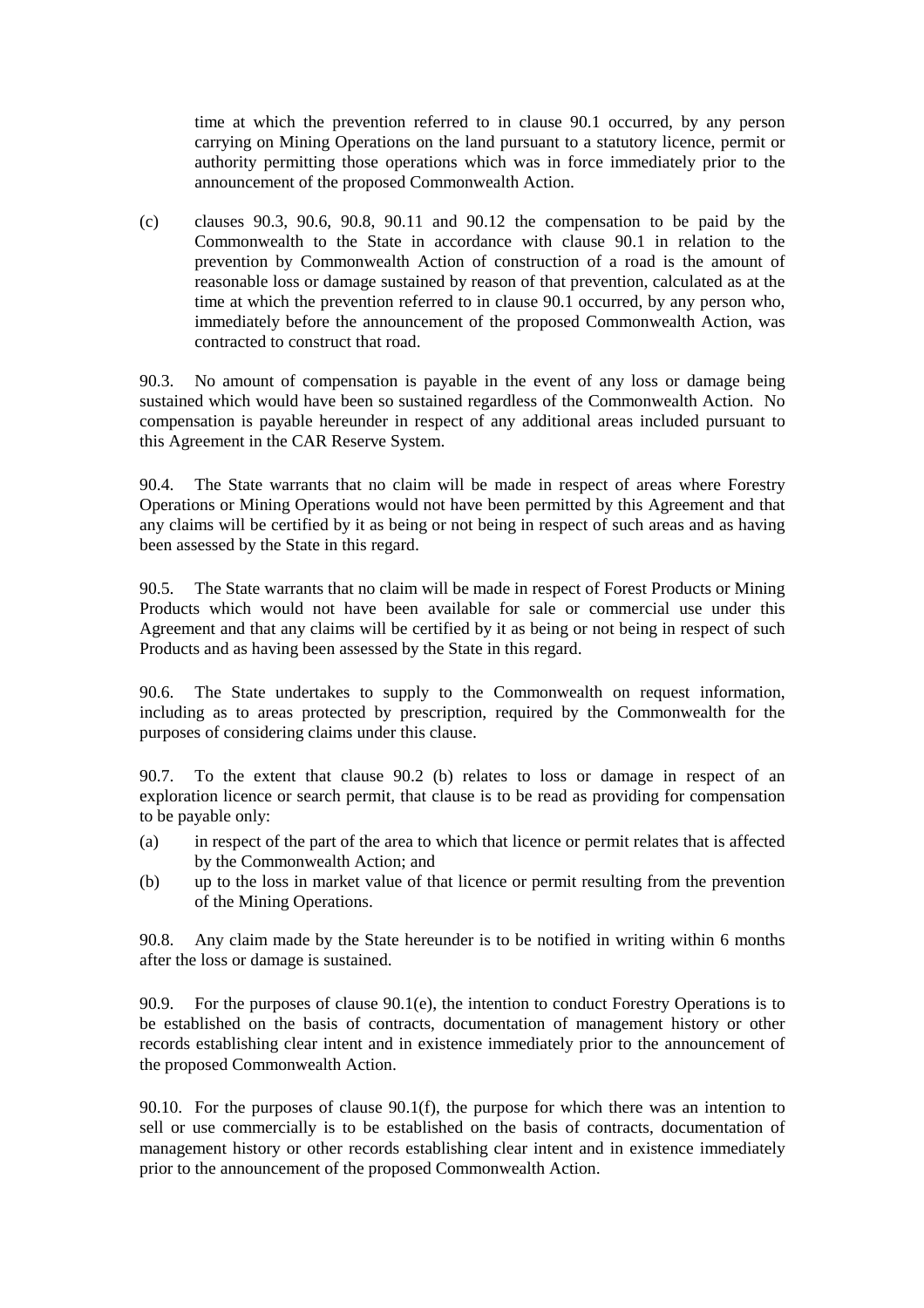time at which the prevention referred to in clause 90.1 occurred, by any person carrying on Mining Operations on the land pursuant to a statutory licence, permit or authority permitting those operations which was in force immediately prior to the announcement of the proposed Commonwealth Action.

(c) clauses 90.3, 90.6, 90.8, 90.11 and 90.12 the compensation to be paid by the Commonwealth to the State in accordance with clause 90.1 in relation to the prevention by Commonwealth Action of construction of a road is the amount of reasonable loss or damage sustained by reason of that prevention, calculated as at the time at which the prevention referred to in clause 90.1 occurred, by any person who, immediately before the announcement of the proposed Commonwealth Action, was contracted to construct that road.

90.3. No amount of compensation is payable in the event of any loss or damage being sustained which would have been so sustained regardless of the Commonwealth Action. No compensation is payable hereunder in respect of any additional areas included pursuant to this Agreement in the CAR Reserve System.

90.4. The State warrants that no claim will be made in respect of areas where Forestry Operations or Mining Operations would not have been permitted by this Agreement and that any claims will be certified by it as being or not being in respect of such areas and as having been assessed by the State in this regard.

90.5. The State warrants that no claim will be made in respect of Forest Products or Mining Products which would not have been available for sale or commercial use under this Agreement and that any claims will be certified by it as being or not being in respect of such Products and as having been assessed by the State in this regard.

90.6. The State undertakes to supply to the Commonwealth on request information, including as to areas protected by prescription, required by the Commonwealth for the purposes of considering claims under this clause.

90.7. To the extent that clause 90.2 (b) relates to loss or damage in respect of an exploration licence or search permit, that clause is to be read as providing for compensation to be payable only:

(a) in respect of the part of the area to which that licence or permit relates that is affected by the Commonwealth Action; and
(b) up to the loss in market value of that licence or permit resulting from the prevention of the Mining Operations.

90.8. Any claim made by the State hereunder is to be notified in writing within 6 months after the loss or damage is sustained.

90.9. For the purposes of clause 90.1(e), the intention to conduct Forestry Operations is to be established on the basis of contracts, documentation of management history or other records establishing clear intent and in existence immediately prior to the announcement of the proposed Commonwealth Action.

90.10. For the purposes of clause 90.1(f), the purpose for which there was an intention to sell or use commercially is to be established on the basis of contracts, documentation of management history or other records establishing clear intent and in existence immediately prior to the announcement of the proposed Commonwealth Action.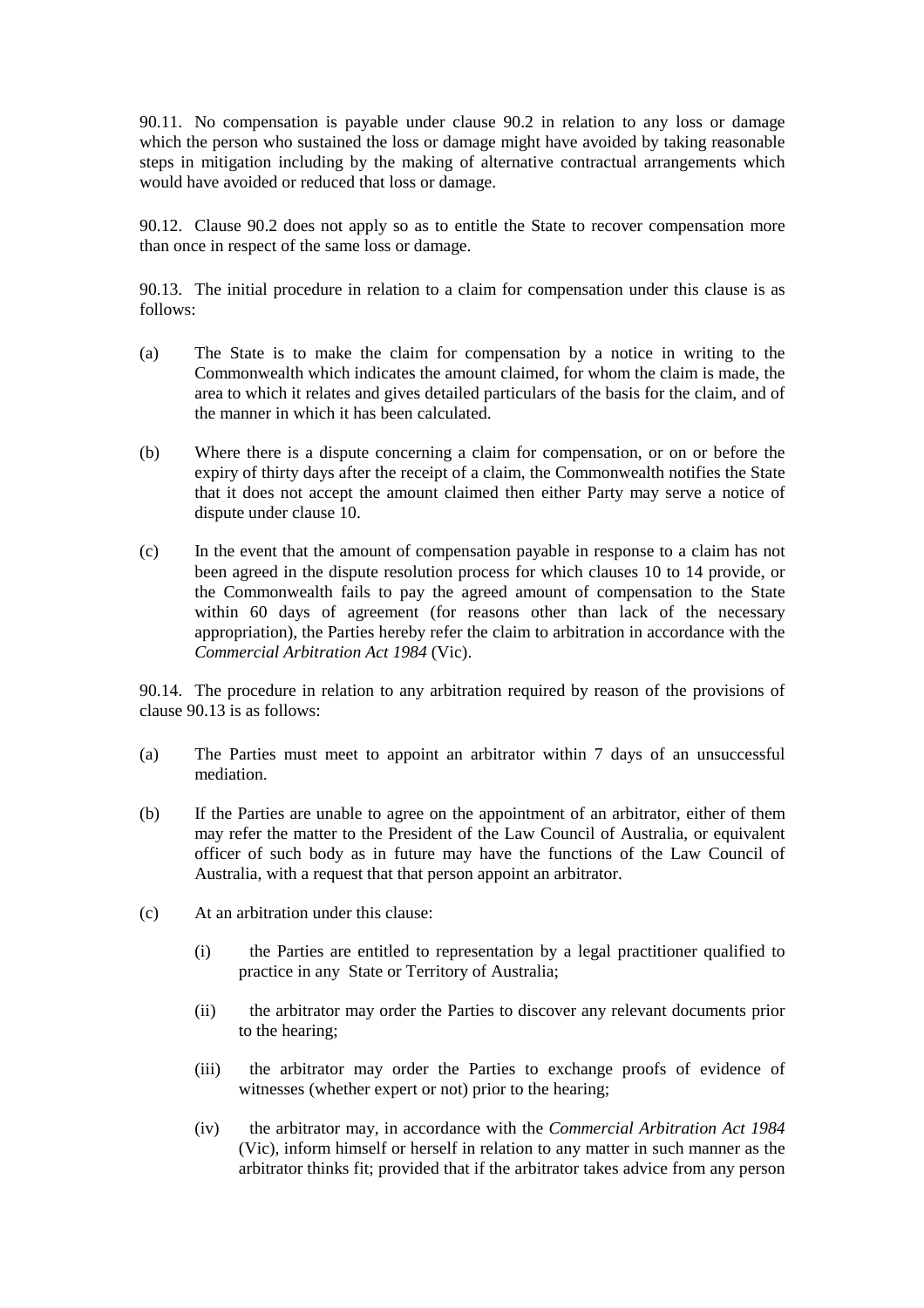90.11. No compensation is payable under clause 90.2 in relation to any loss or damage which the person who sustained the loss or damage might have avoided by taking reasonable steps in mitigation including by the making of alternative contractual arrangements which would have avoided or reduced that loss or damage.

90.12. Clause 90.2 does not apply so as to entitle the State to recover compensation more than once in respect of the same loss or damage.

90.13. The initial procedure in relation to a claim for compensation under this clause is as follows:

(a) The State is to make the claim for compensation by a notice in writing to the Commonwealth which indicates the amount claimed, for whom the claim is made, the area to which it relates and gives detailed particulars of the basis for the claim, and of the manner in which it has been calculated.

(b) Where there is a dispute concerning a claim for compensation, or on or before the expiry of thirty days after the receipt of a claim, the Commonwealth notifies the State that it does not accept the amount claimed then either Party may serve a notice of dispute under clause 10.

(c) In the event that the amount of compensation payable in response to a claim has not been agreed in the dispute resolution process for which clauses 10 to 14 provide, or the Commonwealth fails to pay the agreed amount of compensation to the State within 60 days of agreement (for reasons other than lack of the necessary appropriation), the Parties hereby refer the claim to arbitration in accordance with the *Commercial Arbitration Act 1984* (Vic).

90.14. The procedure in relation to any arbitration required by reason of the provisions of clause 90.13 is as follows:

(a) The Parties must meet to appoint an arbitrator within 7 days of an unsuccessful mediation.

(b) If the Parties are unable to agree on the appointment of an arbitrator, either of them may refer the matter to the President of the Law Council of Australia, or equivalent officer of such body as in future may have the functions of the Law Council of Australia, with a request that that person appoint an arbitrator.

(c) At an arbitration under this clause:

    (i) the Parties are entitled to representation by a legal practitioner qualified to practice in any State or Territory of Australia;

    (ii) the arbitrator may order the Parties to discover any relevant documents prior to the hearing;

    (iii) the arbitrator may order the Parties to exchange proofs of evidence of witnesses (whether expert or not) prior to the hearing;

    (iv) the arbitrator may, in accordance with the *Commercial Arbitration Act 1984* (Vic), inform himself or herself in relation to any matter in such manner as the arbitrator thinks fit; provided that if the arbitrator takes advice from any person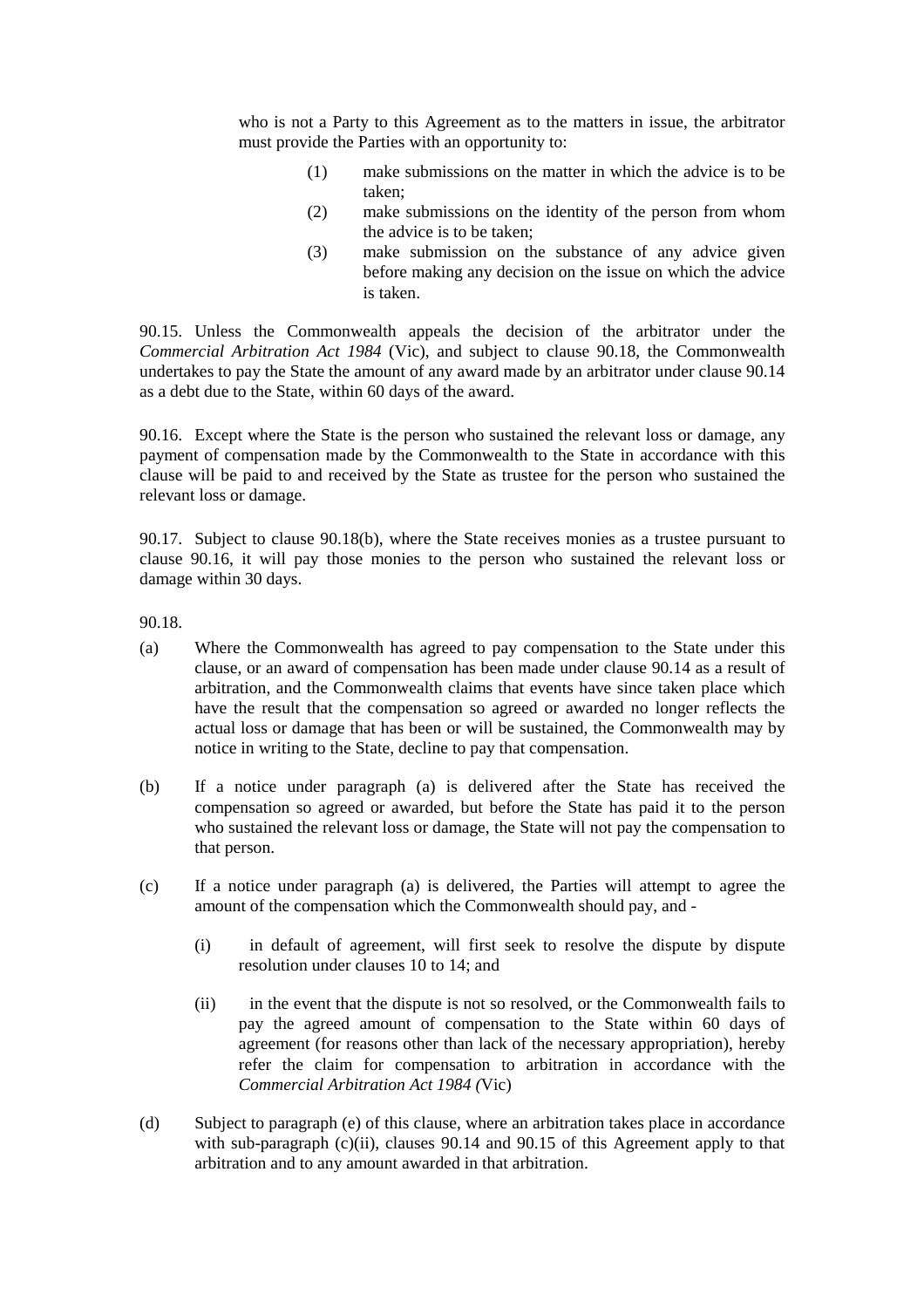who is not a Party to this Agreement as to the matters in issue, the arbitrator must provide the Parties with an opportunity to:

(1) make submissions on the matter in which the advice is to be taken;

(2) make submissions on the identity of the person from whom the advice is to be taken;

(3) make submission on the substance of any advice given before making any decision on the issue on which the advice is taken.

90.15. Unless the Commonwealth appeals the decision of the arbitrator under the *Commercial Arbitration Act 1984* (Vic), and subject to clause 90.18, the Commonwealth undertakes to pay the State the amount of any award made by an arbitrator under clause 90.14 as a debt due to the State, within 60 days of the award.

90.16. Except where the State is the person who sustained the relevant loss or damage, any payment of compensation made by the Commonwealth to the State in accordance with this clause will be paid to and received by the State as trustee for the person who sustained the relevant loss or damage.

90.17. Subject to clause 90.18(b), where the State receives monies as a trustee pursuant to clause 90.16, it will pay those monies to the person who sustained the relevant loss or damage within 30 days.

90.18.

(a) Where the Commonwealth has agreed to pay compensation to the State under this clause, or an award of compensation has been made under clause 90.14 as a result of arbitration, and the Commonwealth claims that events have since taken place which have the result that the compensation so agreed or awarded no longer reflects the actual loss or damage that has been or will be sustained, the Commonwealth may by notice in writing to the State, decline to pay that compensation.

(b) If a notice under paragraph (a) is delivered after the State has received the compensation so agreed or awarded, but before the State has paid it to the person who sustained the relevant loss or damage, the State will not pay the compensation to that person.

(c) If a notice under paragraph (a) is delivered, the Parties will attempt to agree the amount of the compensation which the Commonwealth should pay, and -

  (i) in default of agreement, will first seek to resolve the dispute by dispute resolution under clauses 10 to 14; and

  (ii) in the event that the dispute is not so resolved, or the Commonwealth fails to pay the agreed amount of compensation to the State within 60 days of agreement (for reasons other than lack of the necessary appropriation), hereby refer the claim for compensation to arbitration in accordance with the *Commercial Arbitration Act 1984* (Vic)

(d) Subject to paragraph (e) of this clause, where an arbitration takes place in accordance with sub-paragraph (c)(ii), clauses 90.14 and 90.15 of this Agreement apply to that arbitration and to any amount awarded in that arbitration.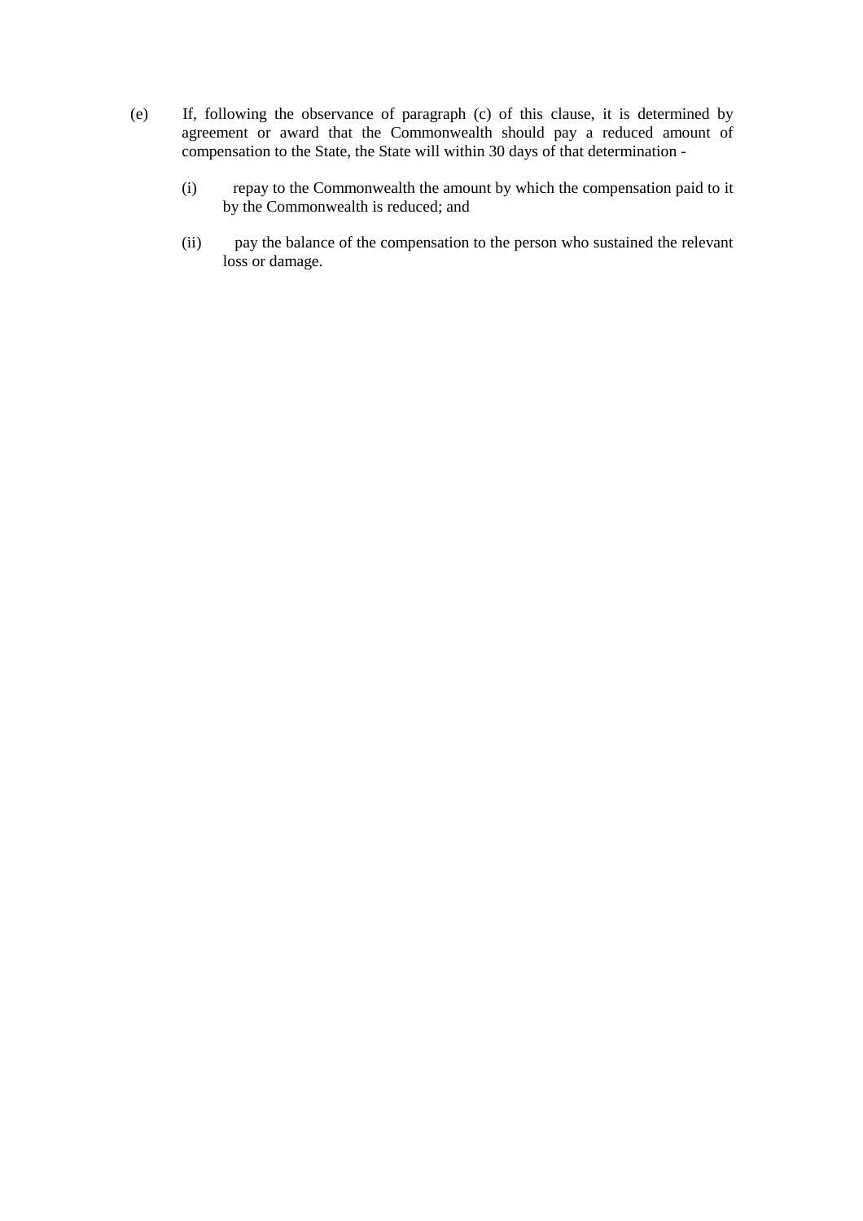(e) If, following the observance of paragraph (c) of this clause, it is determined by agreement or award that the Commonwealth should pay a reduced amount of compensation to the State, the State will within 30 days of that determination -

   (i) repay to the Commonwealth the amount by which the compensation paid to it by the Commonwealth is reduced; and

   (ii) pay the balance of the compensation to the person who sustained the relevant loss or damage.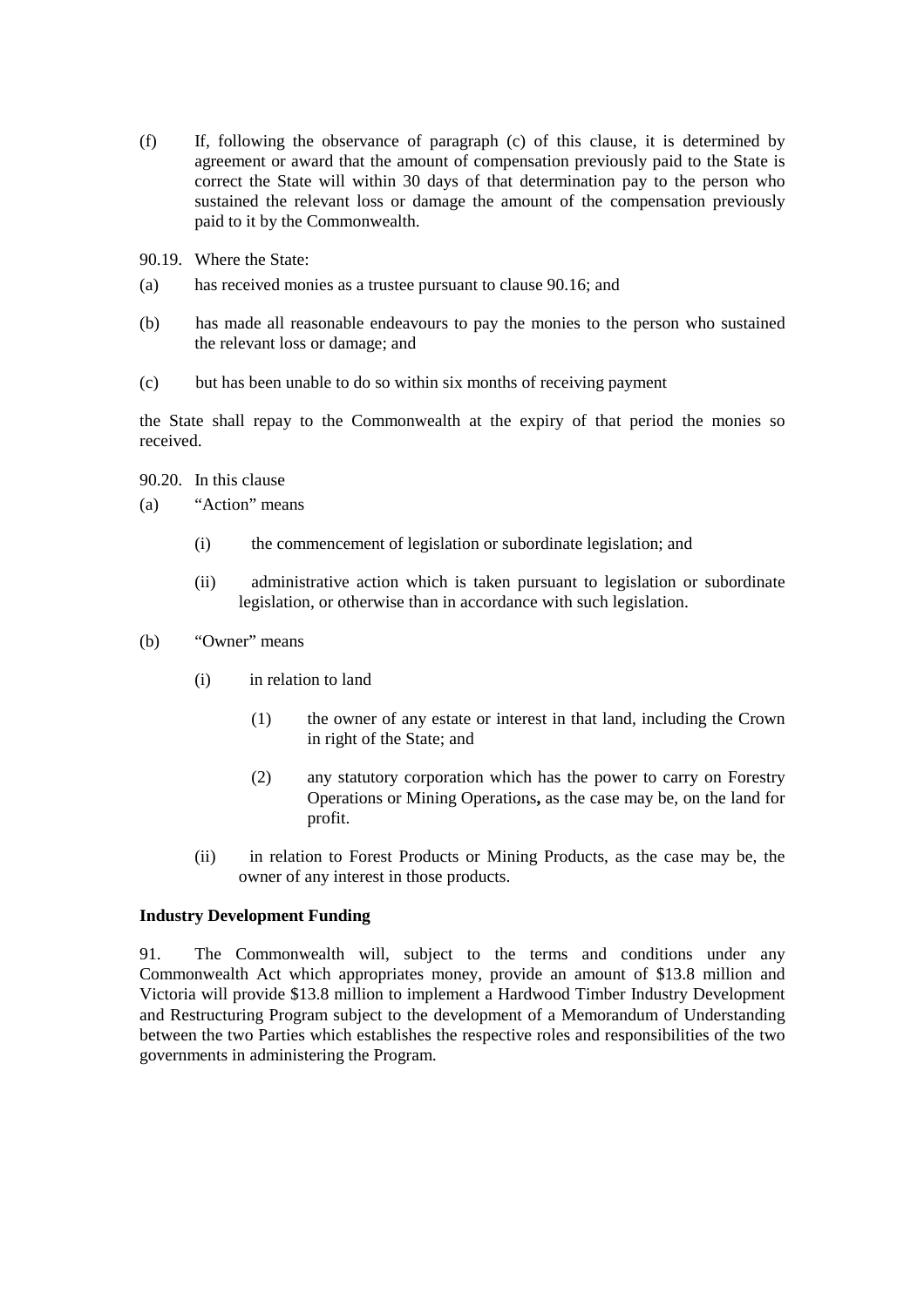(f) If, following the observance of paragraph (c) of this clause, it is determined by agreement or award that the amount of compensation previously paid to the State is correct the State will within 30 days of that determination pay to the person who sustained the relevant loss or damage the amount of the compensation previously paid to it by the Commonwealth.

90.19. Where the State:

(a) has received monies as a trustee pursuant to clause 90.16; and

(b) has made all reasonable endeavours to pay the monies to the person who sustained the relevant loss or damage; and

(c) but has been unable to do so within six months of receiving payment

the State shall repay to the Commonwealth at the expiry of that period the monies so received.

90.20. In this clause

(a) "Action" means

  (i) the commencement of legislation or subordinate legislation; and

  (ii) administrative action which is taken pursuant to legislation or subordinate legislation, or otherwise than in accordance with such legislation.

(b) "Owner" means

  (i) in relation to land

    (1) the owner of any estate or interest in that land, including the Crown in right of the State; and

    (2) any statutory corporation which has the power to carry on Forestry Operations or Mining Operations**,** as the case may be, on the land for profit.

  (ii) in relation to Forest Products or Mining Products, as the case may be, the owner of any interest in those products.

**Industry Development Funding**

91. The Commonwealth will, subject to the terms and conditions under any Commonwealth Act which appropriates money, provide an amount of $13.8 million and Victoria will provide $13.8 million to implement a Hardwood Timber Industry Development and Restructuring Program subject to the development of a Memorandum of Understanding between the two Parties which establishes the respective roles and responsibilities of the two governments in administering the Program.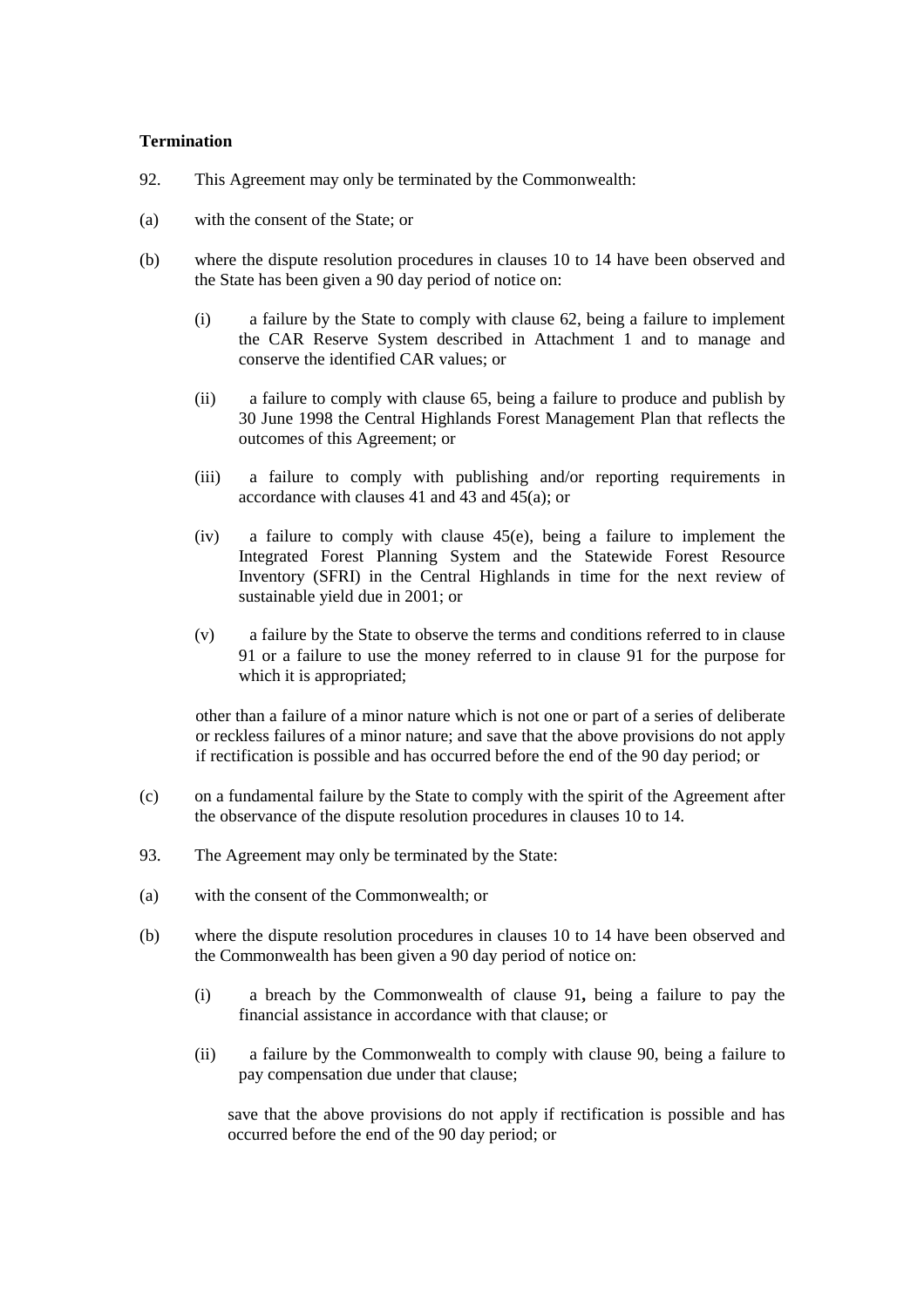**Termination**

92. This Agreement may only be terminated by the Commonwealth:

(a) with the consent of the State; or

(b) where the dispute resolution procedures in clauses 10 to 14 have been observed and the State has been given a 90 day period of notice on:

   (i) a failure by the State to comply with clause 62, being a failure to implement the CAR Reserve System described in Attachment 1 and to manage and conserve the identified CAR values; or

   (ii) a failure to comply with clause 65, being a failure to produce and publish by 30 June 1998 the Central Highlands Forest Management Plan that reflects the outcomes of this Agreement; or

   (iii) a failure to comply with publishing and/or reporting requirements in accordance with clauses 41 and 43 and 45(a); or

   (iv) a failure to comply with clause 45(e), being a failure to implement the Integrated Forest Planning System and the Statewide Forest Resource Inventory (SFRI) in the Central Highlands in time for the next review of sustainable yield due in 2001; or

   (v) a failure by the State to observe the terms and conditions referred to in clause 91 or a failure to use the money referred to in clause 91 for the purpose for which it is appropriated;

   other than a failure of a minor nature which is not one or part of a series of deliberate or reckless failures of a minor nature; and save that the above provisions do not apply if rectification is possible and has occurred before the end of the 90 day period; or

(c) on a fundamental failure by the State to comply with the spirit of the Agreement after the observance of the dispute resolution procedures in clauses 10 to 14.

93. The Agreement may only be terminated by the State:

(a) with the consent of the Commonwealth; or

(b) where the dispute resolution procedures in clauses 10 to 14 have been observed and the Commonwealth has been given a 90 day period of notice on:

   (i) a breach by the Commonwealth of clause 91**,** being a failure to pay the financial assistance in accordance with that clause; or

   (ii) a failure by the Commonwealth to comply with clause 90, being a failure to pay compensation due under that clause;

   save that the above provisions do not apply if rectification is possible and has occurred before the end of the 90 day period; or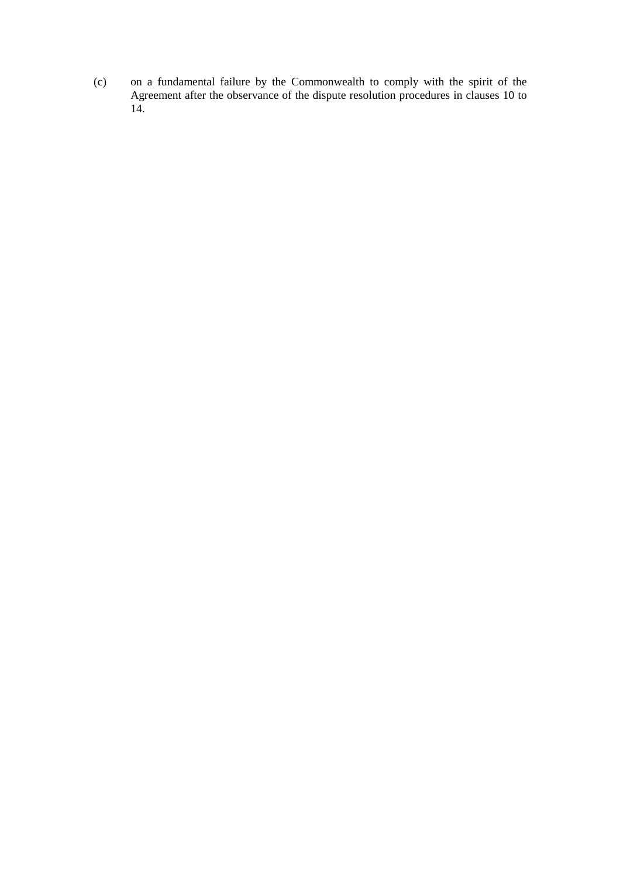(c) on a fundamental failure by the Commonwealth to comply with the spirit of the Agreement after the observance of the dispute resolution procedures in clauses 10 to 14.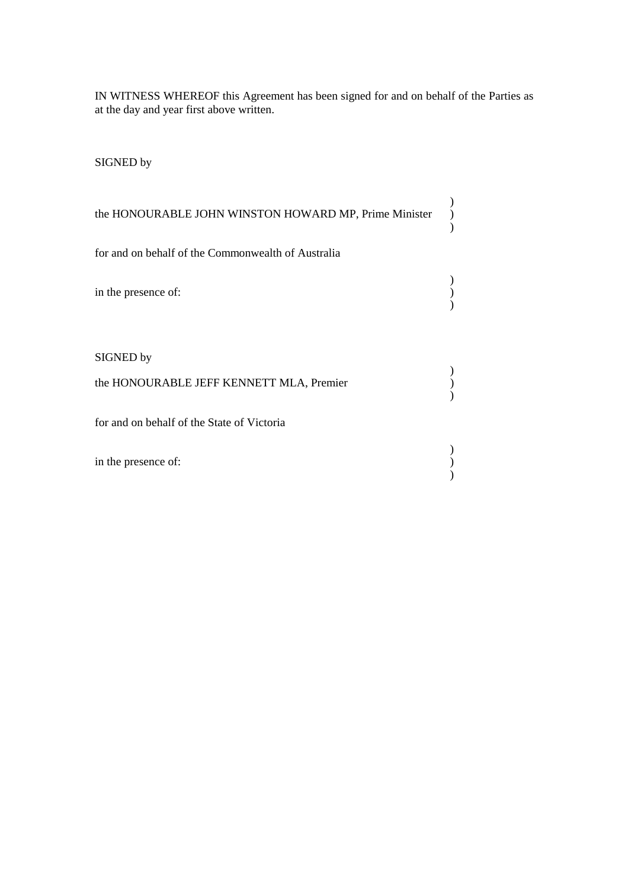IN WITNESS WHEREOF this Agreement has been signed for and on behalf of the Parties as at the day and year first above written.

SIGNED by

the HONOURABLE JOHN WINSTON HOWARD MP, Prime Minister )
)
)

for and on behalf of the Commonwealth of Australia

in the presence of: )
)
)

SIGNED by

the HONOURABLE JEFF KENNETT MLA, Premier )
)
)

for and on behalf of the State of Victoria

in the presence of: )
)
)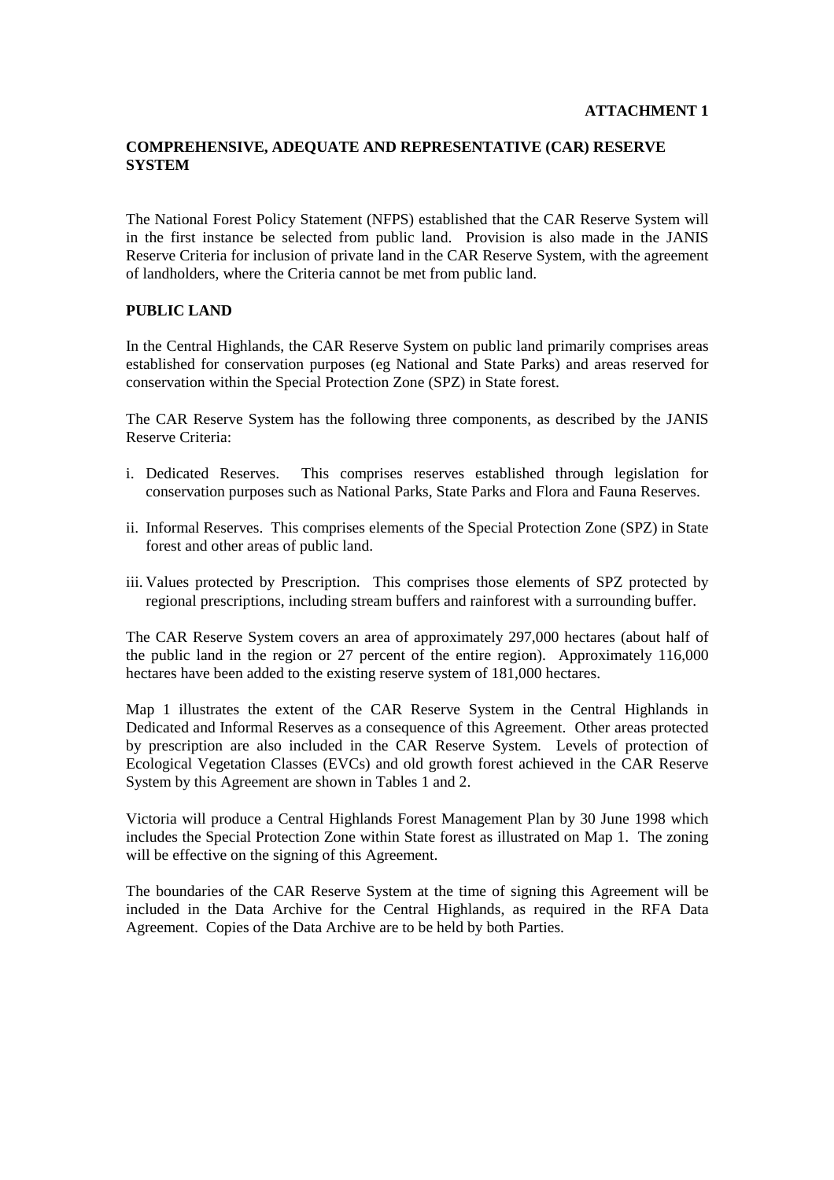**ATTACHMENT 1**

## COMPREHENSIVE, ADEQUATE AND REPRESENTATIVE (CAR) RESERVE SYSTEM

The National Forest Policy Statement (NFPS) established that the CAR Reserve System will in the first instance be selected from public land. Provision is also made in the JANIS Reserve Criteria for inclusion of private land in the CAR Reserve System, with the agreement of landholders, where the Criteria cannot be met from public land.

### PUBLIC LAND

In the Central Highlands, the CAR Reserve System on public land primarily comprises areas established for conservation purposes (eg National and State Parks) and areas reserved for conservation within the Special Protection Zone (SPZ) in State forest.

The CAR Reserve System has the following three components, as described by the JANIS Reserve Criteria:

i. Dedicated Reserves. This comprises reserves established through legislation for conservation purposes such as National Parks, State Parks and Flora and Fauna Reserves.

ii. Informal Reserves. This comprises elements of the Special Protection Zone (SPZ) in State forest and other areas of public land.

iii. Values protected by Prescription. This comprises those elements of SPZ protected by regional prescriptions, including stream buffers and rainforest with a surrounding buffer.

The CAR Reserve System covers an area of approximately 297,000 hectares (about half of the public land in the region or 27 percent of the entire region). Approximately 116,000 hectares have been added to the existing reserve system of 181,000 hectares.

Map 1 illustrates the extent of the CAR Reserve System in the Central Highlands in Dedicated and Informal Reserves as a consequence of this Agreement. Other areas protected by prescription are also included in the CAR Reserve System. Levels of protection of Ecological Vegetation Classes (EVCs) and old growth forest achieved in the CAR Reserve System by this Agreement are shown in Tables 1 and 2.

Victoria will produce a Central Highlands Forest Management Plan by 30 June 1998 which includes the Special Protection Zone within State forest as illustrated on Map 1. The zoning will be effective on the signing of this Agreement.

The boundaries of the CAR Reserve System at the time of signing this Agreement will be included in the Data Archive for the Central Highlands, as required in the RFA Data Agreement. Copies of the Data Archive are to be held by both Parties.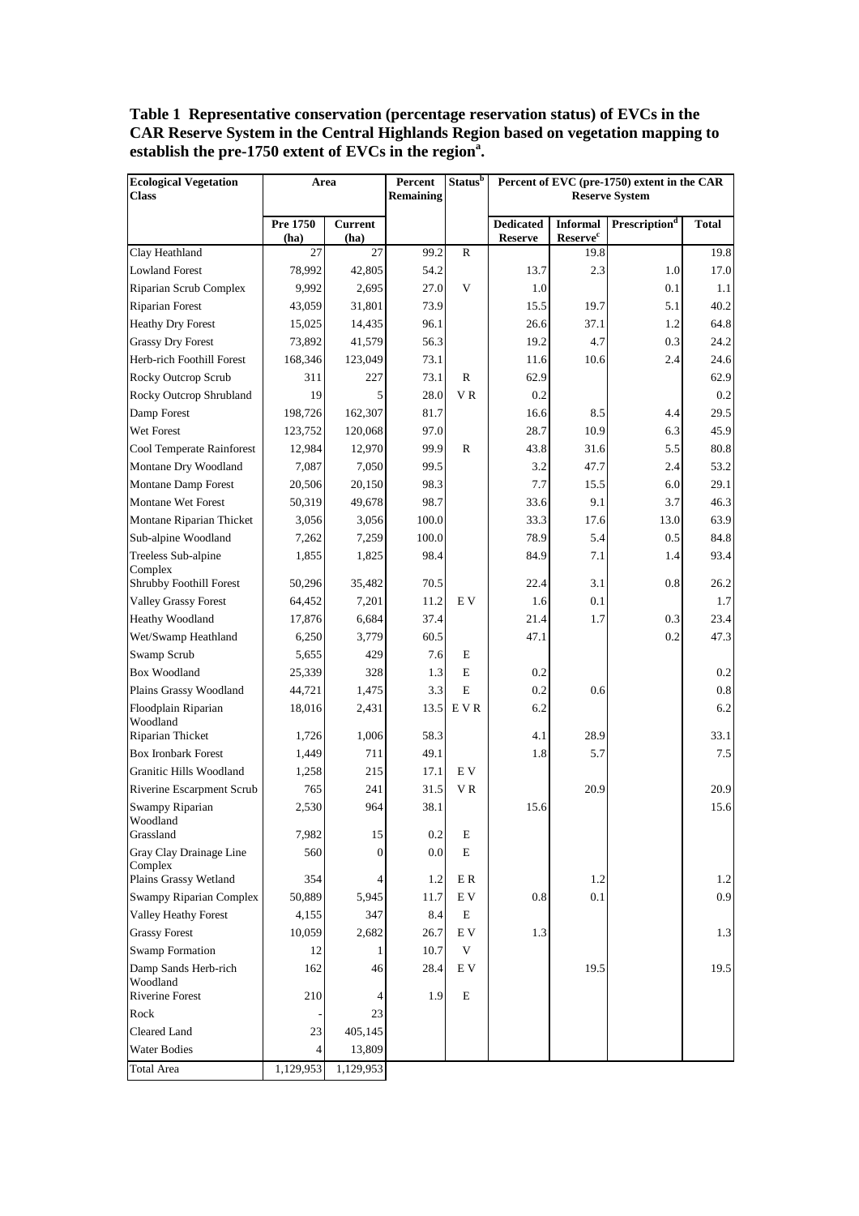**Table 1 Representative conservation (percentage reservation status) of EVCs in the CAR Reserve System in the Central Highlands Region based on vegetation mapping to establish the pre-1750 extent of EVCs in the region[a].**

| Ecological Vegetation Class | Area | | Percent Remaining | Status[b] | Percent of EVC (pre-1750) extent in the CAR Reserve System | | | |
|---|---|---|---|---|---|---|---|---|
| | Pre 1750 (ha) | Current (ha) | | | Dedicated Reserve | Informal Reserve[c] | Prescription[d] | Total |
| Clay Heathland | 27 | 27 | 99.2 | R | | 19.8 | | 19.8 |
| Lowland Forest | 78,992 | 42,805 | 54.2 | | 13.7 | 2.3 | 1.0 | 17.0 |
| Riparian Scrub Complex | 9,992 | 2,695 | 27.0 | V | 1.0 | | 0.1 | 1.1 |
| Riparian Forest | 43,059 | 31,801 | 73.9 | | 15.5 | 19.7 | 5.1 | 40.2 |
| Heathy Dry Forest | 15,025 | 14,435 | 96.1 | | 26.6 | 37.1 | 1.2 | 64.8 |
| Grassy Dry Forest | 73,892 | 41,579 | 56.3 | | 19.2 | 4.7 | 0.3 | 24.2 |
| Herb-rich Foothill Forest | 168,346 | 123,049 | 73.1 | | 11.6 | 10.6 | 2.4 | 24.6 |
| Rocky Outcrop Scrub | 311 | 227 | 73.1 | R | 62.9 | | | 62.9 |
| Rocky Outcrop Shrubland | 19 | 5 | 28.0 | V R | 0.2 | | | 0.2 |
| Damp Forest | 198,726 | 162,307 | 81.7 | | 16.6 | 8.5 | 4.4 | 29.5 |
| Wet Forest | 123,752 | 120,068 | 97.0 | | 28.7 | 10.9 | 6.3 | 45.9 |
| Cool Temperate Rainforest | 12,984 | 12,970 | 99.9 | R | 43.8 | 31.6 | 5.5 | 80.8 |
| Montane Dry Woodland | 7,087 | 7,050 | 99.5 | | 3.2 | 47.7 | 2.4 | 53.2 |
| Montane Damp Forest | 20,506 | 20,150 | 98.3 | | 7.7 | 15.5 | 6.0 | 29.1 |
| Montane Wet Forest | 50,319 | 49,678 | 98.7 | | 33.6 | 9.1 | 3.7 | 46.3 |
| Montane Riparian Thicket | 3,056 | 3,056 | 100.0 | | 33.3 | 17.6 | 13.0 | 63.9 |
| Sub-alpine Woodland | 7,262 | 7,259 | 100.0 | | 78.9 | 5.4 | 0.5 | 84.8 |
| Treeless Sub-alpine Complex | 1,855 | 1,825 | 98.4 | | 84.9 | 7.1 | 1.4 | 93.4 |
| Shrubby Foothill Forest | 50,296 | 35,482 | 70.5 | | 22.4 | 3.1 | 0.8 | 26.2 |
| Valley Grassy Forest | 64,452 | 7,201 | 11.2 | E V | 1.6 | 0.1 | | 1.7 |
| Heathy Woodland | 17,876 | 6,684 | 37.4 | | 21.4 | 1.7 | 0.3 | 23.4 |
| Wet/Swamp Heathland | 6,250 | 3,779 | 60.5 | | 47.1 | | 0.2 | 47.3 |
| Swamp Scrub | 5,655 | 429 | 7.6 | E | | | | |
| Box Woodland | 25,339 | 328 | 1.3 | E | 0.2 | | | 0.2 |
| Plains Grassy Woodland | 44,721 | 1,475 | 3.3 | E | 0.2 | 0.6 | | 0.8 |
| Floodplain Riparian Woodland | 18,016 | 2,431 | 13.5 | E V R | 6.2 | | | 6.2 |
| Riparian Thicket | 1,726 | 1,006 | 58.3 | | 4.1 | 28.9 | | 33.1 |
| Box Ironbark Forest | 1,449 | 711 | 49.1 | | 1.8 | 5.7 | | 7.5 |
| Granitic Hills Woodland | 1,258 | 215 | 17.1 | E V | | | | |
| Riverine Escarpment Scrub | 765 | 241 | 31.5 | V R | | 20.9 | | 20.9 |
| Swampy Riparian Woodland | 2,530 | 964 | 38.1 | | 15.6 | | | 15.6 |
| Grassland | 7,982 | 15 | 0.2 | E | | | | |
| Gray Clay Drainage Line Complex | 560 | 0 | 0.0 | E | | | | |
| Plains Grassy Wetland | 354 | 4 | 1.2 | E R | | 1.2 | | 1.2 |
| Swampy Riparian Complex | 50,889 | 5,945 | 11.7 | E V | 0.8 | 0.1 | | 0.9 |
| Valley Heathy Forest | 4,155 | 347 | 8.4 | E | | | | |
| Grassy Forest | 10,059 | 2,682 | 26.7 | E V | 1.3 | | | 1.3 |
| Swamp Formation | 12 | 1 | 10.7 | V | | | | |
| Damp Sands Herb-rich Woodland | 162 | 46 | 28.4 | E V | | 19.5 | | 19.5 |
| Riverine Forest | 210 | 4 | 1.9 | E | | | | |
| Rock | - | 23 | | | | | | |
| Cleared Land | 23 | 405,145 | | | | | | |
| Water Bodies | 4 | 13,809 | | | | | | |
| Total Area | 1,129,953 | 1,129,953 | | | | | | |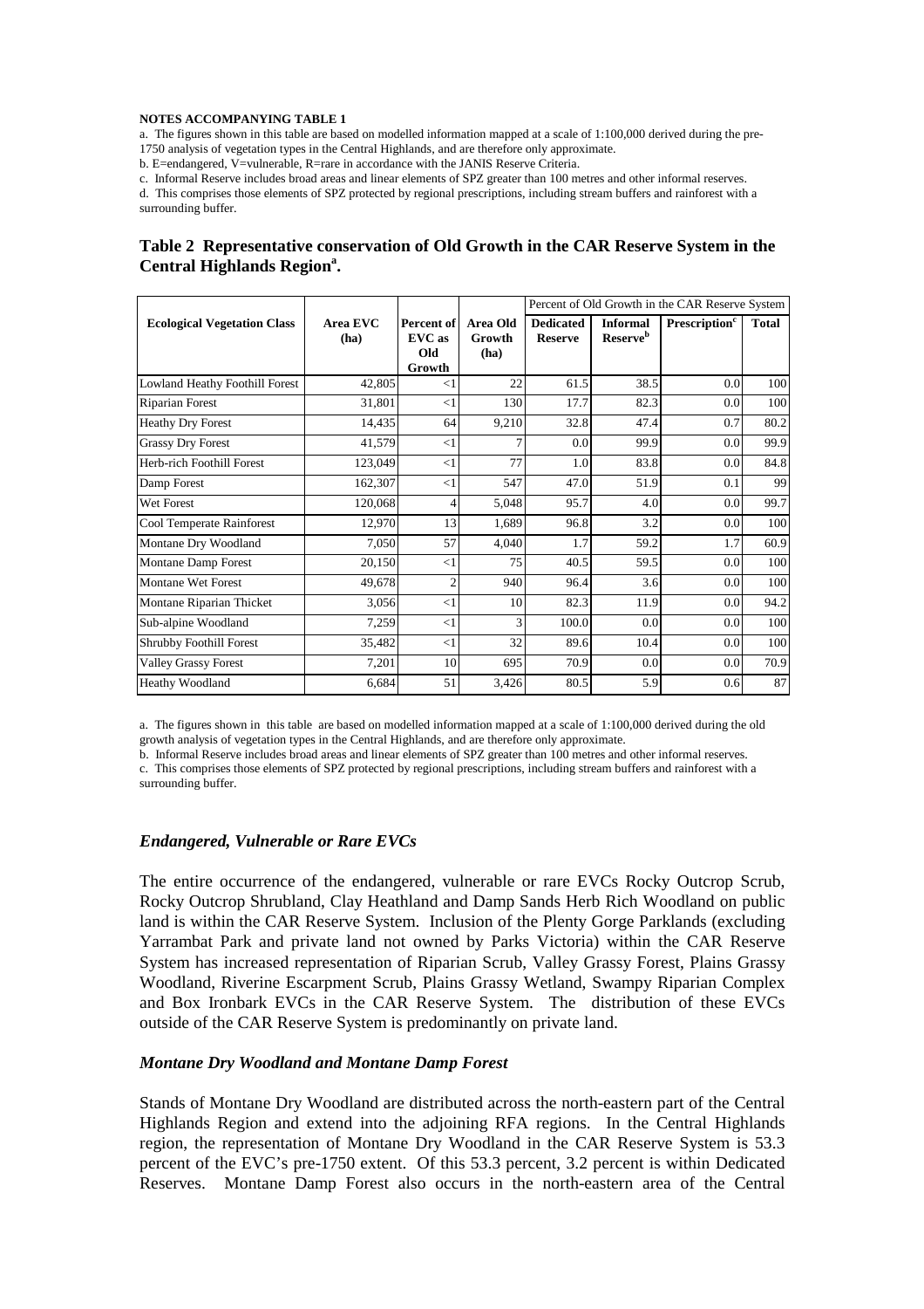**NOTES ACCOMPANYING TABLE 1**

a. The figures shown in this table are based on modelled information mapped at a scale of 1:100,000 derived during the pre-1750 analysis of vegetation types in the Central Highlands, and are therefore only approximate.

b. E=endangered, V=vulnerable, R=rare in accordance with the JANIS Reserve Criteria.

c. Informal Reserve includes broad areas and linear elements of SPZ greater than 100 metres and other informal reserves.

d. This comprises those elements of SPZ protected by regional prescriptions, including stream buffers and rainforest with a surrounding buffer.

### Table 2 Representative conservation of Old Growth in the CAR Reserve System in the Central Highlands Region[a].

| Ecological Vegetation Class | Area EVC (ha) | Percent of EVC as Old Growth | Area Old Growth (ha) | Percent of Old Growth in the CAR Reserve System | | | |
|---|---|---|---|---|---|---|---|
| | | | | Dedicated Reserve | Informal Reserve[b] | Prescription[c] | Total |
| Lowland Heathy Foothill Forest | 42,805 | <1 | 22 | 61.5 | 38.5 | 0.0 | 100 |
| Riparian Forest | 31,801 | <1 | 130 | 17.7 | 82.3 | 0.0 | 100 |
| Heathy Dry Forest | 14,435 | 64 | 9,210 | 32.8 | 47.4 | 0.7 | 80.2 |
| Grassy Dry Forest | 41,579 | <1 | 7 | 0.0 | 99.9 | 0.0 | 99.9 |
| Herb-rich Foothill Forest | 123,049 | <1 | 77 | 1.0 | 83.8 | 0.0 | 84.8 |
| Damp Forest | 162,307 | <1 | 547 | 47.0 | 51.9 | 0.1 | 99 |
| Wet Forest | 120,068 | 4 | 5,048 | 95.7 | 4.0 | 0.0 | 99.7 |
| Cool Temperate Rainforest | 12,970 | 13 | 1,689 | 96.8 | 3.2 | 0.0 | 100 |
| Montane Dry Woodland | 7,050 | 57 | 4,040 | 1.7 | 59.2 | 1.7 | 60.9 |
| Montane Damp Forest | 20,150 | <1 | 75 | 40.5 | 59.5 | 0.0 | 100 |
| Montane Wet Forest | 49,678 | 2 | 940 | 96.4 | 3.6 | 0.0 | 100 |
| Montane Riparian Thicket | 3,056 | <1 | 10 | 82.3 | 11.9 | 0.0 | 94.2 |
| Sub-alpine Woodland | 7,259 | <1 | 3 | 100.0 | 0.0 | 0.0 | 100 |
| Shrubby Foothill Forest | 35,482 | <1 | 32 | 89.6 | 10.4 | 0.0 | 100 |
| Valley Grassy Forest | 7,201 | 10 | 695 | 70.9 | 0.0 | 0.0 | 70.9 |
| Heathy Woodland | 6,684 | 51 | 3,426 | 80.5 | 5.9 | 0.6 | 87 |

a. The figures shown in this table are based on modelled information mapped at a scale of 1:100,000 derived during the old growth analysis of vegetation types in the Central Highlands, and are therefore only approximate.

b. Informal Reserve includes broad areas and linear elements of SPZ greater than 100 metres and other informal reserves.

c. This comprises those elements of SPZ protected by regional prescriptions, including stream buffers and rainforest with a surrounding buffer.

### *Endangered, Vulnerable or Rare EVCs*

The entire occurrence of the endangered, vulnerable or rare EVCs Rocky Outcrop Scrub, Rocky Outcrop Shrubland, Clay Heathland and Damp Sands Herb Rich Woodland on public land is within the CAR Reserve System. Inclusion of the Plenty Gorge Parklands (excluding Yarrambat Park and private land not owned by Parks Victoria) within the CAR Reserve System has increased representation of Riparian Scrub, Valley Grassy Forest, Plains Grassy Woodland, Riverine Escarpment Scrub, Plains Grassy Wetland, Swampy Riparian Complex and Box Ironbark EVCs in the CAR Reserve System. The distribution of these EVCs outside of the CAR Reserve System is predominantly on private land.

### *Montane Dry Woodland and Montane Damp Forest*

Stands of Montane Dry Woodland are distributed across the north-eastern part of the Central Highlands Region and extend into the adjoining RFA regions. In the Central Highlands region, the representation of Montane Dry Woodland in the CAR Reserve System is 53.3 percent of the EVC's pre-1750 extent. Of this 53.3 percent, 3.2 percent is within Dedicated Reserves. Montane Damp Forest also occurs in the north-eastern area of the Central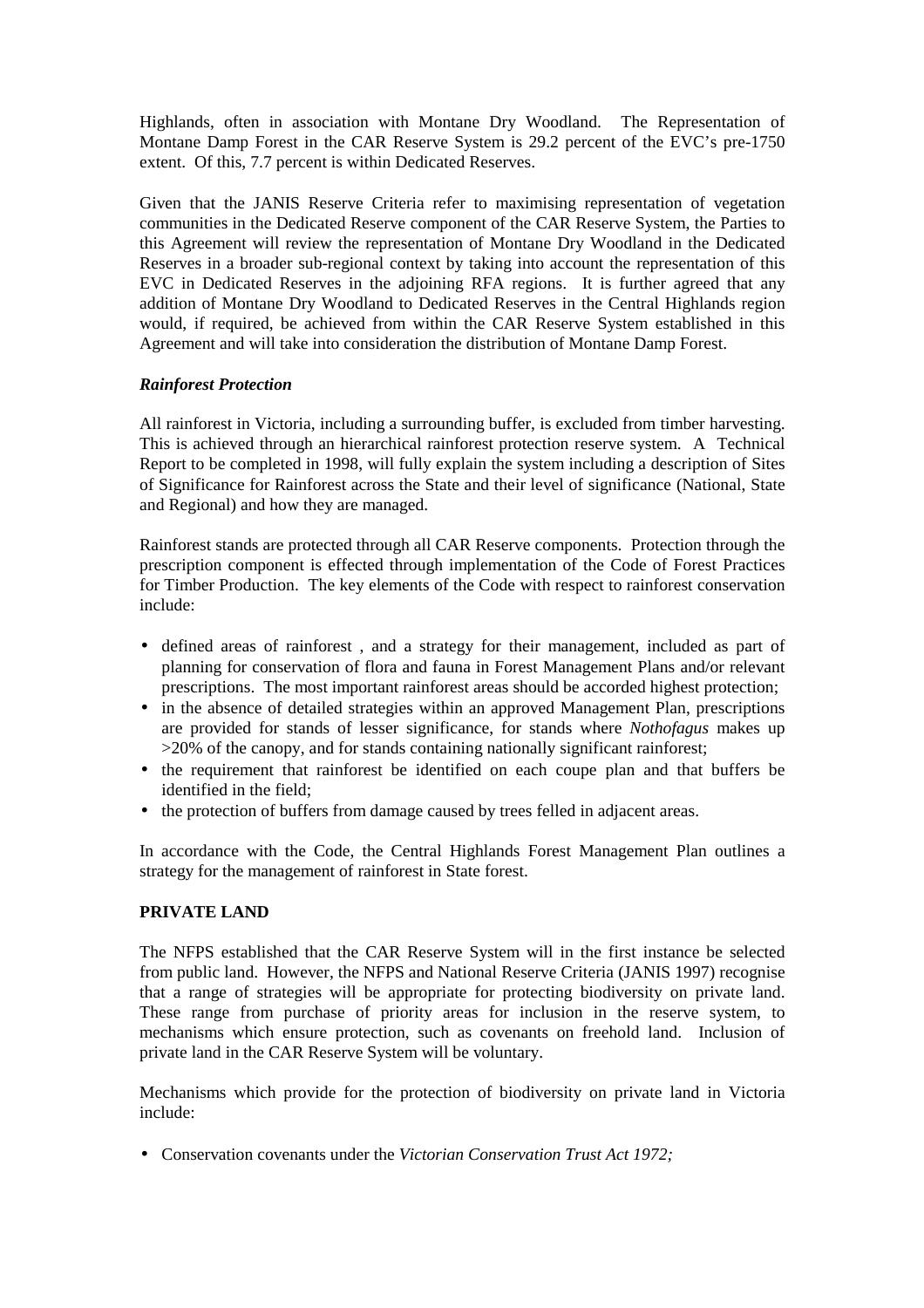Highlands, often in association with Montane Dry Woodland. The Representation of Montane Damp Forest in the CAR Reserve System is 29.2 percent of the EVC's pre-1750 extent. Of this, 7.7 percent is within Dedicated Reserves.

Given that the JANIS Reserve Criteria refer to maximising representation of vegetation communities in the Dedicated Reserve component of the CAR Reserve System, the Parties to this Agreement will review the representation of Montane Dry Woodland in the Dedicated Reserves in a broader sub-regional context by taking into account the representation of this EVC in Dedicated Reserves in the adjoining RFA regions. It is further agreed that any addition of Montane Dry Woodland to Dedicated Reserves in the Central Highlands region would, if required, be achieved from within the CAR Reserve System established in this Agreement and will take into consideration the distribution of Montane Damp Forest.

***Rainforest Protection***

All rainforest in Victoria, including a surrounding buffer, is excluded from timber harvesting. This is achieved through an hierarchical rainforest protection reserve system. A Technical Report to be completed in 1998, will fully explain the system including a description of Sites of Significance for Rainforest across the State and their level of significance (National, State and Regional) and how they are managed.

Rainforest stands are protected through all CAR Reserve components. Protection through the prescription component is effected through implementation of the Code of Forest Practices for Timber Production. The key elements of the Code with respect to rainforest conservation include:

- defined areas of rainforest , and a strategy for their management, included as part of planning for conservation of flora and fauna in Forest Management Plans and/or relevant prescriptions. The most important rainforest areas should be accorded highest protection;
- in the absence of detailed strategies within an approved Management Plan, prescriptions are provided for stands of lesser significance, for stands where *Nothofagus* makes up >20% of the canopy, and for stands containing nationally significant rainforest;
- the requirement that rainforest be identified on each coupe plan and that buffers be identified in the field;
- the protection of buffers from damage caused by trees felled in adjacent areas.

In accordance with the Code, the Central Highlands Forest Management Plan outlines a strategy for the management of rainforest in State forest.

**PRIVATE LAND**

The NFPS established that the CAR Reserve System will in the first instance be selected from public land. However, the NFPS and National Reserve Criteria (JANIS 1997) recognise that a range of strategies will be appropriate for protecting biodiversity on private land. These range from purchase of priority areas for inclusion in the reserve system, to mechanisms which ensure protection, such as covenants on freehold land. Inclusion of private land in the CAR Reserve System will be voluntary.

Mechanisms which provide for the protection of biodiversity on private land in Victoria include:

- Conservation covenants under the *Victorian Conservation Trust Act 1972;*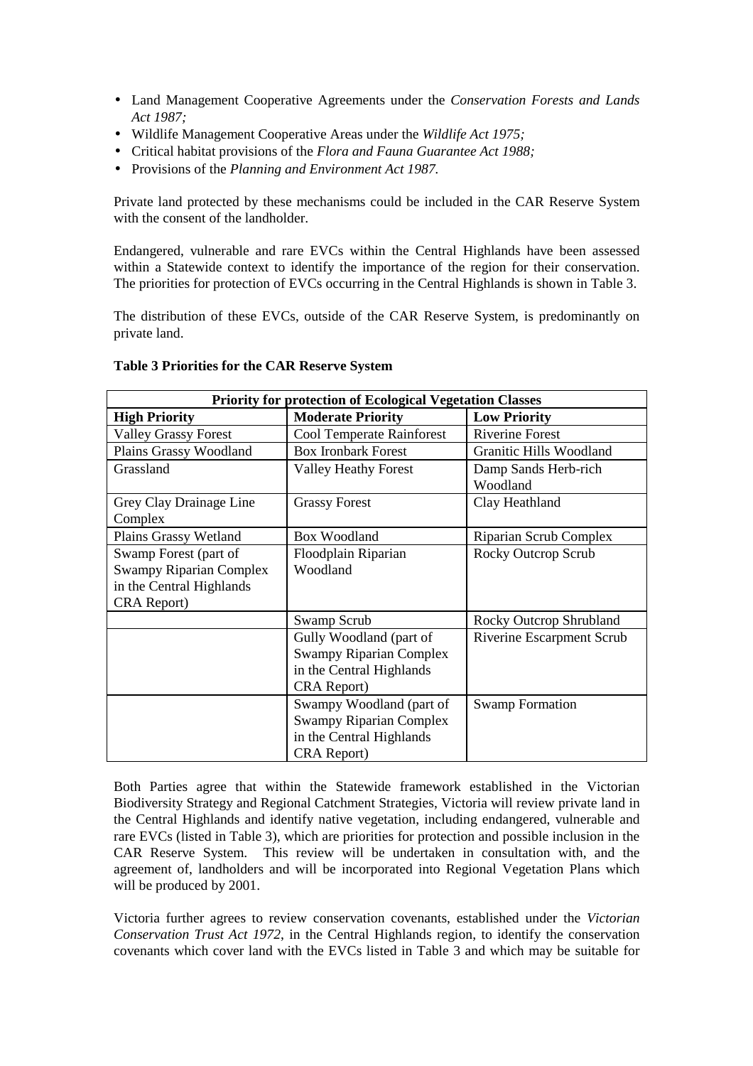- Land Management Cooperative Agreements under the *Conservation Forests and Lands Act 1987;*
- Wildlife Management Cooperative Areas under the *Wildlife Act 1975;*
- Critical habitat provisions of the *Flora and Fauna Guarantee Act 1988;*
- Provisions of the *Planning and Environment Act 1987.*

Private land protected by these mechanisms could be included in the CAR Reserve System with the consent of the landholder.

Endangered, vulnerable and rare EVCs within the Central Highlands have been assessed within a Statewide context to identify the importance of the region for their conservation. The priorities for protection of EVCs occurring in the Central Highlands is shown in Table 3.

The distribution of these EVCs, outside of the CAR Reserve System, is predominantly on private land.

**Table 3 Priorities for the CAR Reserve System**

| Priority for protection of Ecological Vegetation Classes | | |
|---|---|---|
| **High Priority** | **Moderate Priority** | **Low Priority** |
| Valley Grassy Forest | Cool Temperate Rainforest | Riverine Forest |
| Plains Grassy Woodland | Box Ironbark Forest | Granitic Hills Woodland |
| Grassland | Valley Heathy Forest | Damp Sands Herb-rich Woodland |
| Grey Clay Drainage Line Complex | Grassy Forest | Clay Heathland |
| Plains Grassy Wetland | Box Woodland | Riparian Scrub Complex |
| Swamp Forest (part of Swampy Riparian Complex in the Central Highlands CRA Report) | Floodplain Riparian Woodland | Rocky Outcrop Scrub |
| | Swamp Scrub | Rocky Outcrop Shrubland |
| | Gully Woodland (part of Swampy Riparian Complex in the Central Highlands CRA Report) | Riverine Escarpment Scrub |
| | Swampy Woodland (part of Swampy Riparian Complex in the Central Highlands CRA Report) | Swamp Formation |

Both Parties agree that within the Statewide framework established in the Victorian Biodiversity Strategy and Regional Catchment Strategies, Victoria will review private land in the Central Highlands and identify native vegetation, including endangered, vulnerable and rare EVCs (listed in Table 3), which are priorities for protection and possible inclusion in the CAR Reserve System. This review will be undertaken in consultation with, and the agreement of, landholders and will be incorporated into Regional Vegetation Plans which will be produced by 2001.

Victoria further agrees to review conservation covenants, established under the *Victorian Conservation Trust Act 1972*, in the Central Highlands region, to identify the conservation covenants which cover land with the EVCs listed in Table 3 and which may be suitable for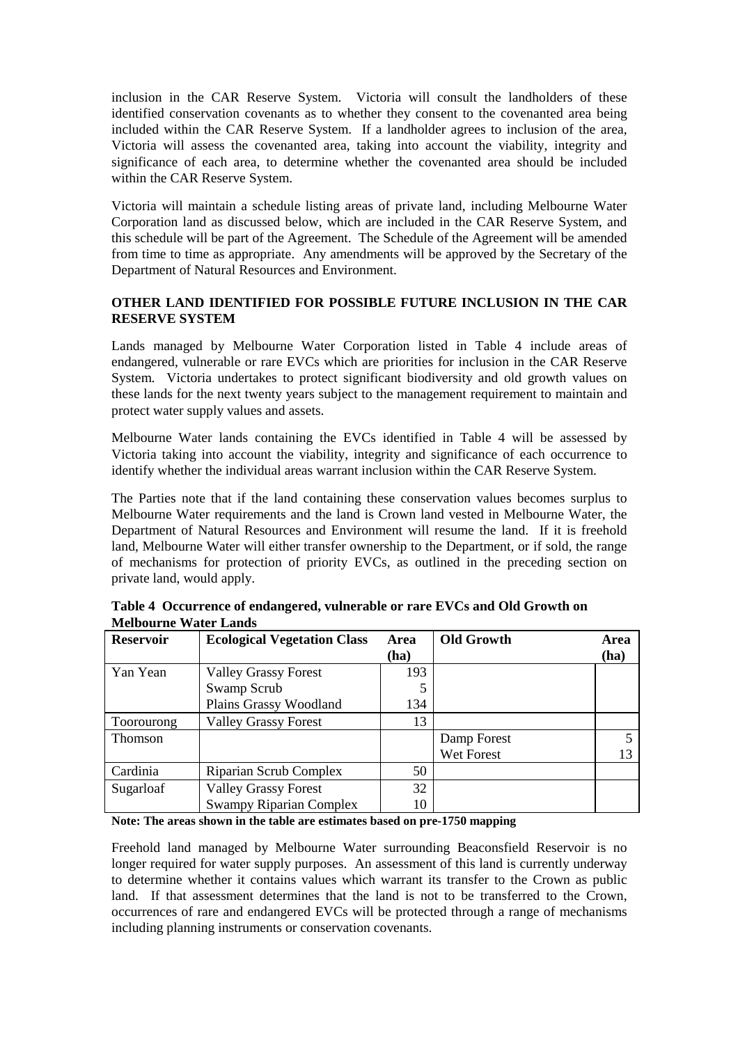inclusion in the CAR Reserve System. Victoria will consult the landholders of these identified conservation covenants as to whether they consent to the covenanted area being included within the CAR Reserve System. If a landholder agrees to inclusion of the area, Victoria will assess the covenanted area, taking into account the viability, integrity and significance of each area, to determine whether the covenanted area should be included within the CAR Reserve System.

Victoria will maintain a schedule listing areas of private land, including Melbourne Water Corporation land as discussed below, which are included in the CAR Reserve System, and this schedule will be part of the Agreement. The Schedule of the Agreement will be amended from time to time as appropriate. Any amendments will be approved by the Secretary of the Department of Natural Resources and Environment.

## OTHER LAND IDENTIFIED FOR POSSIBLE FUTURE INCLUSION IN THE CAR RESERVE SYSTEM

Lands managed by Melbourne Water Corporation listed in Table 4 include areas of endangered, vulnerable or rare EVCs which are priorities for inclusion in the CAR Reserve System. Victoria undertakes to protect significant biodiversity and old growth values on these lands for the next twenty years subject to the management requirement to maintain and protect water supply values and assets.

Melbourne Water lands containing the EVCs identified in Table 4 will be assessed by Victoria taking into account the viability, integrity and significance of each occurrence to identify whether the individual areas warrant inclusion within the CAR Reserve System.

The Parties note that if the land containing these conservation values becomes surplus to Melbourne Water requirements and the land is Crown land vested in Melbourne Water, the Department of Natural Resources and Environment will resume the land. If it is freehold land, Melbourne Water will either transfer ownership to the Department, or if sold, the range of mechanisms for protection of priority EVCs, as outlined in the preceding section on private land, would apply.

**Table 4 Occurrence of endangered, vulnerable or rare EVCs and Old Growth on Melbourne Water Lands**

| Reservoir | Ecological Vegetation Class | Area (ha) | Old Growth | Area (ha) |
|---|---|---|---|---|
| Yan Yean | Valley Grassy Forest | 193 | | |
| | Swamp Scrub | 5 | | |
| | Plains Grassy Woodland | 134 | | |
| Toorourong | Valley Grassy Forest | 13 | | |
| Thomson | | | Damp Forest | 5 |
| | | | Wet Forest | 13 |
| Cardinia | Riparian Scrub Complex | 50 | | |
| Sugarloaf | Valley Grassy Forest | 32 | | |
| | Swampy Riparian Complex | 10 | | |

**Note: The areas shown in the table are estimates based on pre-1750 mapping**

Freehold land managed by Melbourne Water surrounding Beaconsfield Reservoir is no longer required for water supply purposes. An assessment of this land is currently underway to determine whether it contains values which warrant its transfer to the Crown as public land. If that assessment determines that the land is not to be transferred to the Crown, occurrences of rare and endangered EVCs will be protected through a range of mechanisms including planning instruments or conservation covenants.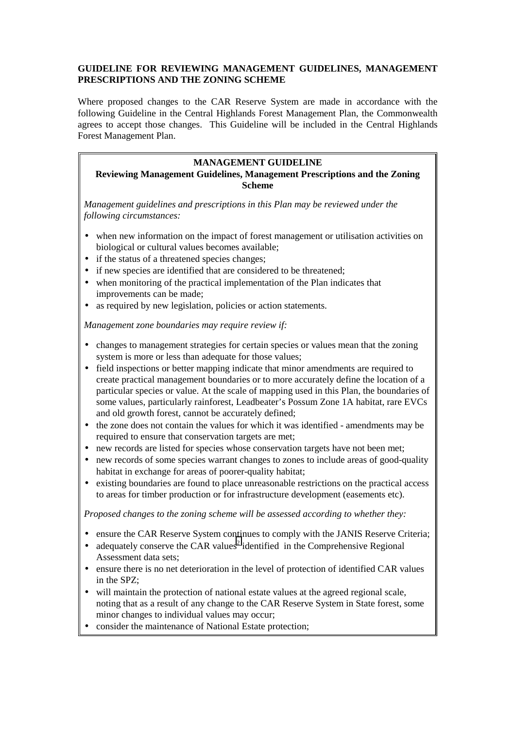**GUIDELINE FOR REVIEWING MANAGEMENT GUIDELINES, MANAGEMENT PRESCRIPTIONS AND THE ZONING SCHEME**

Where proposed changes to the CAR Reserve System are made in accordance with the following Guideline in the Central Highlands Forest Management Plan, the Commonwealth agrees to accept those changes. This Guideline will be included in the Central Highlands Forest Management Plan.

**MANAGEMENT GUIDELINE**

**Reviewing Management Guidelines, Management Prescriptions and the Zoning Scheme**

*Management guidelines and prescriptions in this Plan may be reviewed under the following circumstances:*

- when new information on the impact of forest management or utilisation activities on biological or cultural values becomes available;
- if the status of a threatened species changes;
- if new species are identified that are considered to be threatened;
- when monitoring of the practical implementation of the Plan indicates that improvements can be made;
- as required by new legislation, policies or action statements.

*Management zone boundaries may require review if:*

- changes to management strategies for certain species or values mean that the zoning system is more or less than adequate for those values;
- field inspections or better mapping indicate that minor amendments are required to create practical management boundaries or to more accurately define the location of a particular species or value. At the scale of mapping used in this Plan, the boundaries of some values, particularly rainforest, Leadbeater's Possum Zone 1A habitat, rare EVCs and old growth forest, cannot be accurately defined;
- the zone does not contain the values for which it was identified - amendments may be required to ensure that conservation targets are met;
- new records are listed for species whose conservation targets have not been met;
- new records of some species warrant changes to zones to include areas of good-quality habitat in exchange for areas of poorer-quality habitat;
- existing boundaries are found to place unreasonable restrictions on the practical access to areas for timber production or for infrastructure development (easements etc).

*Proposed changes to the zoning scheme will be assessed according to whether they:*

- ensure the CAR Reserve System continues to comply with the JANIS Reserve Criteria;
- adequately conserve the CAR values[2] identified in the Comprehensive Regional Assessment data sets;
- ensure there is no net deterioration in the level of protection of identified CAR values in the SPZ;
- will maintain the protection of national estate values at the agreed regional scale, noting that as a result of any change to the CAR Reserve System in State forest, some minor changes to individual values may occur;
- consider the maintenance of National Estate protection;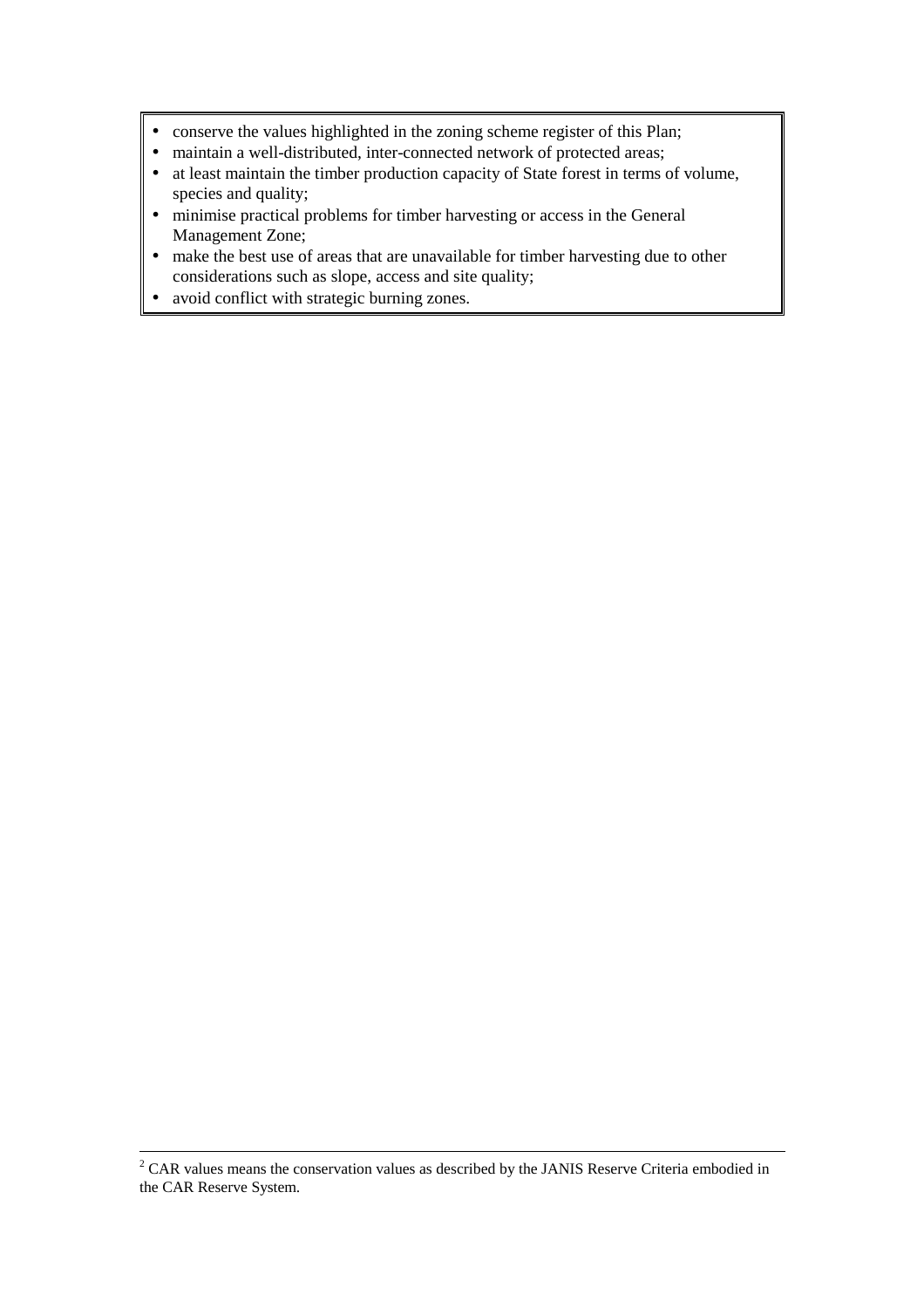- conserve the values highlighted in the zoning scheme register of this Plan;
- maintain a well-distributed, inter-connected network of protected areas;
- at least maintain the timber production capacity of State forest in terms of volume, species and quality;
- minimise practical problems for timber harvesting or access in the General Management Zone;
- make the best use of areas that are unavailable for timber harvesting due to other considerations such as slope, access and site quality;
- avoid conflict with strategic burning zones.

---

[2] CAR values means the conservation values as described by the JANIS Reserve Criteria embodied in the CAR Reserve System.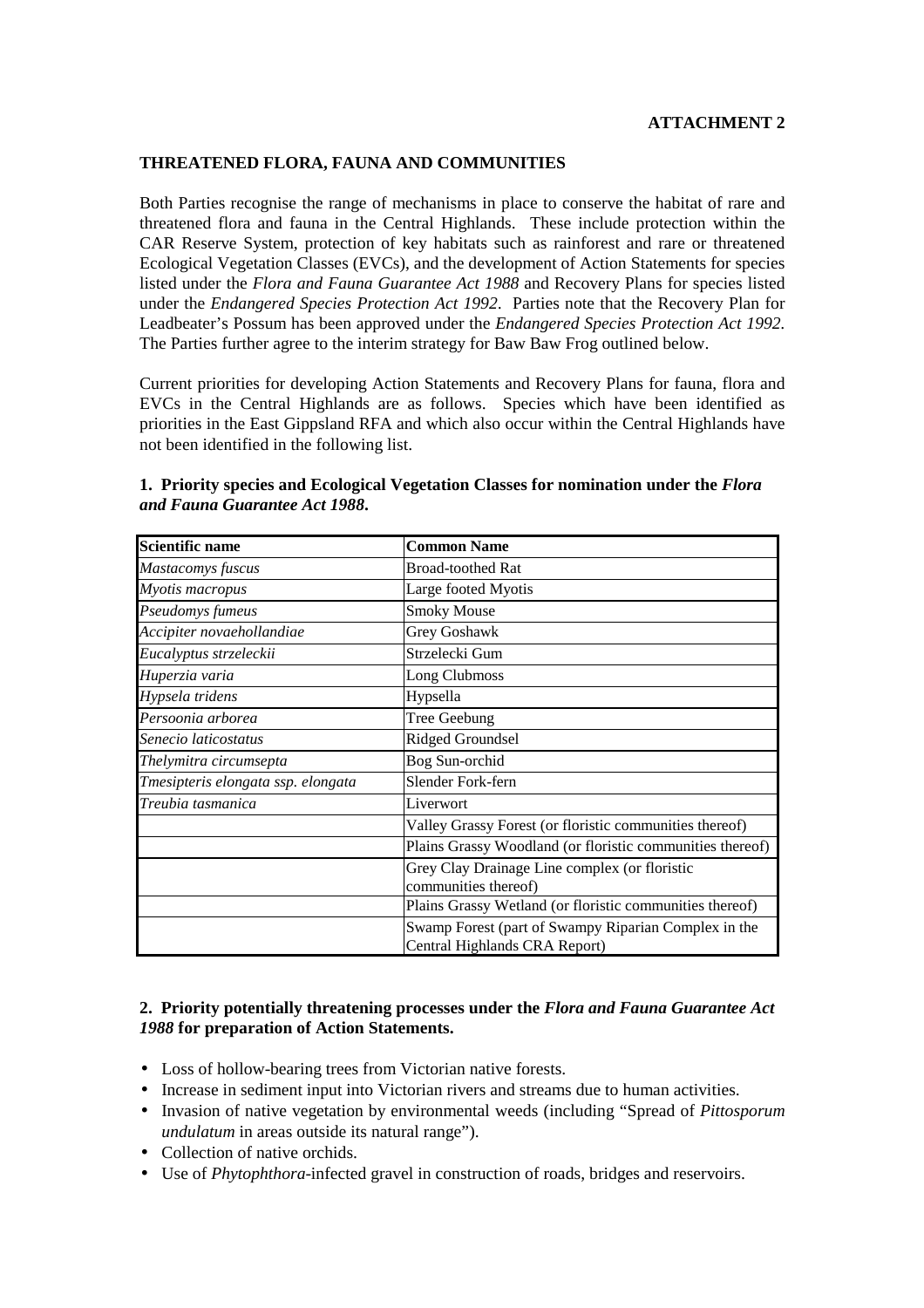**ATTACHMENT 2**

**THREATENED FLORA, FAUNA AND COMMUNITIES**

Both Parties recognise the range of mechanisms in place to conserve the habitat of rare and threatened flora and fauna in the Central Highlands. These include protection within the CAR Reserve System, protection of key habitats such as rainforest and rare or threatened Ecological Vegetation Classes (EVCs), and the development of Action Statements for species listed under the *Flora and Fauna Guarantee Act 1988* and Recovery Plans for species listed under the *Endangered Species Protection Act 1992*. Parties note that the Recovery Plan for Leadbeater's Possum has been approved under the *Endangered Species Protection Act 1992*. The Parties further agree to the interim strategy for Baw Baw Frog outlined below.

Current priorities for developing Action Statements and Recovery Plans for fauna, flora and EVCs in the Central Highlands are as follows. Species which have been identified as priorities in the East Gippsland RFA and which also occur within the Central Highlands have not been identified in the following list.

**1. Priority species and Ecological Vegetation Classes for nomination under the *Flora and Fauna Guarantee Act 1988*.**

| Scientific name | Common Name |
|---|---|
| *Mastacomys fuscus* | Broad-toothed Rat |
| *Myotis macropus* | Large footed Myotis |
| *Pseudomys fumeus* | Smoky Mouse |
| *Accipiter novaehollandiae* | Grey Goshawk |
| *Eucalyptus strzeleckii* | Strzelecki Gum |
| *Huperzia varia* | Long Clubmoss |
| *Hypsela tridens* | Hypsella |
| *Persoonia arborea* | Tree Geebung |
| *Senecio laticostatus* | Ridged Groundsel |
| *Thelymitra circumsepta* | Bog Sun-orchid |
| *Tmesipteris elongata ssp. elongata* | Slender Fork-fern |
| *Treubia tasmanica* | Liverwort |
| | Valley Grassy Forest (or floristic communities thereof) |
| | Plains Grassy Woodland (or floristic communities thereof) |
| | Grey Clay Drainage Line complex (or floristic communities thereof) |
| | Plains Grassy Wetland (or floristic communities thereof) |
| | Swamp Forest (part of Swampy Riparian Complex in the Central Highlands CRA Report) |

**2. Priority potentially threatening processes under the *Flora and Fauna Guarantee Act 1988* for preparation of Action Statements.**

- Loss of hollow-bearing trees from Victorian native forests.
- Increase in sediment input into Victorian rivers and streams due to human activities.
- Invasion of native vegetation by environmental weeds (including "Spread of *Pittosporum undulatum* in areas outside its natural range").
- Collection of native orchids.
- Use of *Phytophthora*-infected gravel in construction of roads, bridges and reservoirs.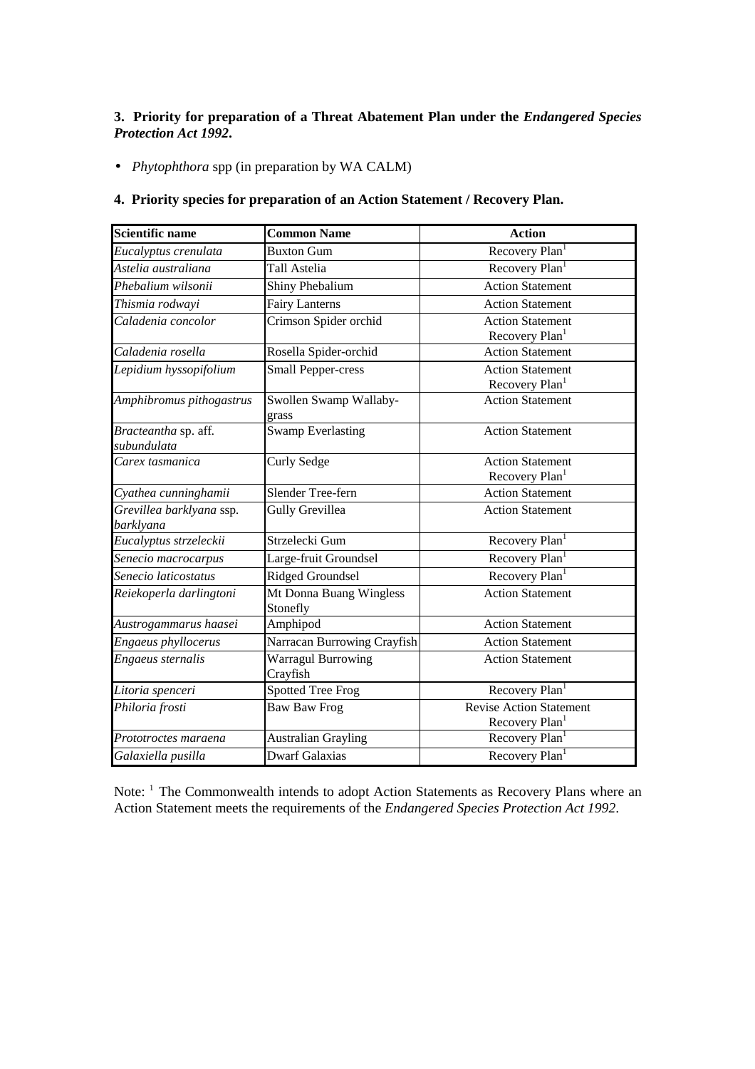### 3. Priority for preparation of a Threat Abatement Plan under the *Endangered Species Protection Act 1992*.

- *Phytophthora* spp (in preparation by WA CALM)

### 4. Priority species for preparation of an Action Statement / Recovery Plan.

| Scientific name | Common Name | Action |
|---|---|---|
| *Eucalyptus crenulata* | Buxton Gum | Recovery Plan[1] |
| *Astelia australiana* | Tall Astelia | Recovery Plan[1] |
| *Phebalium wilsonii* | Shiny Phebalium | Action Statement |
| *Thismia rodwayi* | Fairy Lanterns | Action Statement |
| *Caladenia concolor* | Crimson Spider orchid | Action Statement<br>Recovery Plan[1] |
| *Caladenia rosella* | Rosella Spider-orchid | Action Statement |
| *Lepidium hyssopifolium* | Small Pepper-cress | Action Statement<br>Recovery Plan[1] |
| *Amphibromus pithogastrus* | Swollen Swamp Wallaby-grass | Action Statement |
| *Bracteantha* sp. aff. *subundulata* | Swamp Everlasting | Action Statement |
| *Carex tasmanica* | Curly Sedge | Action Statement<br>Recovery Plan[1] |
| *Cyathea cunninghamii* | Slender Tree-fern | Action Statement |
| *Grevillea barklyana* ssp. *barklyana* | Gully Grevillea | Action Statement |
| *Eucalyptus strzeleckii* | Strzelecki Gum | Recovery Plan[1] |
| *Senecio macrocarpus* | Large-fruit Groundsel | Recovery Plan[1] |
| *Senecio laticostatus* | Ridged Groundsel | Recovery Plan[1] |
| *Reiekoperla darlingtoni* | Mt Donna Buang Wingless Stonefly | Action Statement |
| *Austrogammarus haasei* | Amphipod | Action Statement |
| *Engaeus phyllocerus* | Narracan Burrowing Crayfish | Action Statement |
| *Engaeus sternalis* | Warragul Burrowing Crayfish | Action Statement |
| *Litoria spenceri* | Spotted Tree Frog | Recovery Plan[1] |
| *Philoria frosti* | Baw Baw Frog | Revise Action Statement<br>Recovery Plan[1] |
| *Prototroctes maraena* | Australian Grayling | Recovery Plan[1] |
| *Galaxiella pusilla* | Dwarf Galaxias | Recovery Plan[1] |

Note: [1] The Commonwealth intends to adopt Action Statements as Recovery Plans where an Action Statement meets the requirements of the *Endangered Species Protection Act 1992*.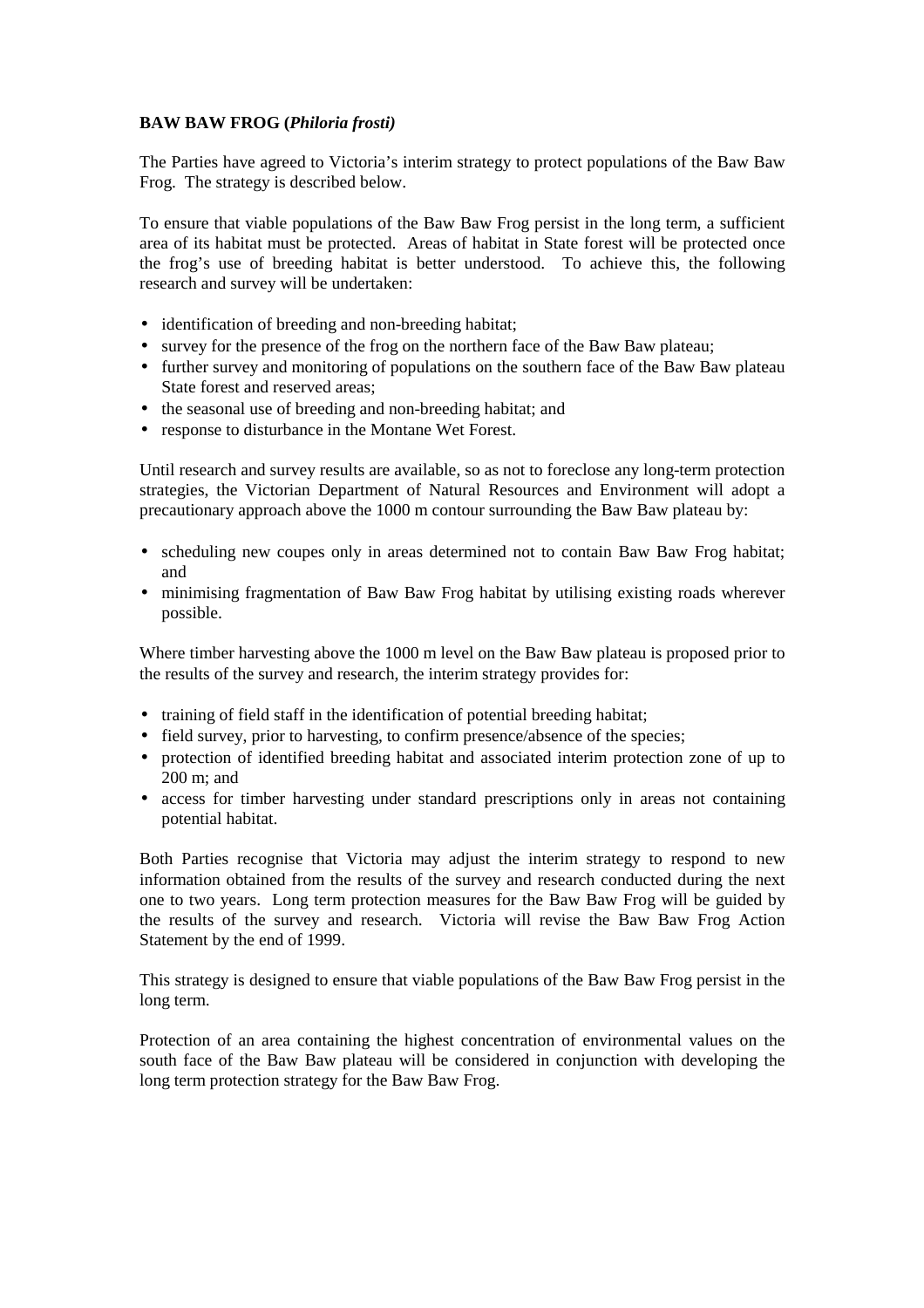**BAW BAW FROG (*Philoria frosti*)**

The Parties have agreed to Victoria's interim strategy to protect populations of the Baw Baw Frog. The strategy is described below.

To ensure that viable populations of the Baw Baw Frog persist in the long term, a sufficient area of its habitat must be protected. Areas of habitat in State forest will be protected once the frog's use of breeding habitat is better understood. To achieve this, the following research and survey will be undertaken:

- identification of breeding and non-breeding habitat;
- survey for the presence of the frog on the northern face of the Baw Baw plateau;
- further survey and monitoring of populations on the southern face of the Baw Baw plateau State forest and reserved areas;
- the seasonal use of breeding and non-breeding habitat; and
- response to disturbance in the Montane Wet Forest.

Until research and survey results are available, so as not to foreclose any long-term protection strategies, the Victorian Department of Natural Resources and Environment will adopt a precautionary approach above the 1000 m contour surrounding the Baw Baw plateau by:

- scheduling new coupes only in areas determined not to contain Baw Baw Frog habitat; and
- minimising fragmentation of Baw Baw Frog habitat by utilising existing roads wherever possible.

Where timber harvesting above the 1000 m level on the Baw Baw plateau is proposed prior to the results of the survey and research, the interim strategy provides for:

- training of field staff in the identification of potential breeding habitat;
- field survey, prior to harvesting, to confirm presence/absence of the species;
- protection of identified breeding habitat and associated interim protection zone of up to 200 m; and
- access for timber harvesting under standard prescriptions only in areas not containing potential habitat.

Both Parties recognise that Victoria may adjust the interim strategy to respond to new information obtained from the results of the survey and research conducted during the next one to two years. Long term protection measures for the Baw Baw Frog will be guided by the results of the survey and research. Victoria will revise the Baw Baw Frog Action Statement by the end of 1999.

This strategy is designed to ensure that viable populations of the Baw Baw Frog persist in the long term.

Protection of an area containing the highest concentration of environmental values on the south face of the Baw Baw plateau will be considered in conjunction with developing the long term protection strategy for the Baw Baw Frog.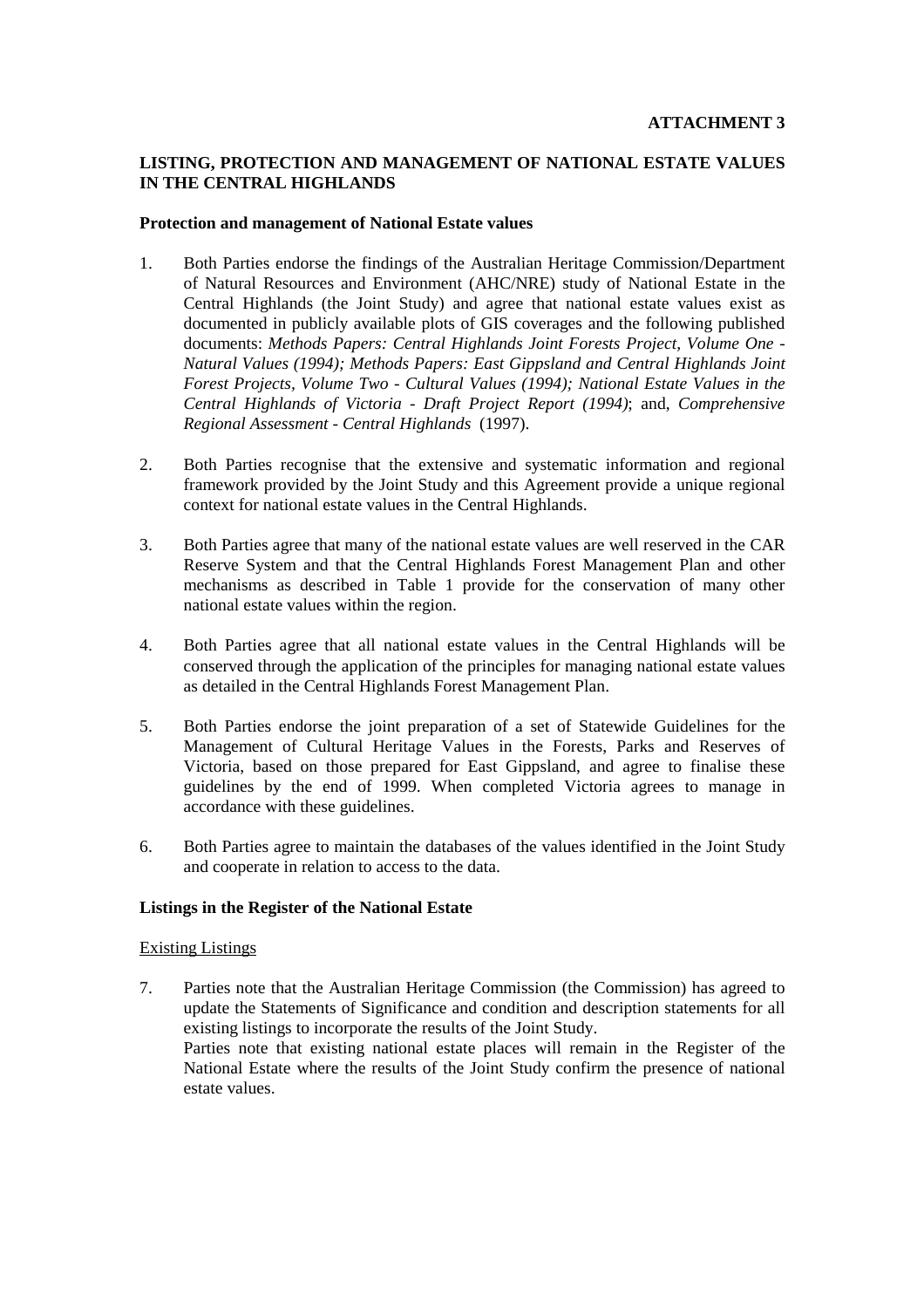**ATTACHMENT 3**

## LISTING, PROTECTION AND MANAGEMENT OF NATIONAL ESTATE VALUES IN THE CENTRAL HIGHLANDS

### Protection and management of National Estate values

1. Both Parties endorse the findings of the Australian Heritage Commission/Department of Natural Resources and Environment (AHC/NRE) study of National Estate in the Central Highlands (the Joint Study) and agree that national estate values exist as documented in publicly available plots of GIS coverages and the following published documents: *Methods Papers: Central Highlands Joint Forests Project, Volume One - Natural Values (1994); Methods Papers: East Gippsland and Central Highlands Joint Forest Projects, Volume Two - Cultural Values (1994); National Estate Values in the Central Highlands of Victoria - Draft Project Report (1994)*; and, *Comprehensive Regional Assessment - Central Highlands* (1997).

2. Both Parties recognise that the extensive and systematic information and regional framework provided by the Joint Study and this Agreement provide a unique regional context for national estate values in the Central Highlands.

3. Both Parties agree that many of the national estate values are well reserved in the CAR Reserve System and that the Central Highlands Forest Management Plan and other mechanisms as described in Table 1 provide for the conservation of many other national estate values within the region.

4. Both Parties agree that all national estate values in the Central Highlands will be conserved through the application of the principles for managing national estate values as detailed in the Central Highlands Forest Management Plan.

5. Both Parties endorse the joint preparation of a set of Statewide Guidelines for the Management of Cultural Heritage Values in the Forests, Parks and Reserves of Victoria, based on those prepared for East Gippsland, and agree to finalise these guidelines by the end of 1999. When completed Victoria agrees to manage in accordance with these guidelines.

6. Both Parties agree to maintain the databases of the values identified in the Joint Study and cooperate in relation to access to the data.

### Listings in the Register of the National Estate

Existing Listings

7. Parties note that the Australian Heritage Commission (the Commission) has agreed to update the Statements of Significance and condition and description statements for all existing listings to incorporate the results of the Joint Study.
   Parties note that existing national estate places will remain in the Register of the National Estate where the results of the Joint Study confirm the presence of national estate values.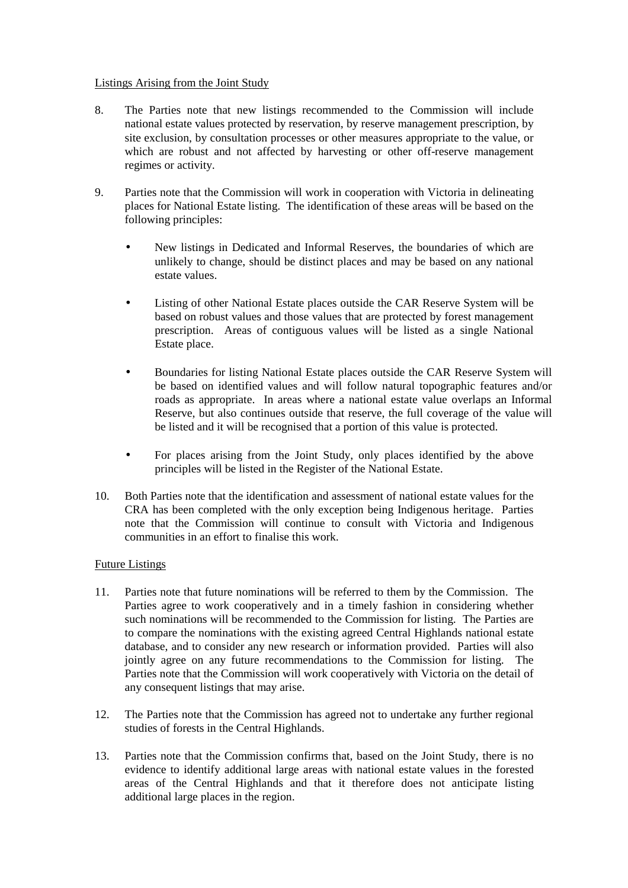Listings Arising from the Joint Study

8. The Parties note that new listings recommended to the Commission will include national estate values protected by reservation, by reserve management prescription, by site exclusion, by consultation processes or other measures appropriate to the value, or which are robust and not affected by harvesting or other off-reserve management regimes or activity.

9. Parties note that the Commission will work in cooperation with Victoria in delineating places for National Estate listing. The identification of these areas will be based on the following principles:

   - New listings in Dedicated and Informal Reserves, the boundaries of which are unlikely to change, should be distinct places and may be based on any national estate values.

   - Listing of other National Estate places outside the CAR Reserve System will be based on robust values and those values that are protected by forest management prescription. Areas of contiguous values will be listed as a single National Estate place.

   - Boundaries for listing National Estate places outside the CAR Reserve System will be based on identified values and will follow natural topographic features and/or roads as appropriate. In areas where a national estate value overlaps an Informal Reserve, but also continues outside that reserve, the full coverage of the value will be listed and it will be recognised that a portion of this value is protected.

   - For places arising from the Joint Study, only places identified by the above principles will be listed in the Register of the National Estate.

10. Both Parties note that the identification and assessment of national estate values for the CRA has been completed with the only exception being Indigenous heritage. Parties note that the Commission will continue to consult with Victoria and Indigenous communities in an effort to finalise this work.

Future Listings

11. Parties note that future nominations will be referred to them by the Commission. The Parties agree to work cooperatively and in a timely fashion in considering whether such nominations will be recommended to the Commission for listing. The Parties are to compare the nominations with the existing agreed Central Highlands national estate database, and to consider any new research or information provided. Parties will also jointly agree on any future recommendations to the Commission for listing. The Parties note that the Commission will work cooperatively with Victoria on the detail of any consequent listings that may arise.

12. The Parties note that the Commission has agreed not to undertake any further regional studies of forests in the Central Highlands.

13. Parties note that the Commission confirms that, based on the Joint Study, there is no evidence to identify additional large areas with national estate values in the forested areas of the Central Highlands and that it therefore does not anticipate listing additional large places in the region.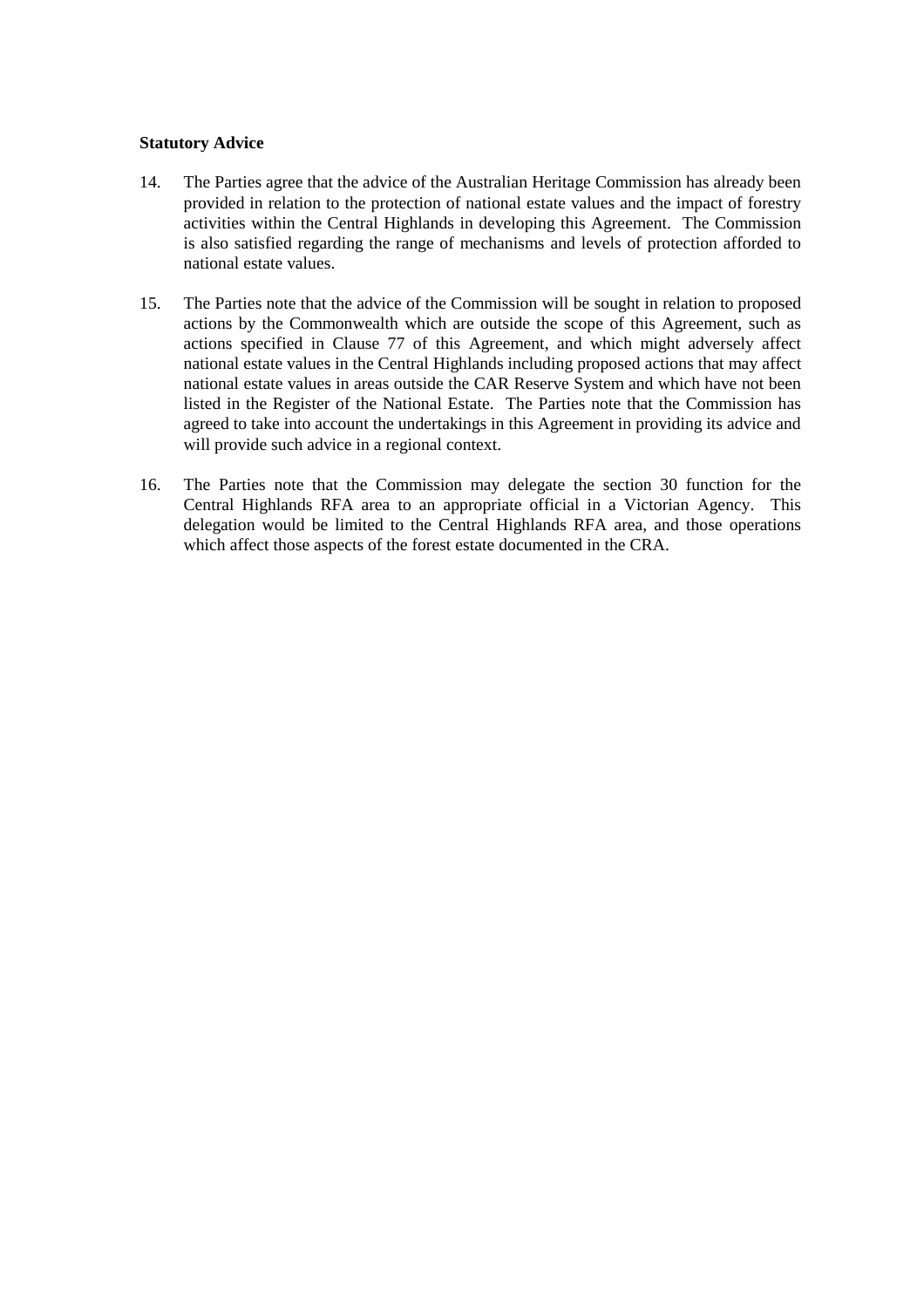**Statutory Advice**

14. The Parties agree that the advice of the Australian Heritage Commission has already been provided in relation to the protection of national estate values and the impact of forestry activities within the Central Highlands in developing this Agreement. The Commission is also satisfied regarding the range of mechanisms and levels of protection afforded to national estate values.

15. The Parties note that the advice of the Commission will be sought in relation to proposed actions by the Commonwealth which are outside the scope of this Agreement, such as actions specified in Clause 77 of this Agreement, and which might adversely affect national estate values in the Central Highlands including proposed actions that may affect national estate values in areas outside the CAR Reserve System and which have not been listed in the Register of the National Estate. The Parties note that the Commission has agreed to take into account the undertakings in this Agreement in providing its advice and will provide such advice in a regional context.

16. The Parties note that the Commission may delegate the section 30 function for the Central Highlands RFA area to an appropriate official in a Victorian Agency. This delegation would be limited to the Central Highlands RFA area, and those operations which affect those aspects of the forest estate documented in the CRA.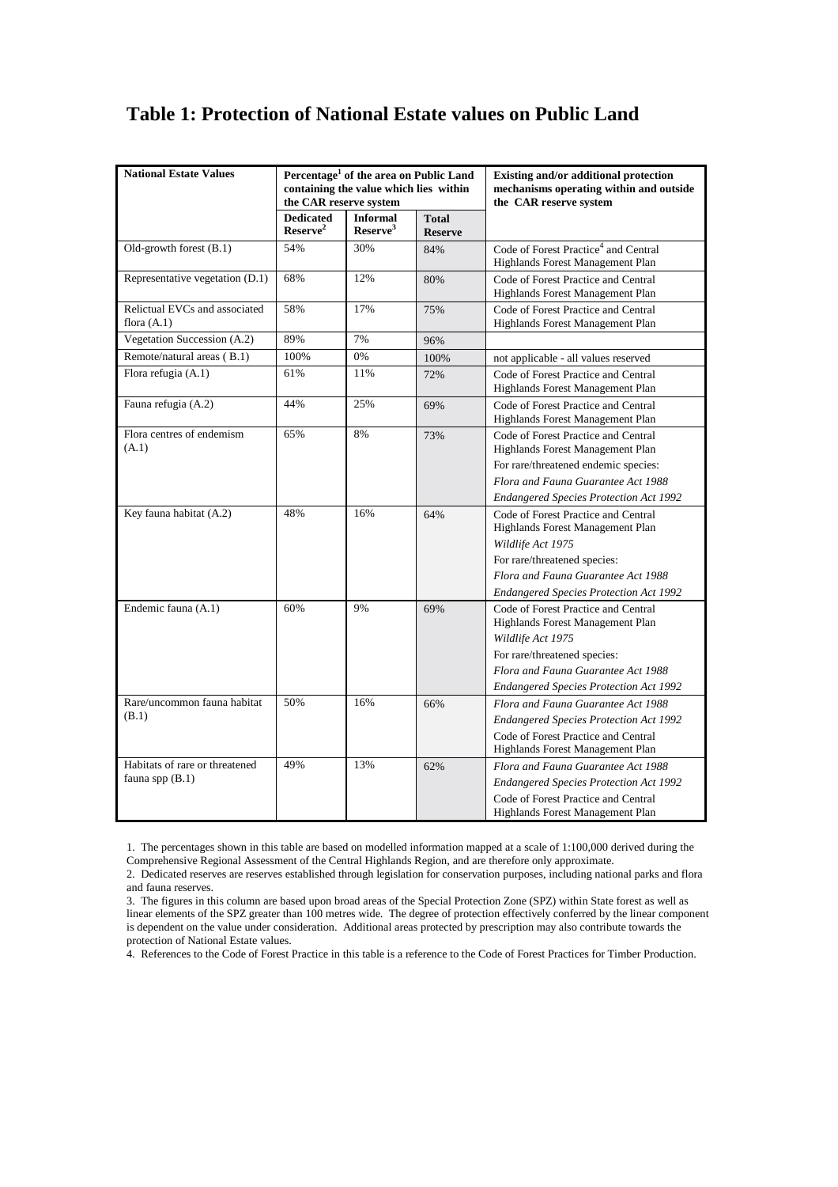# Table 1: Protection of National Estate values on Public Land

| National Estate Values | Percentage[1] of the area on Public Land containing the value which lies within the CAR reserve system | | | Existing and/or additional protection mechanisms operating within and outside the CAR reserve system |
|---|---|---|---|---|
| | Dedicated Reserve[2] | Informal Reserve[3] | Total Reserve | |
| Old-growth forest (B.1) | 54% | 30% | 84% | Code of Forest Practice[4] and Central Highlands Forest Management Plan |
| Representative vegetation (D.1) | 68% | 12% | 80% | Code of Forest Practice and Central Highlands Forest Management Plan |
| Relictual EVCs and associated flora (A.1) | 58% | 17% | 75% | Code of Forest Practice and Central Highlands Forest Management Plan |
| Vegetation Succession (A.2) | 89% | 7% | 96% | |
| Remote/natural areas ( B.1) | 100% | 0% | 100% | not applicable - all values reserved |
| Flora refugia (A.1) | 61% | 11% | 72% | Code of Forest Practice and Central Highlands Forest Management Plan |
| Fauna refugia (A.2) | 44% | 25% | 69% | Code of Forest Practice and Central Highlands Forest Management Plan |
| Flora centres of endemism (A.1) | 65% | 8% | 73% | Code of Forest Practice and Central Highlands Forest Management Plan<br>For rare/threatened endemic species:<br>*Flora and Fauna Guarantee Act 1988*<br>*Endangered Species Protection Act 1992* |
| Key fauna habitat (A.2) | 48% | 16% | 64% | Code of Forest Practice and Central Highlands Forest Management Plan<br>*Wildlife Act 1975*<br>For rare/threatened species:<br>*Flora and Fauna Guarantee Act 1988*<br>*Endangered Species Protection Act 1992* |
| Endemic fauna (A.1) | 60% | 9% | 69% | Code of Forest Practice and Central Highlands Forest Management Plan<br>*Wildlife Act 1975*<br>For rare/threatened species:<br>*Flora and Fauna Guarantee Act 1988*<br>*Endangered Species Protection Act 1992* |
| Rare/uncommon fauna habitat (B.1) | 50% | 16% | 66% | *Flora and Fauna Guarantee Act 1988*<br>*Endangered Species Protection Act 1992*<br>Code of Forest Practice and Central Highlands Forest Management Plan |
| Habitats of rare or threatened fauna spp (B.1) | 49% | 13% | 62% | *Flora and Fauna Guarantee Act 1988*<br>*Endangered Species Protection Act 1992*<br>Code of Forest Practice and Central Highlands Forest Management Plan |

1. The percentages shown in this table are based on modelled information mapped at a scale of 1:100,000 derived during the Comprehensive Regional Assessment of the Central Highlands Region, and are therefore only approximate.
2. Dedicated reserves are reserves established through legislation for conservation purposes, including national parks and flora and fauna reserves.
3. The figures in this column are based upon broad areas of the Special Protection Zone (SPZ) within State forest as well as linear elements of the SPZ greater than 100 metres wide. The degree of protection effectively conferred by the linear component is dependent on the value under consideration. Additional areas protected by prescription may also contribute towards the protection of National Estate values.
4. References to the Code of Forest Practice in this table is a reference to the Code of Forest Practices for Timber Production.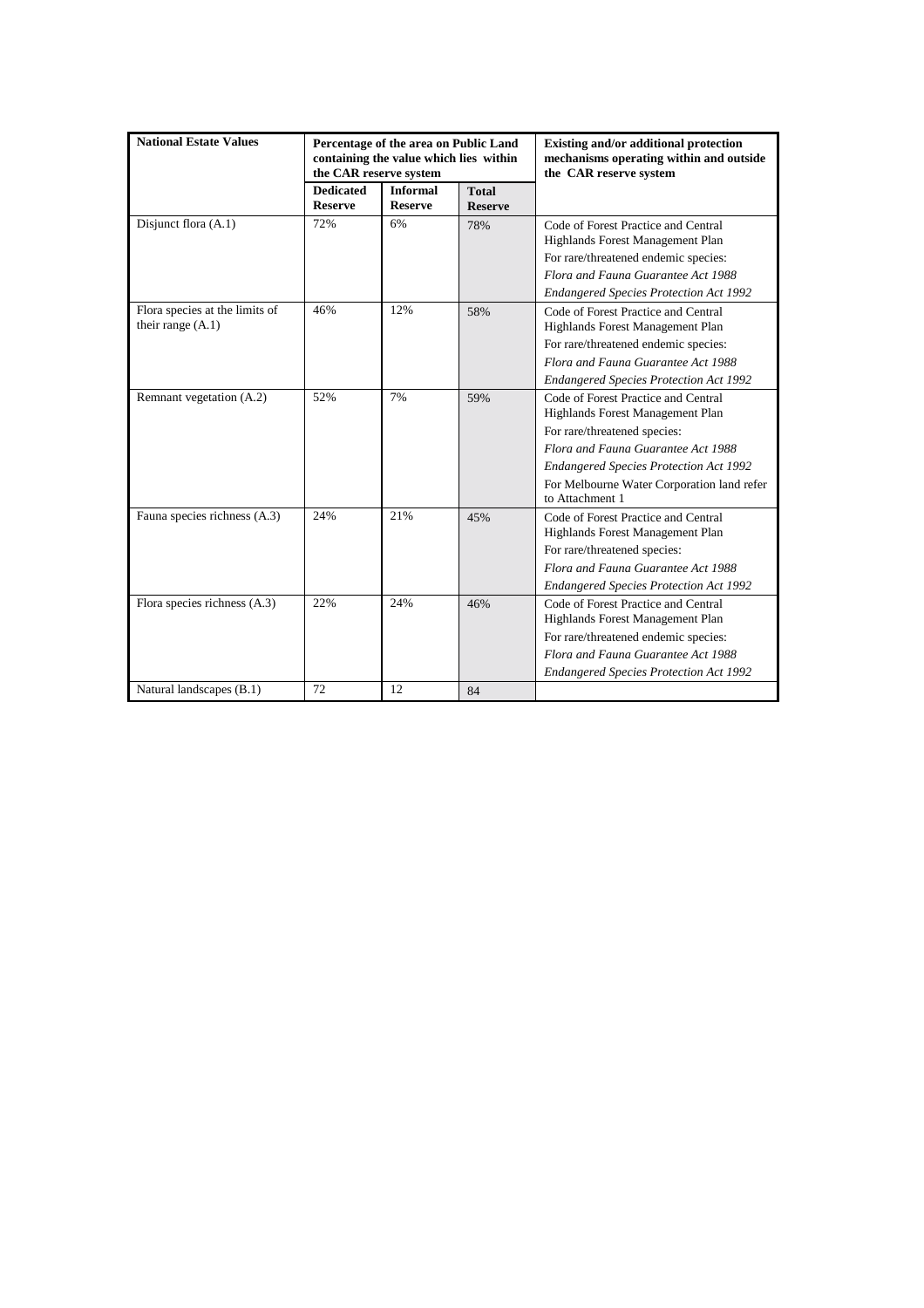| National Estate Values | Percentage of the area on Public Land containing the value which lies within the CAR reserve system | | | Existing and/or additional protection mechanisms operating within and outside the CAR reserve system |
|---|---|---|---|---|
| | **Dedicated Reserve** | **Informal Reserve** | **Total Reserve** | |
| Disjunct flora (A.1) | 72% | 6% | 78% | Code of Forest Practice and Central Highlands Forest Management Plan<br>For rare/threatened endemic species:<br>*Flora and Fauna Guarantee Act 1988*<br>*Endangered Species Protection Act 1992* |
| Flora species at the limits of their range (A.1) | 46% | 12% | 58% | Code of Forest Practice and Central Highlands Forest Management Plan<br>For rare/threatened endemic species:<br>*Flora and Fauna Guarantee Act 1988*<br>*Endangered Species Protection Act 1992* |
| Remnant vegetation (A.2) | 52% | 7% | 59% | Code of Forest Practice and Central Highlands Forest Management Plan<br>For rare/threatened species:<br>*Flora and Fauna Guarantee Act 1988*<br>*Endangered Species Protection Act 1992*<br>For Melbourne Water Corporation land refer to Attachment 1 |
| Fauna species richness (A.3) | 24% | 21% | 45% | Code of Forest Practice and Central Highlands Forest Management Plan<br>For rare/threatened species:<br>*Flora and Fauna Guarantee Act 1988*<br>*Endangered Species Protection Act 1992* |
| Flora species richness (A.3) | 22% | 24% | 46% | Code of Forest Practice and Central Highlands Forest Management Plan<br>For rare/threatened endemic species:<br>*Flora and Fauna Guarantee Act 1988*<br>*Endangered Species Protection Act 1992* |
| Natural landscapes (B.1) | 72 | 12 | 84 | |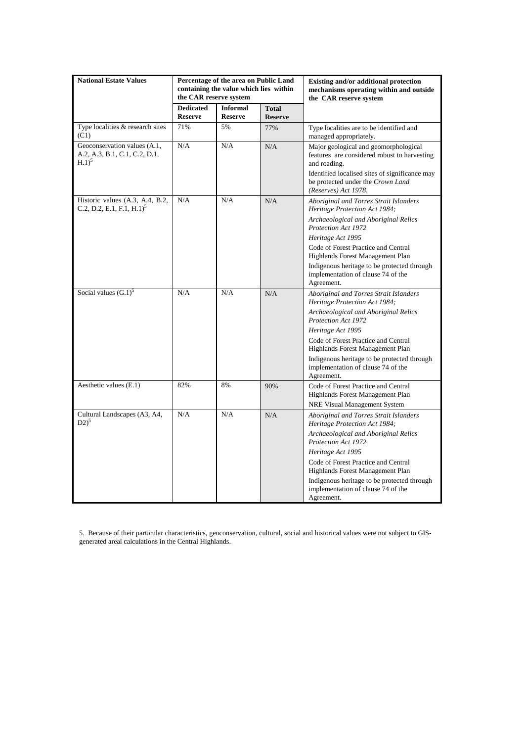| National Estate Values | Percentage of the area on Public Land containing the value which lies within the CAR reserve system | | | Existing and/or additional protection mechanisms operating within and outside the CAR reserve system |
|---|---|---|---|---|
| | **Dedicated Reserve** | **Informal Reserve** | **Total Reserve** | |
| Type localities & research sites (C1) | 71% | 5% | 77% | Type localities are to be identified and managed appropriately. |
| Geoconservation values (A.1, A.2, A.3, B.1, C.1, C.2, D.1, H.1)[5] | N/A | N/A | N/A | Major geological and geomorphological features are considered robust to harvesting and roading. Identified localised sites of significance may be protected under the *Crown Land (Reserves) Act 1978*. |
| Historic values (A.3, A.4, B.2, C.2, D.2, E.1, F.1, H.1)[5] | N/A | N/A | N/A | *Aboriginal and Torres Strait Islanders Heritage Protection Act 1984;* *Archaeological and Aboriginal Relics Protection Act 1972* *Heritage Act 1995* Code of Forest Practice and Central Highlands Forest Management Plan Indigenous heritage to be protected through implementation of clause 74 of the Agreement. |
| Social values (G.1)[5] | N/A | N/A | N/A | *Aboriginal and Torres Strait Islanders Heritage Protection Act 1984;* *Archaeological and Aboriginal Relics Protection Act 1972* *Heritage Act 1995* Code of Forest Practice and Central Highlands Forest Management Plan Indigenous heritage to be protected through implementation of clause 74 of the Agreement. |
| Aesthetic values (E.1) | 82% | 8% | 90% | Code of Forest Practice and Central Highlands Forest Management Plan NRE Visual Management System |
| Cultural Landscapes (A3, A4, D2)[5] | N/A | N/A | N/A | *Aboriginal and Torres Strait Islanders Heritage Protection Act 1984;* *Archaeological and Aboriginal Relics Protection Act 1972* *Heritage Act 1995* Code of Forest Practice and Central Highlands Forest Management Plan Indigenous heritage to be protected through implementation of clause 74 of the Agreement. |

5. Because of their particular characteristics, geoconservation, cultural, social and historical values were not subject to GIS-generated areal calculations in the Central Highlands.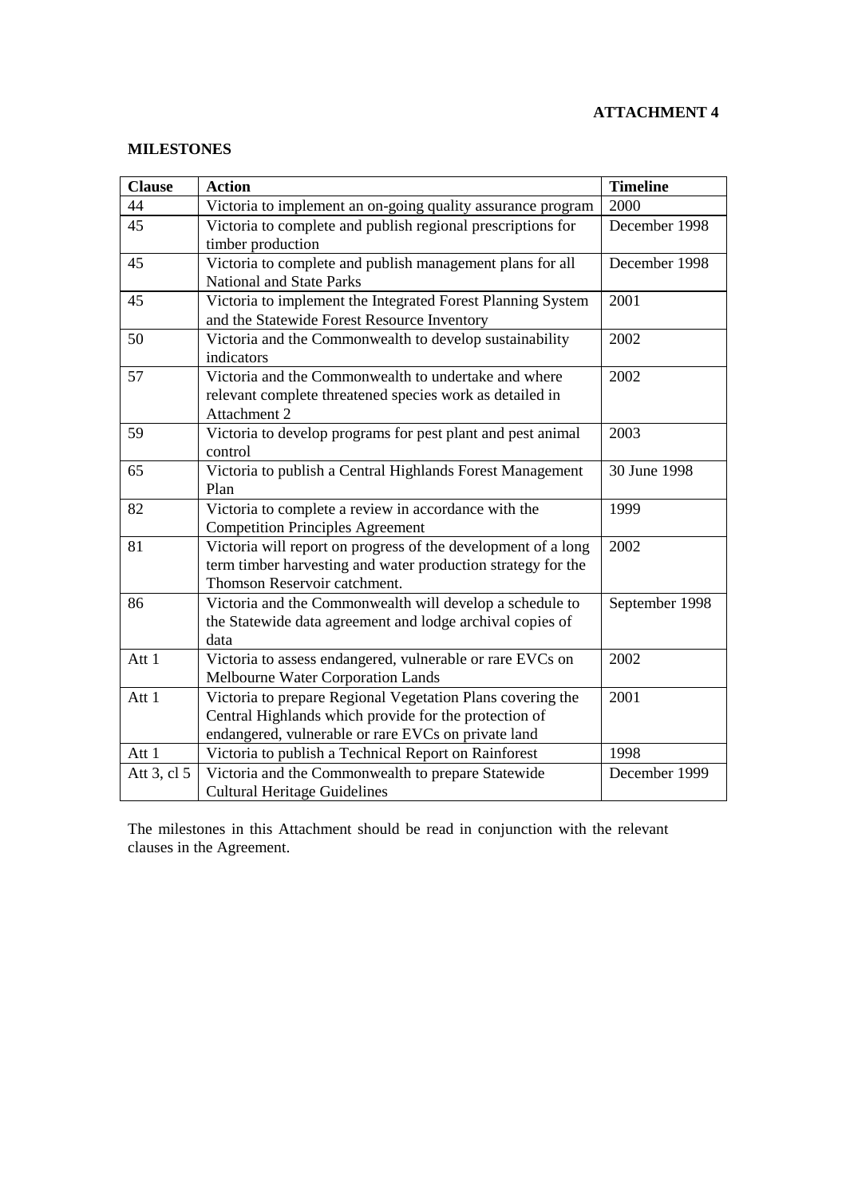**ATTACHMENT 4**

**MILESTONES**

| **Clause** | **Action** | **Timeline** |
|---|---|---|
| 44 | Victoria to implement an on-going quality assurance program | 2000 |
| 45 | Victoria to complete and publish regional prescriptions for timber production | December 1998 |
| 45 | Victoria to complete and publish management plans for all National and State Parks | December 1998 |
| 45 | Victoria to implement the Integrated Forest Planning System and the Statewide Forest Resource Inventory | 2001 |
| 50 | Victoria and the Commonwealth to develop sustainability indicators | 2002 |
| 57 | Victoria and the Commonwealth to undertake and where relevant complete threatened species work as detailed in Attachment 2 | 2002 |
| 59 | Victoria to develop programs for pest plant and pest animal control | 2003 |
| 65 | Victoria to publish a Central Highlands Forest Management Plan | 30 June 1998 |
| 82 | Victoria to complete a review in accordance with the Competition Principles Agreement | 1999 |
| 81 | Victoria will report on progress of the development of a long term timber harvesting and water production strategy for the Thomson Reservoir catchment. | 2002 |
| 86 | Victoria and the Commonwealth will develop a schedule to the Statewide data agreement and lodge archival copies of data | September 1998 |
| Att 1 | Victoria to assess endangered, vulnerable or rare EVCs on Melbourne Water Corporation Lands | 2002 |
| Att 1 | Victoria to prepare Regional Vegetation Plans covering the Central Highlands which provide for the protection of endangered, vulnerable or rare EVCs on private land | 2001 |
| Att 1 | Victoria to publish a Technical Report on Rainforest | 1998 |
| Att 3, cl 5 | Victoria and the Commonwealth to prepare Statewide Cultural Heritage Guidelines | December 1999 |

The milestones in this Attachment should be read in conjunction with the relevant clauses in the Agreement.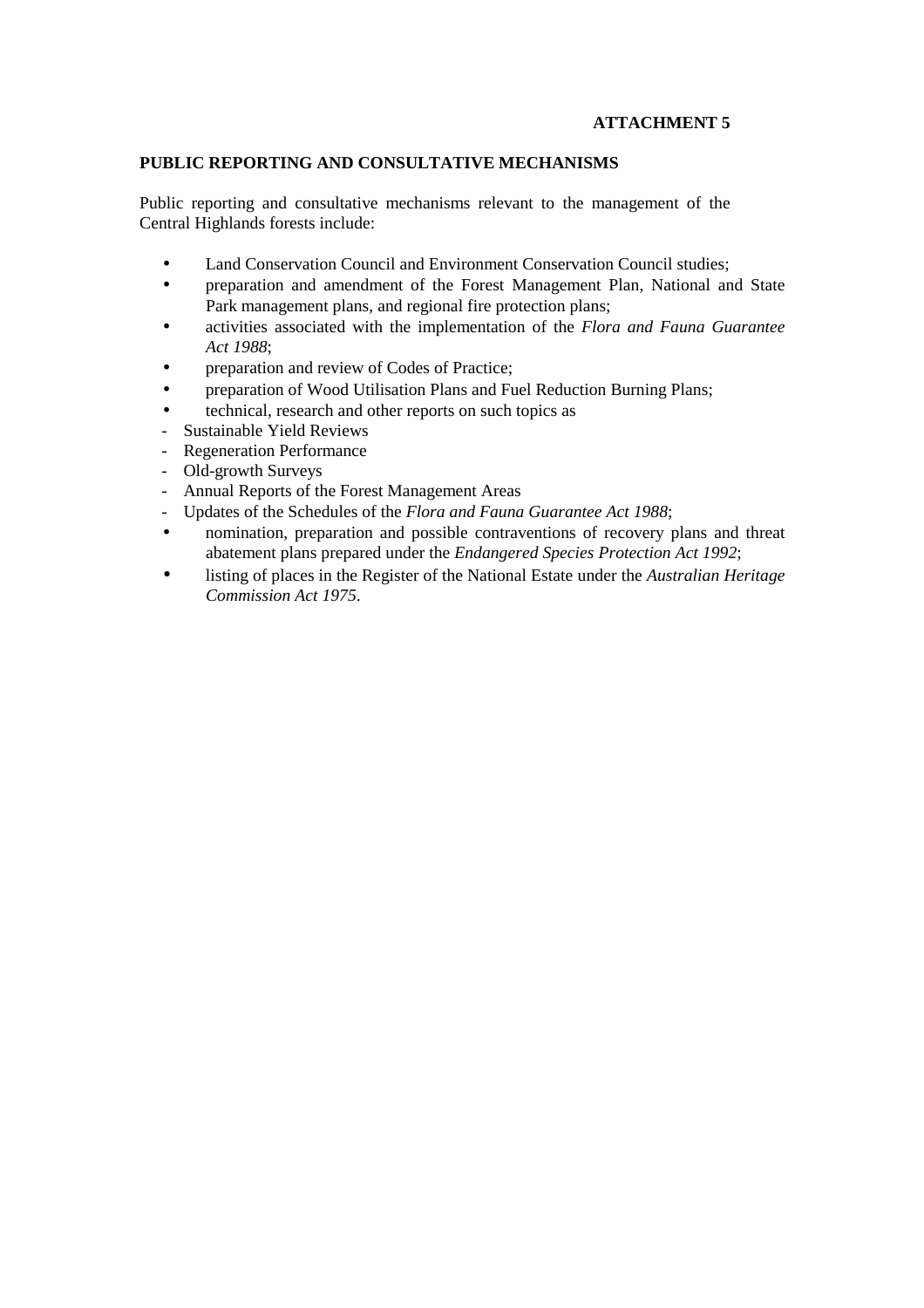**ATTACHMENT 5**

## PUBLIC REPORTING AND CONSULTATIVE MECHANISMS

Public reporting and consultative mechanisms relevant to the management of the Central Highlands forests include:

- Land Conservation Council and Environment Conservation Council studies;
- preparation and amendment of the Forest Management Plan, National and State Park management plans, and regional fire protection plans;
- activities associated with the implementation of the *Flora and Fauna Guarantee Act 1988*;
- preparation and review of Codes of Practice;
- preparation of Wood Utilisation Plans and Fuel Reduction Burning Plans;
- technical, research and other reports on such topics as
  - Sustainable Yield Reviews
  - Regeneration Performance
  - Old-growth Surveys
  - Annual Reports of the Forest Management Areas
  - Updates of the Schedules of the *Flora and Fauna Guarantee Act 1988*;
- nomination, preparation and possible contraventions of recovery plans and threat abatement plans prepared under the *Endangered Species Protection Act 1992*;
- listing of places in the Register of the National Estate under the *Australian Heritage Commission Act 1975*.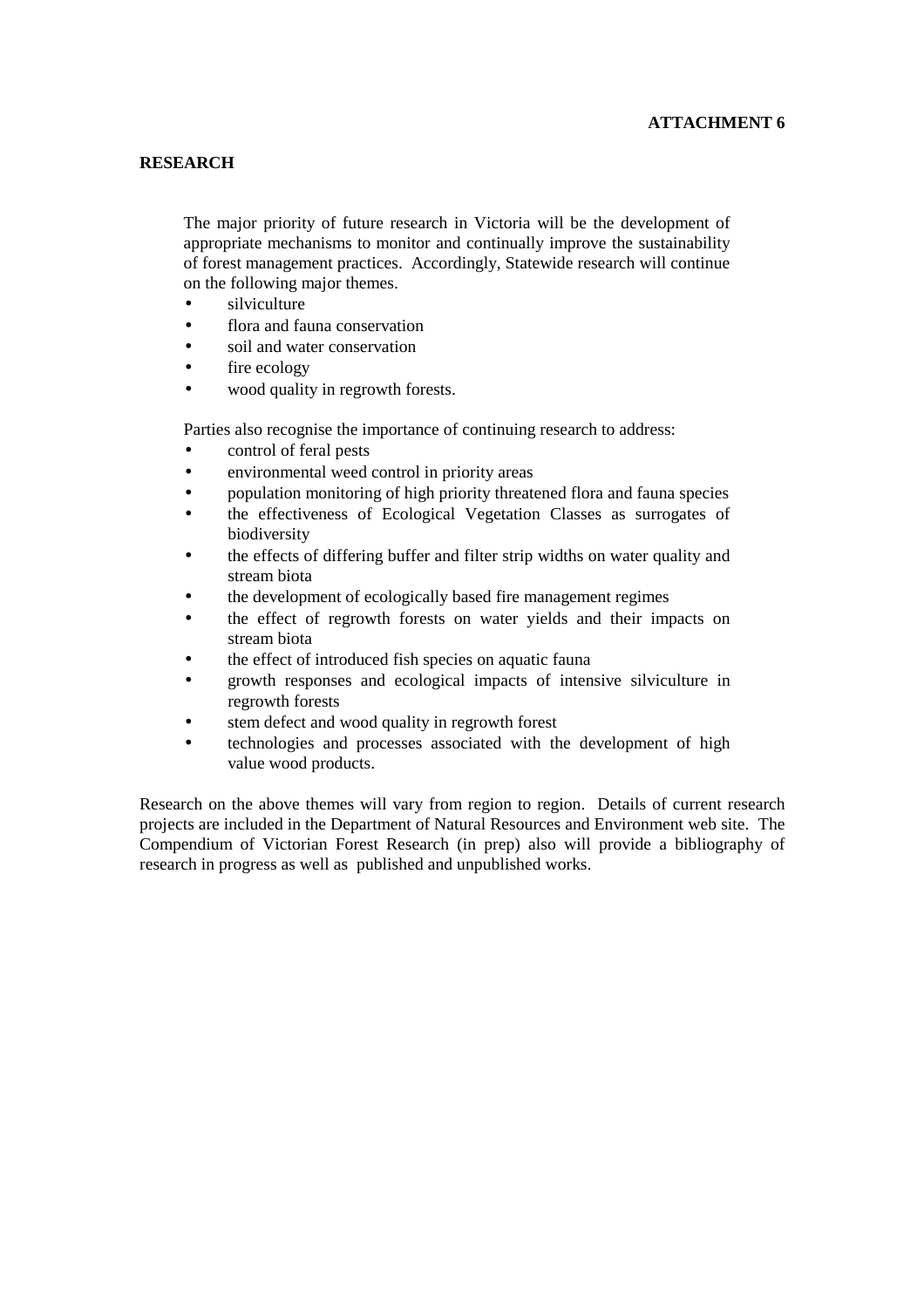**ATTACHMENT 6**

## RESEARCH

The major priority of future research in Victoria will be the development of appropriate mechanisms to monitor and continually improve the sustainability of forest management practices. Accordingly, Statewide research will continue on the following major themes.

- silviculture
- flora and fauna conservation
- soil and water conservation
- fire ecology
- wood quality in regrowth forests.

Parties also recognise the importance of continuing research to address:

- control of feral pests
- environmental weed control in priority areas
- population monitoring of high priority threatened flora and fauna species
- the effectiveness of Ecological Vegetation Classes as surrogates of biodiversity
- the effects of differing buffer and filter strip widths on water quality and stream biota
- the development of ecologically based fire management regimes
- the effect of regrowth forests on water yields and their impacts on stream biota
- the effect of introduced fish species on aquatic fauna
- growth responses and ecological impacts of intensive silviculture in regrowth forests
- stem defect and wood quality in regrowth forest
- technologies and processes associated with the development of high value wood products.

Research on the above themes will vary from region to region. Details of current research projects are included in the Department of Natural Resources and Environment web site. The Compendium of Victorian Forest Research (in prep) also will provide a bibliography of research in progress as well as published and unpublished works.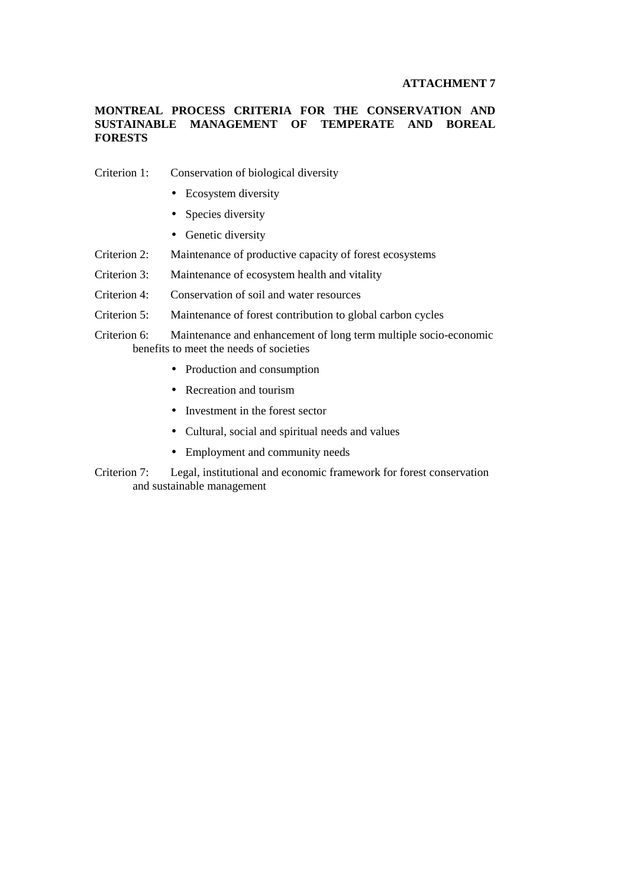**ATTACHMENT 7**

# MONTREAL PROCESS CRITERIA FOR THE CONSERVATION AND SUSTAINABLE MANAGEMENT OF TEMPERATE AND BOREAL FORESTS

Criterion 1: Conservation of biological diversity

- Ecosystem diversity
- Species diversity
- Genetic diversity

Criterion 2: Maintenance of productive capacity of forest ecosystems

Criterion 3: Maintenance of ecosystem health and vitality

Criterion 4: Conservation of soil and water resources

Criterion 5: Maintenance of forest contribution to global carbon cycles

Criterion 6: Maintenance and enhancement of long term multiple socio-economic benefits to meet the needs of societies

- Production and consumption
- Recreation and tourism
- Investment in the forest sector
- Cultural, social and spiritual needs and values
- Employment and community needs

Criterion 7: Legal, institutional and economic framework for forest conservation and sustainable management